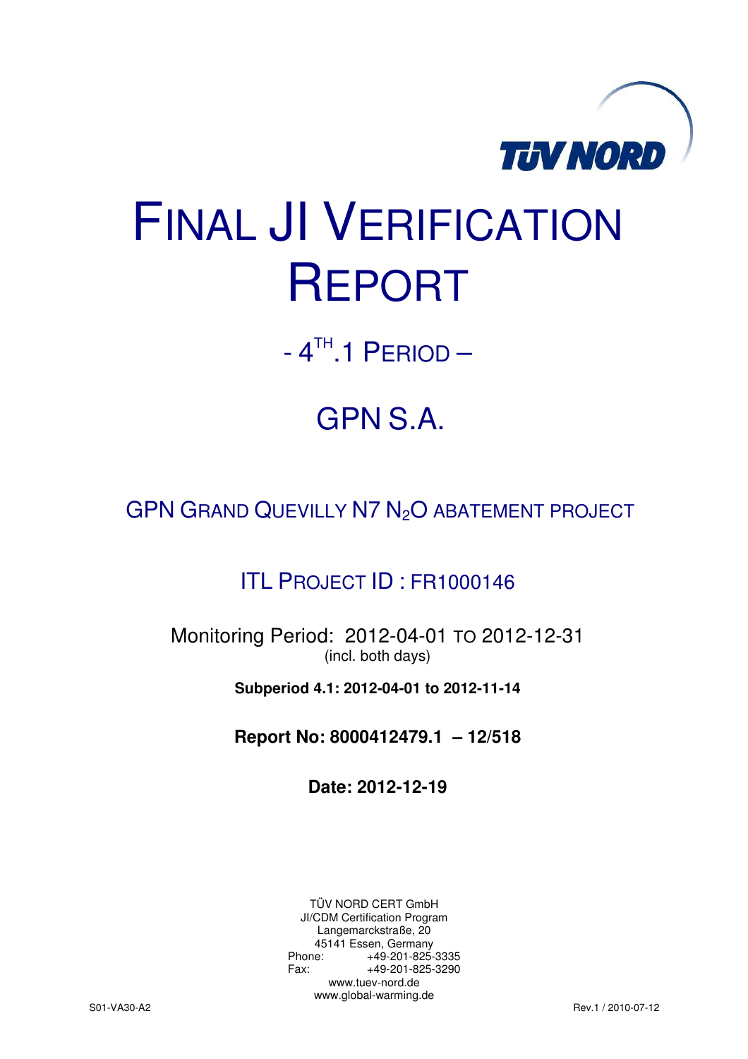TÜV NORD

# FINAL JI VERIFICATION REPORT

## - 4[TH].1 PERIOD –

## GPN S.A.

### GPN GRAND QUEVILLY N7 $N_2O$ ABATEMENT PROJECT

### ITL PROJECT ID : FR1000146

Monitoring Period: 2012-04-01 TO 2012-12-31
(incl. both days)

**Subperiod 4.1: 2012-04-01 to 2012-11-14**

**Report No: 8000412479.1 – 12/518**

**Date: 2012-12-19**

TÜV NORD CERT GmbH
JI/CDM Certification Program
Langemarckstraße, 20
45141 Essen, Germany
Phone: +49-201-825-3335
Fax: +49-201-825-3290
www.tuev-nord.de
www.global-warming.de

S01-VA30-A2 Rev.1 / 2010-07-12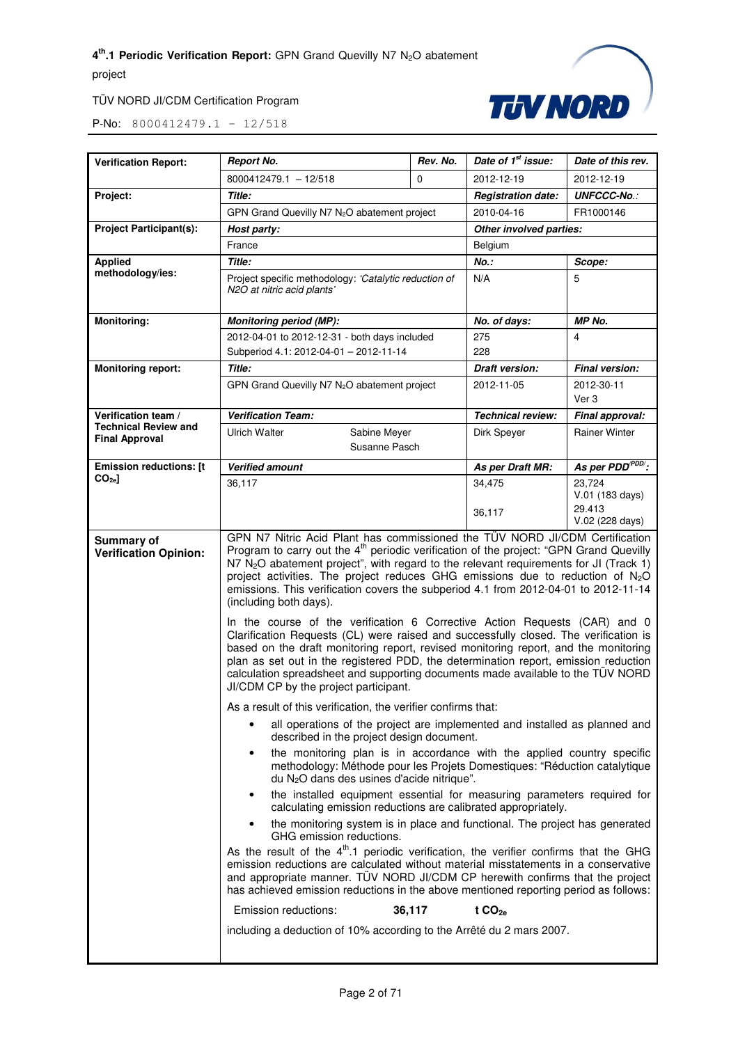| Verification Report: | *Report No.* | *Rev. No.* | *Date of 1st issue:* | *Date of this rev.* |
|---|---|---|---|---|
| | 8000412479.1 – 12/518 | 0 | 2012-12-19 | 2012-12-19 |
| **Project:** | *Title:* | | *Registration date:* | *UNFCCC-No.:* |
| | GPN Grand Quevilly N7 $N_2O$ abatement project | | 2010-04-16 | FR1000146 |
| **Project Participant(s):** | *Host party:* | | *Other involved parties:* | |
| | France | | Belgium | |
| **Applied methodology/ies:** | *Title:* | | *No.:* | *Scope:* |
| | Project specific methodology: *'Catalytic reduction of N2O at nitric acid plants'* | | N/A | 5 |
| **Monitoring:** | *Monitoring period (MP):* | | *No. of days:* | *MP No.* |
| | 2012-04-01 to 2012-12-31 - both days included<br>Subperiod 4.1: 2012-04-01 – 2012-11-14 | | 275<br>228 | 4 |
| **Monitoring report:** | *Title:* | | *Draft version:* | *Final version:* |
| | GPN Grand Quevilly N7 $N_2O$ abatement project | | 2012-11-05 | 2012-30-11<br>Ver 3 |
| **Verification team / Technical Review and Final Approval** | *Verification Team:* | | *Technical review:* | *Final approval:* |
| | Ulrich Walter &nbsp;&nbsp; Sabine Meyer<br>Susanne Pasch | | Dirk Speyer | Rainer Winter |
| **Emission reductions: [t $CO_{2e}$]** | *Verified amount* | | *As per Draft MR:* | *As per PDD[PDD]:* |
| | 36,117 | | 34,475<br><br>36,117 | 23,724<br>V.01 (183 days)<br>29.413<br>V.02 (228 days) |
| **Summary of Verification Opinion:** | GPN N7 Nitric Acid Plant has commissioned the TÜV NORD JI/CDM Certification Program to carry out the 4th periodic verification of the project: "GPN Grand Quevilly N7 $N_2O$ abatement project", with regard to the relevant requirements for JI (Track 1) project activities. The project reduces GHG emissions due to reduction of $N_2O$ emissions. This verification covers the subperiod 4.1 from 2012-04-01 to 2012-11-14 (including both days).<br><br>In the course of the verification 6 Corrective Action Requests (CAR) and 0 Clarification Requests (CL) were raised and successfully closed. The verification is based on the draft monitoring report, revised monitoring report, and the monitoring plan as set out in the registered PDD, the determination report, emission reduction calculation spreadsheet and supporting documents made available to the TÜV NORD JI/CDM CP by the project participant.<br><br>As a result of this verification, the verifier confirms that:<br>• all operations of the project are implemented and installed as planned and described in the project design document.<br>• the monitoring plan is in accordance with the applied country specific methodology: Méthode pour les Projets Domestiques: "Réduction catalytique du $N_2O$ dans des usines d'acide nitrique".<br>• the installed equipment essential for measuring parameters required for calculating emission reductions are calibrated appropriately.<br>• the monitoring system is in place and functional. The project has generated GHG emission reductions.<br><br>As the result of the 4th.1 periodic verification, the verifier confirms that the GHG emission reductions are calculated without material misstatements in a conservative and appropriate manner. TÜV NORD JI/CDM CP herewith confirms that the project has achieved emission reductions in the above mentioned reporting period as follows:<br><br>Emission reductions: **36,117** **t $CO_{2e}$**<br><br>including a deduction of 10% according to the Arrêté du 2 mars 2007. | | | |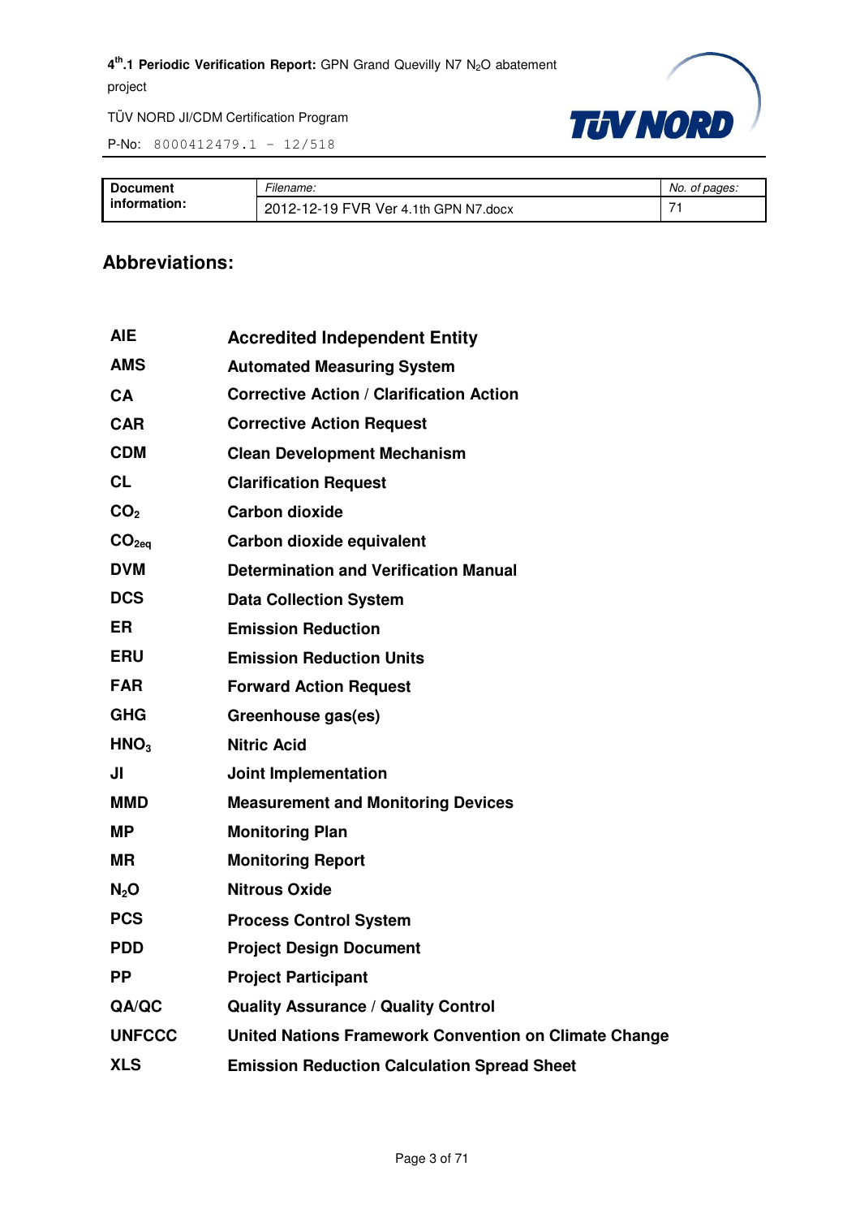| Document information: | *Filename:* 2012-12-19 FVR Ver 4.1th GPN N7.docx | *No. of pages:* 71 |
|---|---|---|

## Abbreviations:

| | |
|---|---|
| **AIE** | **Accredited Independent Entity** |
| **AMS** | **Automated Measuring System** |
| **CA** | **Corrective Action / Clarification Action** |
| **CAR** | **Corrective Action Request** |
| **CDM** | **Clean Development Mechanism** |
| **CL** | **Clarification Request** |
| **$CO_2$** | **Carbon dioxide** |
| **$CO_{2eq}$** | **Carbon dioxide equivalent** |
| **DVM** | **Determination and Verification Manual** |
| **DCS** | **Data Collection System** |
| **ER** | **Emission Reduction** |
| **ERU** | **Emission Reduction Units** |
| **FAR** | **Forward Action Request** |
| **GHG** | **Greenhouse gas(es)** |
| **$HNO_3$** | **Nitric Acid** |
| **JI** | **Joint Implementation** |
| **MMD** | **Measurement and Monitoring Devices** |
| **MP** | **Monitoring Plan** |
| **MR** | **Monitoring Report** |
| **$N_2O$** | **Nitrous Oxide** |
| **PCS** | **Process Control System** |
| **PDD** | **Project Design Document** |
| **PP** | **Project Participant** |
| **QA/QC** | **Quality Assurance / Quality Control** |
| **UNFCCC** | **United Nations Framework Convention on Climate Change** |
| **XLS** | **Emission Reduction Calculation Spread Sheet** |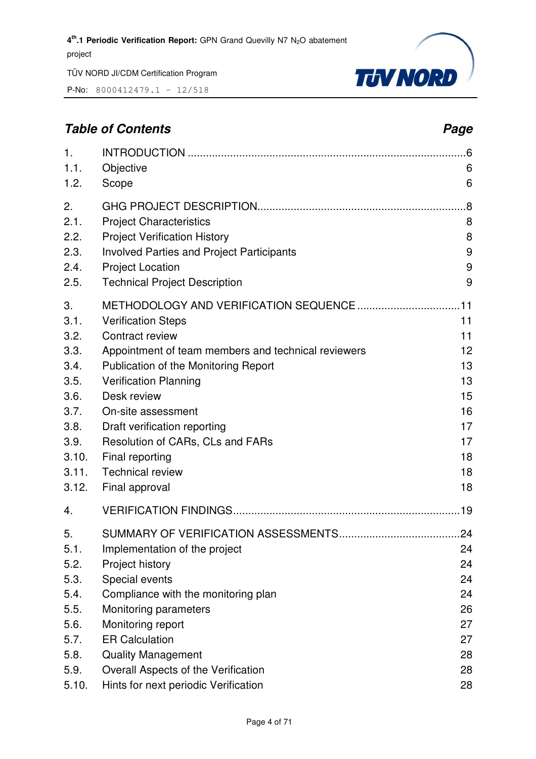## *Table of Contents* *Page*

| | | |
|---|---|---|
| 1. | INTRODUCTION | 6 |
| 1.1. | Objective | 6 |
| 1.2. | Scope | 6 |
| 2. | GHG PROJECT DESCRIPTION | 8 |
| 2.1. | Project Characteristics | 8 |
| 2.2. | Project Verification History | 8 |
| 2.3. | Involved Parties and Project Participants | 9 |
| 2.4. | Project Location | 9 |
| 2.5. | Technical Project Description | 9 |
| 3. | METHODOLOGY AND VERIFICATION SEQUENCE | 11 |
| 3.1. | Verification Steps | 11 |
| 3.2. | Contract review | 11 |
| 3.3. | Appointment of team members and technical reviewers | 12 |
| 3.4. | Publication of the Monitoring Report | 13 |
| 3.5. | Verification Planning | 13 |
| 3.6. | Desk review | 15 |
| 3.7. | On-site assessment | 16 |
| 3.8. | Draft verification reporting | 17 |
| 3.9. | Resolution of CARs, CLs and FARs | 17 |
| 3.10. | Final reporting | 18 |
| 3.11. | Technical review | 18 |
| 3.12. | Final approval | 18 |
| 4. | VERIFICATION FINDINGS | 19 |
| 5. | SUMMARY OF VERIFICATION ASSESSMENTS | 24 |
| 5.1. | Implementation of the project | 24 |
| 5.2. | Project history | 24 |
| 5.3. | Special events | 24 |
| 5.4. | Compliance with the monitoring plan | 24 |
| 5.5. | Monitoring parameters | 26 |
| 5.6. | Monitoring report | 27 |
| 5.7. | ER Calculation | 27 |
| 5.8. | Quality Management | 28 |
| 5.9. | Overall Aspects of the Verification | 28 |
| 5.10. | Hints for next periodic Verification | 28 |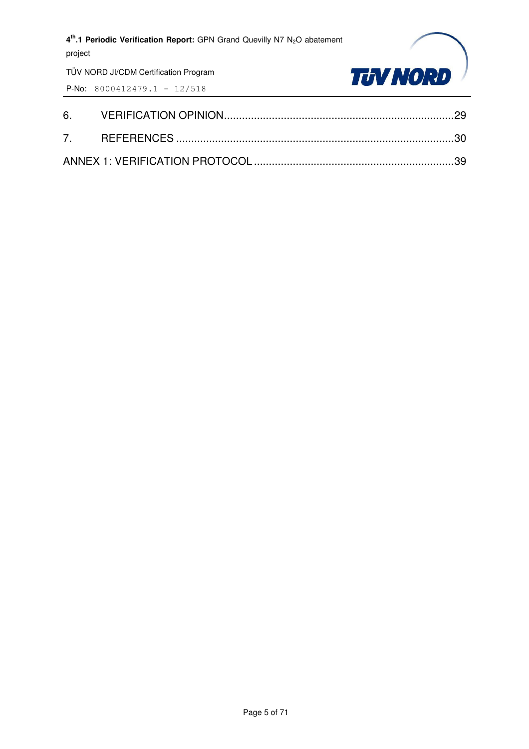6. VERIFICATION OPINION....................................................................................29

7. REFERENCES ................................................................................................30

ANNEX 1: VERIFICATION PROTOCOL .....................................................................39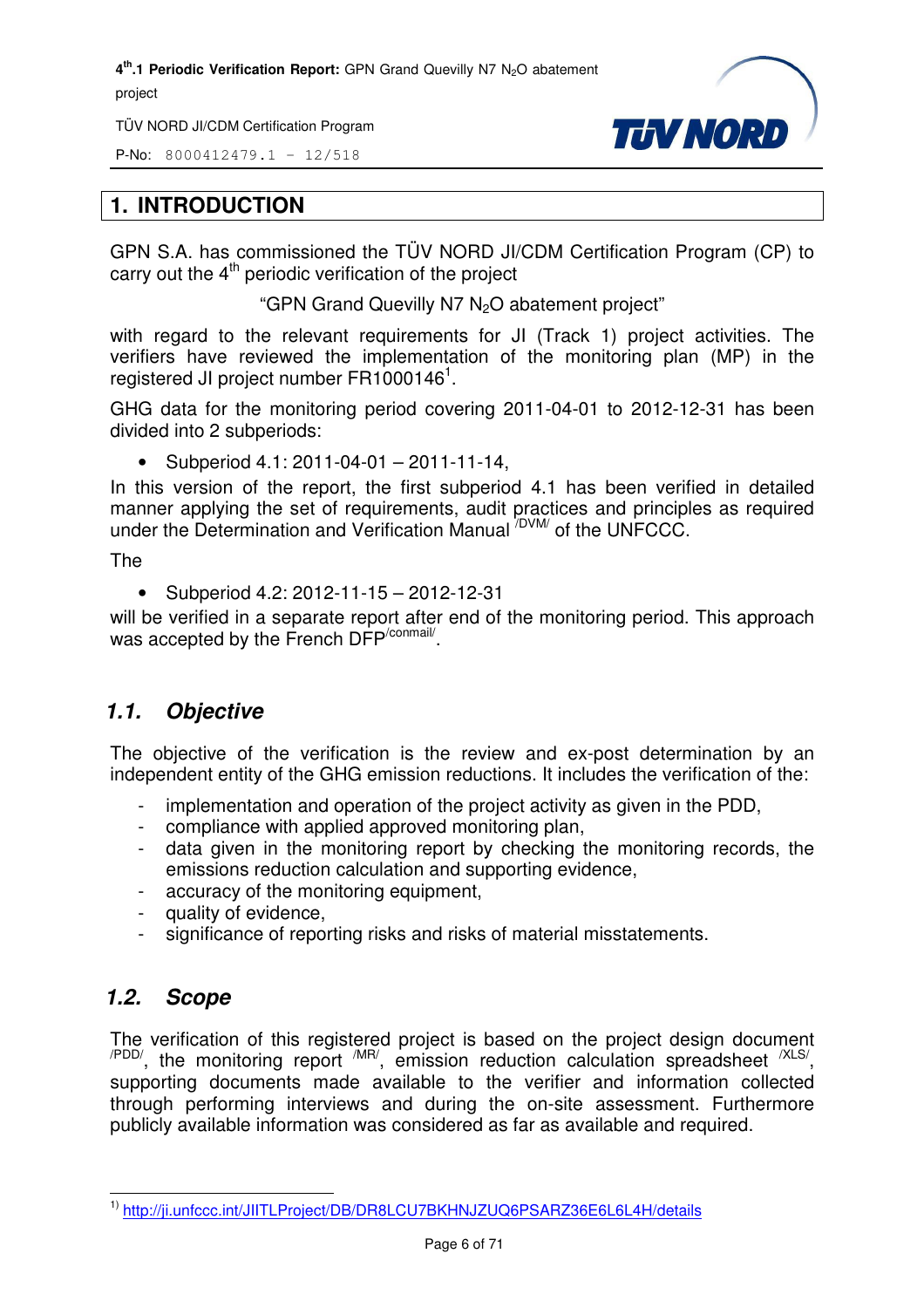# 1. INTRODUCTION

GPN S.A. has commissioned the TÜV NORD JI/CDM Certification Program (CP) to carry out the 4th periodic verification of the project

"GPN Grand Quevilly N7 $N_2O$ abatement project"

with regard to the relevant requirements for JI (Track 1) project activities. The verifiers have reviewed the implementation of the monitoring plan (MP) in the registered JI project number FR1000146[1].

GHG data for the monitoring period covering 2011-04-01 to 2012-12-31 has been divided into 2 subperiods:

- Subperiod 4.1: 2011-04-01 – 2011-11-14,

In this version of the report, the first subperiod 4.1 has been verified in detailed manner applying the set of requirements, audit practices and principles as required under the Determination and Verification Manual /DVM/ of the UNFCCC.

The

- Subperiod 4.2: 2012-11-15 – 2012-12-31

will be verified in a separate report after end of the monitoring period. This approach was accepted by the French DFP/conmail/.

## 1.1. Objective

The objective of the verification is the review and ex-post determination by an independent entity of the GHG emission reductions. It includes the verification of the:

- implementation and operation of the project activity as given in the PDD,
- compliance with applied approved monitoring plan,
- data given in the monitoring report by checking the monitoring records, the emissions reduction calculation and supporting evidence,
- accuracy of the monitoring equipment,
- quality of evidence,
- significance of reporting risks and risks of material misstatements.

## 1.2. Scope

The verification of this registered project is based on the project design document /PDD/, the monitoring report /MR/, emission reduction calculation spreadsheet /XLS/, supporting documents made available to the verifier and information collected through performing interviews and during the on-site assessment. Furthermore publicly available information was considered as far as available and required.

---

[1] http://ji.unfccc.int/JIITLProject/DB/DR8LCU7BKHNJZUQ6PSARZ36E6L6L4H/details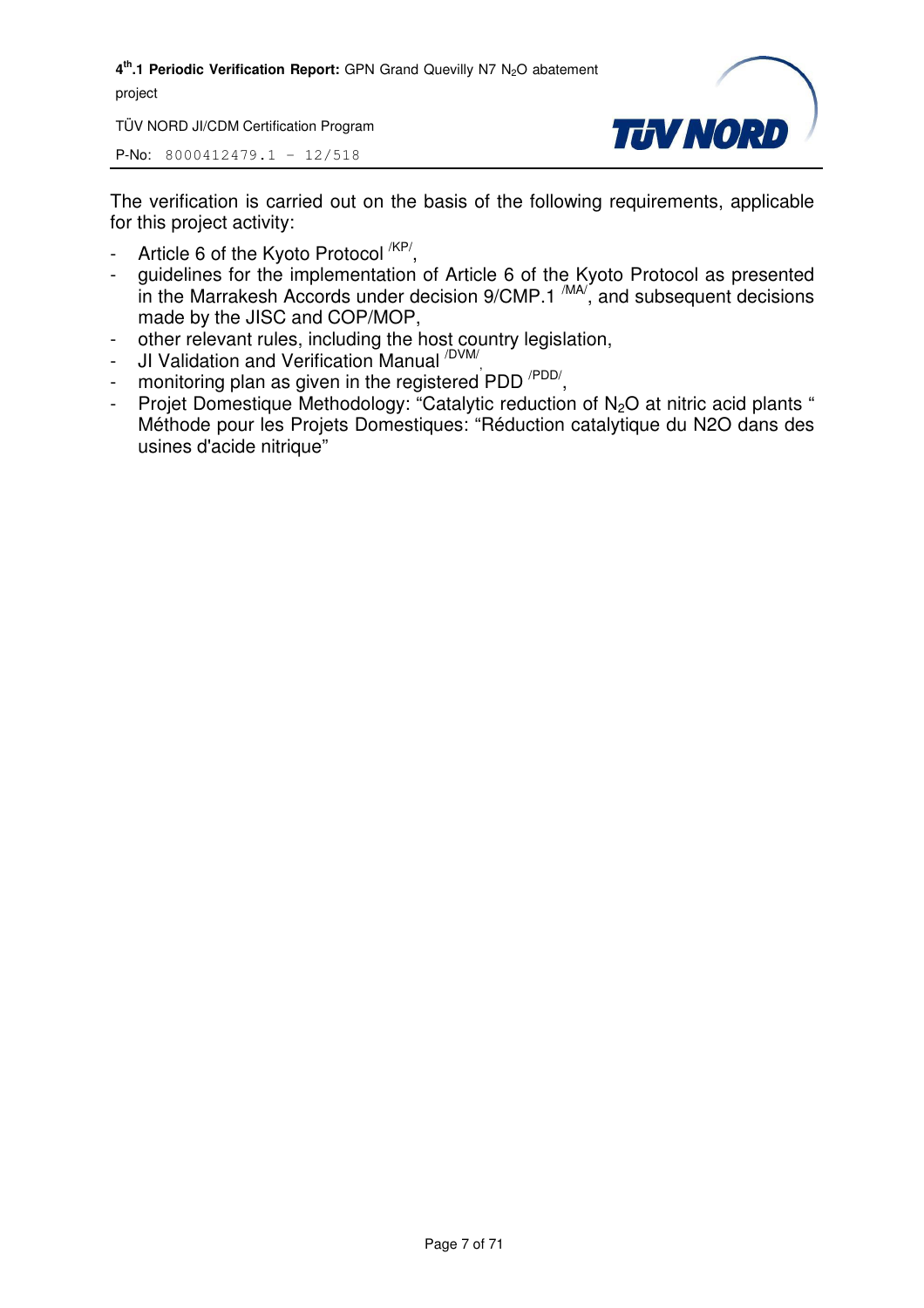The verification is carried out on the basis of the following requirements, applicable for this project activity:

- Article 6 of the Kyoto Protocol /KP/,
- guidelines for the implementation of Article 6 of the Kyoto Protocol as presented in the Marrakesh Accords under decision 9/CMP.1 /MA/, and subsequent decisions made by the JISC and COP/MOP,
- other relevant rules, including the host country legislation,
- JI Validation and Verification Manual /DVM/,
- monitoring plan as given in the registered PDD /PDD/,
- Projet Domestique Methodology: "Catalytic reduction of $N_2O$ at nitric acid plants " Méthode pour les Projets Domestiques: "Réduction catalytique du N2O dans des usines d'acide nitrique"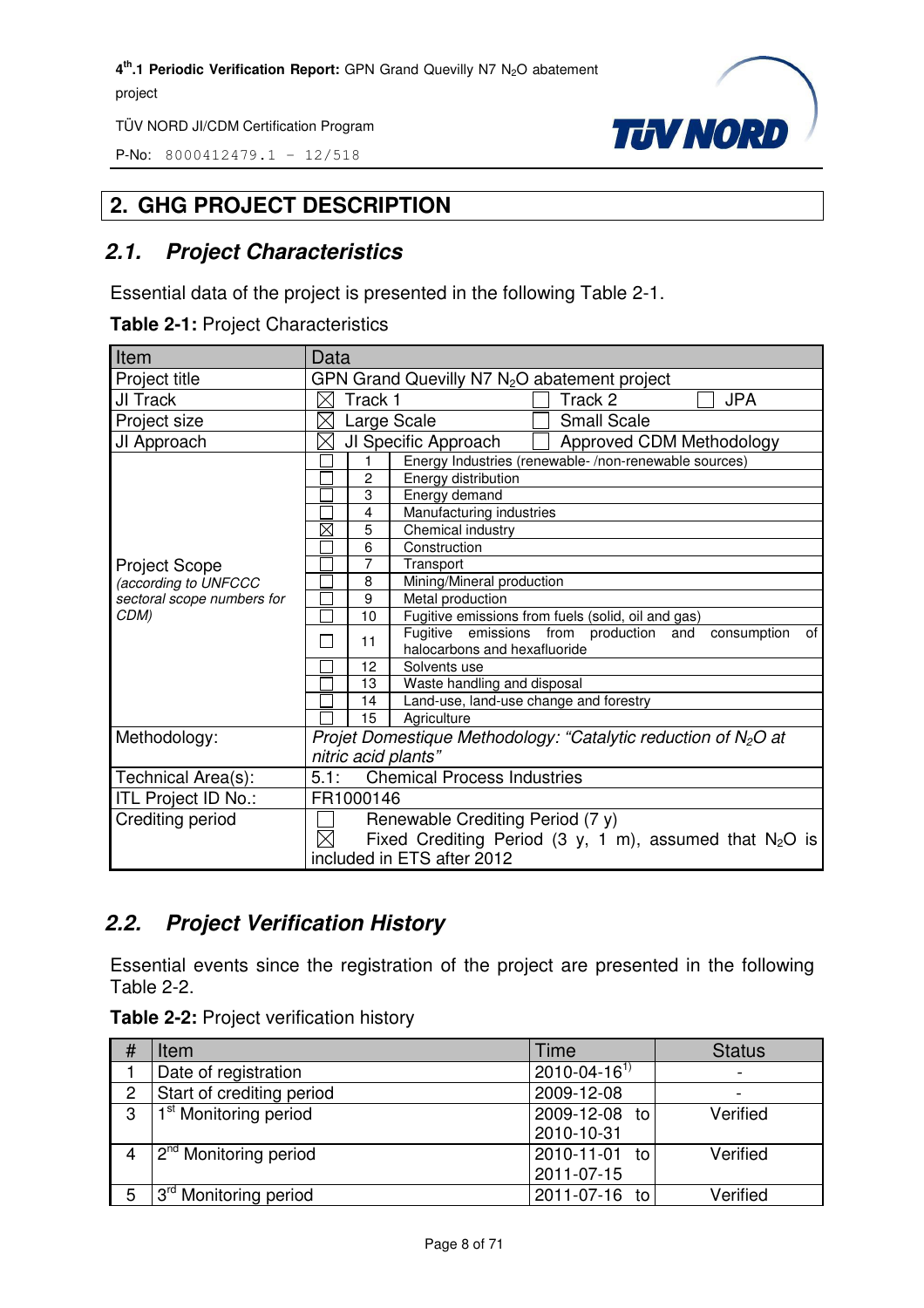# 2. GHG PROJECT DESCRIPTION

## 2.1. Project Characteristics

Essential data of the project is presented in the following Table 2-1.

**Table 2-1:** Project Characteristics

| Item | Data | | |
|---|---|---|---|
| Project title | GPN Grand Quevilly N7 $N_2O$ abatement project | | |
| JI Track | ☒ Track 1 | ☐ Track 2 | ☐ JPA |
| Project size | ☒ Large Scale | ☐ Small Scale | |
| JI Approach | ☒ JI Specific Approach | ☐ Approved CDM Methodology | |
| Project Scope *(according to UNFCCC sectoral scope numbers for CDM)* | ☐ | 1 | Energy Industries (renewable- /non-renewable sources) |
| | ☐ | 2 | Energy distribution |
| | ☐ | 3 | Energy demand |
| | ☐ | 4 | Manufacturing industries |
| | ☒ | 5 | Chemical industry |
| | ☐ | 6 | Construction |
| | ☐ | 7 | Transport |
| | ☐ | 8 | Mining/Mineral production |
| | ☐ | 9 | Metal production |
| | ☐ | 10 | Fugitive emissions from fuels (solid, oil and gas) |
| | ☐ | 11 | Fugitive emissions from production and consumption of halocarbons and hexafluoride |
| | ☐ | 12 | Solvents use |
| | ☐ | 13 | Waste handling and disposal |
| | ☐ | 14 | Land-use, land-use change and forestry |
| | ☐ | 15 | Agriculture |
| Methodology: | *Projet Domestique Methodology: "Catalytic reduction of $N_2O$ at nitric acid plants"* | | |
| Technical Area(s): | 5.1: Chemical Process Industries | | |
| ITL Project ID No.: | FR1000146 | | |
| Crediting period | ☐ Renewable Crediting Period (7 y)<br>☒ Fixed Crediting Period (3 y, 1 m), assumed that $N_2O$ is included in ETS after 2012 | | |

## 2.2. Project Verification History

Essential events since the registration of the project are presented in the following Table 2-2.

**Table 2-2:** Project verification history

| # | Item | Time | Status |
|---|---|---|---|
| 1 | Date of registration | 2010-04-16[1)] | - |
| 2 | Start of crediting period | 2009-12-08 | - |
| 3 | 1st Monitoring period | 2009-12-08 to 2010-10-31 | Verified |
| 4 | 2nd Monitoring period | 2010-11-01 to 2011-07-15 | Verified |
| 5 | 3rd Monitoring period | 2011-07-16 to | Verified |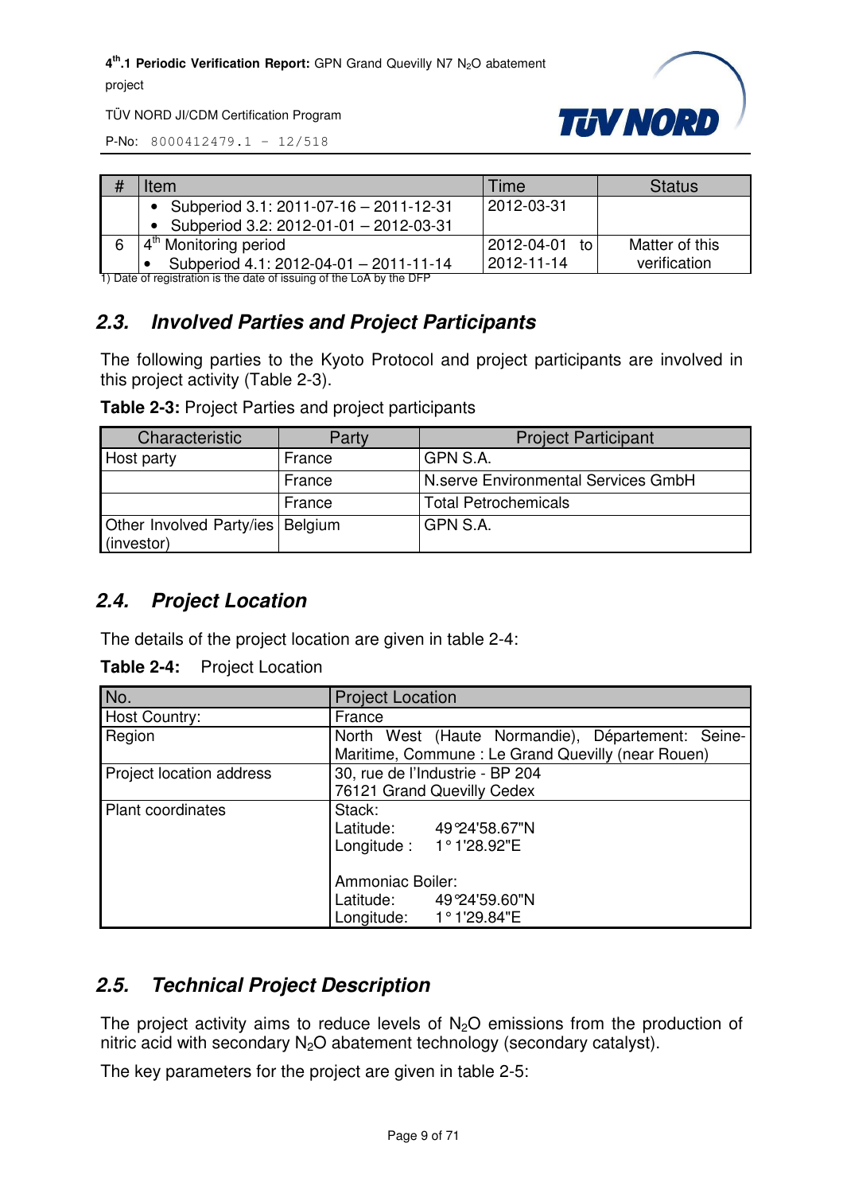| # | Item | Time | Status |
|---|---|---|---|
| | • Subperiod 3.1: 2011-07-16 – 2011-12-31<br>• Subperiod 3.2: 2012-01-01 – 2012-03-31 | 2012-03-31 | |
| 6 | 4[th] Monitoring period<br>• Subperiod 4.1: 2012-04-01 – 2011-11-14 | 2012-04-01 to 2012-11-14 | Matter of this verification |

1) Date of registration is the date of issuing of the LoA by the DFP

## 2.3. Involved Parties and Project Participants

The following parties to the Kyoto Protocol and project participants are involved in this project activity (Table 2-3).

**Table 2-3:** Project Parties and project participants

| Characteristic | Party | Project Participant |
|---|---|---|
| Host party | France | GPN S.A. |
| | France | N.serve Environmental Services GmbH |
| | France | Total Petrochemicals |
| Other Involved Party/ies (investor) | Belgium | GPN S.A. |

## 2.4. Project Location

The details of the project location are given in table 2-4:

**Table 2-4:** Project Location

| No. | Project Location |
|---|---|
| Host Country: | France |
| Region | North West (Haute Normandie), Département: Seine-Maritime, Commune : Le Grand Quevilly (near Rouen) |
| Project location address | 30, rue de l'Industrie - BP 204<br>76121 Grand Quevilly Cedex |
| Plant coordinates | Stack:<br>Latitude: 49°24'58.67"N<br>Longitude : 1° 1'28.92"E<br><br>Ammoniac Boiler:<br>Latitude: 49°24'59.60"N<br>Longitude: 1° 1'29.84"E |

## 2.5. Technical Project Description

The project activity aims to reduce levels of $N_2O$ emissions from the production of nitric acid with secondary $N_2O$ abatement technology (secondary catalyst).

The key parameters for the project are given in table 2-5: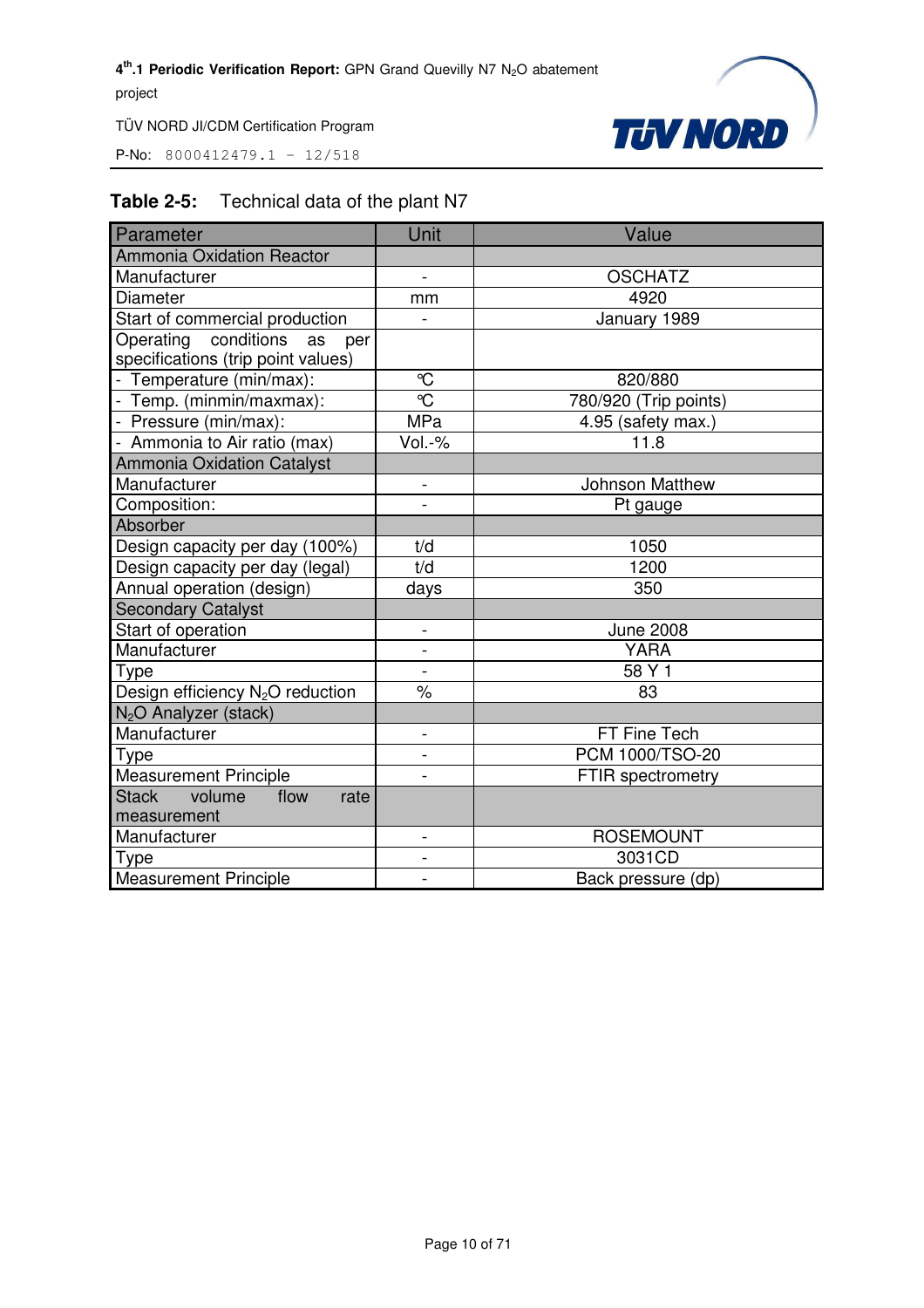**Table 2-5:** Technical data of the plant N7

| Parameter | Unit | Value |
|---|---|---|
| Ammonia Oxidation Reactor | | |
| Manufacturer | - | OSCHATZ |
| Diameter | mm | 4920 |
| Start of commercial production | - | January 1989 |
| Operating conditions as per specifications (trip point values) | | |
| - Temperature (min/max): | °C | 820/880 |
| - Temp. (minmin/maxmax): | °C | 780/920 (Trip points) |
| - Pressure (min/max): | MPa | 4.95 (safety max.) |
| - Ammonia to Air ratio (max) | Vol.-% | 11.8 |
| Ammonia Oxidation Catalyst | | |
| Manufacturer | - | Johnson Matthew |
| Composition: | - | Pt gauge |
| Absorber | | |
| Design capacity per day (100%) | t/d | 1050 |
| Design capacity per day (legal) | t/d | 1200 |
| Annual operation (design) | days | 350 |
| Secondary Catalyst | | |
| Start of operation | - | June 2008 |
| Manufacturer | - | YARA |
| Type | - | 58 Y 1 |
| Design efficiency $N_2O$ reduction | % | 83 |
| $N_2O$ Analyzer (stack) | | |
| Manufacturer | - | FT Fine Tech |
| Type | - | PCM 1000/TSO-20 |
| Measurement Principle | - | FTIR spectrometry |
| Stack volume flow rate measurement | | |
| Manufacturer | - | ROSEMOUNT |
| Type | - | 3031CD |
| Measurement Principle | - | Back pressure (dp) |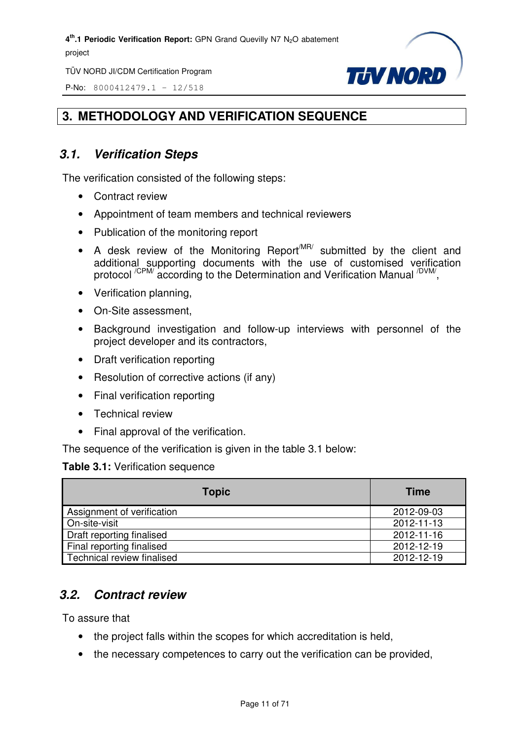# 3. METHODOLOGY AND VERIFICATION SEQUENCE

## 3.1. Verification Steps

The verification consisted of the following steps:

- Contract review
- Appointment of team members and technical reviewers
- Publication of the monitoring report
- A desk review of the Monitoring Report /MR/ submitted by the client and additional supporting documents with the use of customised verification protocol /CPM/ according to the Determination and Verification Manual /DVM/,
- Verification planning,
- On-Site assessment,
- Background investigation and follow-up interviews with personnel of the project developer and its contractors,
- Draft verification reporting
- Resolution of corrective actions (if any)
- Final verification reporting
- Technical review
- Final approval of the verification.

The sequence of the verification is given in the table 3.1 below:

**Table 3.1:** Verification sequence

| Topic | Time |
|---|---|
| Assignment of verification | 2012-09-03 |
| On-site-visit | 2012-11-13 |
| Draft reporting finalised | 2012-11-16 |
| Final reporting finalised | 2012-12-19 |
| Technical review finalised | 2012-12-19 |

## 3.2. Contract review

To assure that

- the project falls within the scopes for which accreditation is held,
- the necessary competences to carry out the verification can be provided,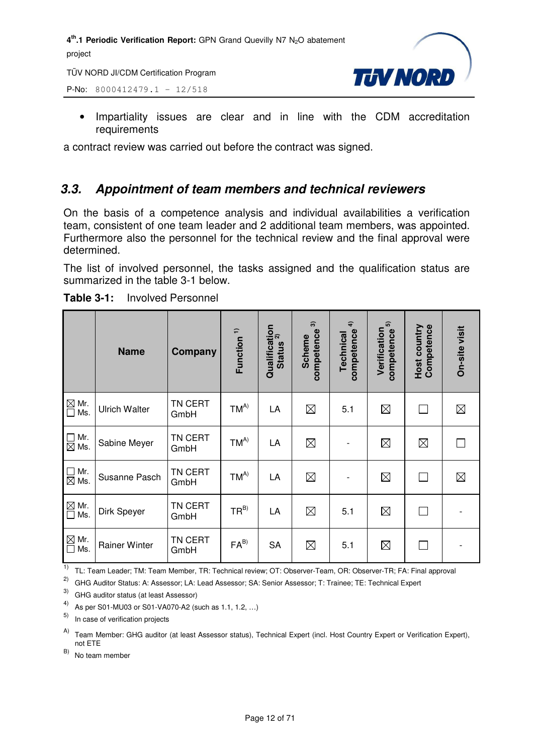- Impartiality issues are clear and in line with the CDM accreditation requirements

a contract review was carried out before the contract was signed.

### 3.3. Appointment of team members and technical reviewers

On the basis of a competence analysis and individual availabilities a verification team, consistent of one team leader and 2 additional team members, was appointed. Furthermore also the personnel for the technical review and the final approval were determined.

The list of involved personnel, the tasks assigned and the qualification status are summarized in the table 3-1 below.

**Table 3-1:** Involved Personnel

| | Name | Company | Function [1] | Qualification Status [2] | Scheme competence [3] | Technical competence [4] | Verification competence [5] | Host country Competence | On-site visit |
|---|---|---|---|---|---|---|---|---|---|
| ☒ Mr. ☐ Ms. | Ulrich Walter | TN CERT GmbH | TM[A] | LA | ☒ | 5.1 | ☒ | ☐ | ☒ |
| ☐ Mr. ☒ Ms. | Sabine Meyer | TN CERT GmbH | TM[A] | LA | ☒ | - | ☒ | ☒ | ☐ |
| ☐ Mr. ☒ Ms. | Susanne Pasch | TN CERT GmbH | TM[A] | LA | ☒ | - | ☒ | ☐ | ☒ |
| ☒ Mr. ☐ Ms. | Dirk Speyer | TN CERT GmbH | TR[B] | LA | ☒ | 5.1 | ☒ | ☐ | - |
| ☒ Mr. ☐ Ms. | Rainer Winter | TN CERT GmbH | FA[B] | SA | ☒ | 5.1 | ☒ | ☐ | - |

[1] TL: Team Leader; TM: Team Member, TR: Technical review; OT: Observer-Team, OR: Observer-TR; FA: Final approval

[2] GHG Auditor Status: A: Assessor; LA: Lead Assessor; SA: Senior Assessor; T: Trainee; TE: Technical Expert

[3] GHG auditor status (at least Assessor)

[4] As per S01-MU03 or S01-VA070-A2 (such as 1.1, 1.2, …)

[5] In case of verification projects

[A] Team Member: GHG auditor (at least Assessor status), Technical Expert (incl. Host Country Expert or Verification Expert), not ETE

[B] No team member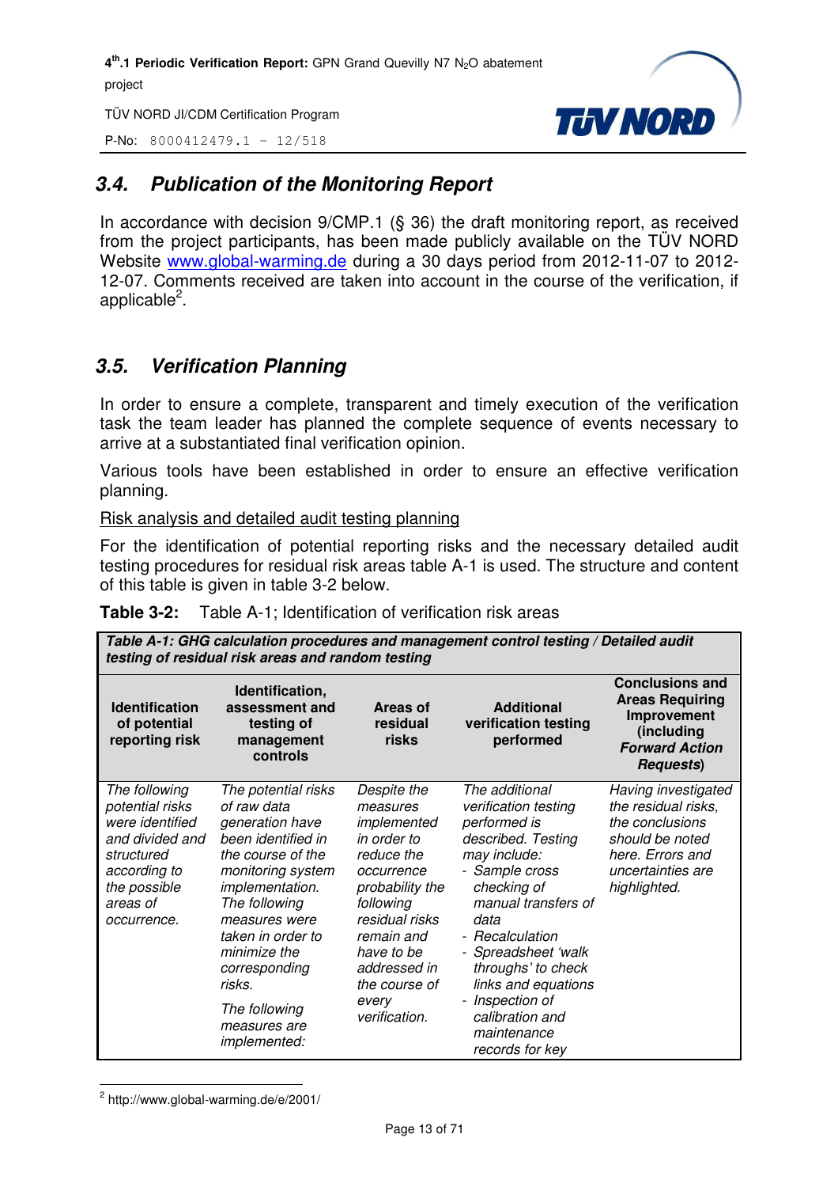## 3.4. Publication of the Monitoring Report

In accordance with decision 9/CMP.1 (§ 36) the draft monitoring report, as received from the project participants, has been made publicly available on the TÜV NORD Website www.global-warming.de during a 30 days period from 2012-11-07 to 2012-12-07. Comments received are taken into account in the course of the verification, if applicable[2].

## 3.5. Verification Planning

In order to ensure a complete, transparent and timely execution of the verification task the team leader has planned the complete sequence of events necessary to arrive at a substantiated final verification opinion.

Various tools have been established in order to ensure an effective verification planning.

Risk analysis and detailed audit testing planning

For the identification of potential reporting risks and the necessary detailed audit testing procedures for residual risk areas table A-1 is used. The structure and content of this table is given in table 3-2 below.

**Table 3-2:** Table A-1; Identification of verification risk areas

| ***Table A-1: GHG calculation procedures and management control testing / Detailed audit testing of residual risk areas and random testing*** | | | | |
|---|---|---|---|---|
| **Identification of potential reporting risk** | **Identification, assessment and testing of management controls** | **Areas of residual risks** | **Additional verification testing performed** | **Conclusions and Areas Requiring Improvement (including *Forward Action Requests*)** |
| *The following potential risks were identified and divided and structured according to the possible areas of occurrence.* | *The potential risks of raw data generation have been identified in the course of the monitoring system implementation. The following measures were taken in order to minimize the corresponding risks.* <br> *The following measures are implemented:* | *Despite the measures implemented in order to reduce the occurrence probability the following residual risks remain and have to be addressed in the course of every verification.* | *The additional verification testing performed is described. Testing may include:* <br> *- Sample cross checking of manual transfers of data* <br> *- Recalculation* <br> *- Spreadsheet 'walk throughs' to check links and equations* <br> *- Inspection of calibration and maintenance records for key* | *Having investigated the residual risks, the conclusions should be noted here. Errors and uncertainties are highlighted.* |

[2] http://www.global-warming.de/e/2001/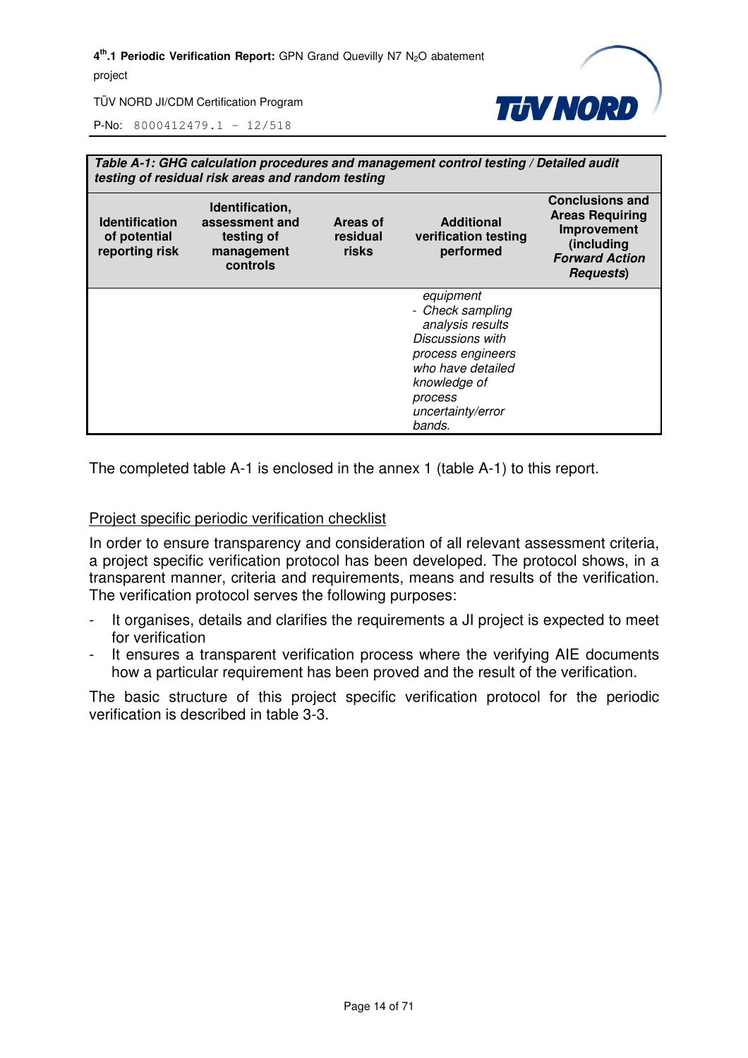| **Table A-1: GHG calculation procedures and management control testing / Detailed audit testing of residual risk areas and random testing** | | | | |
|---|---|---|---|---|
| **Identification of potential reporting risk** | **Identification, assessment and testing of management controls** | **Areas of residual risks** | **Additional verification testing performed** | **Conclusions and Areas Requiring Improvement (including *Forward Action Requests*)** |
| | | | *equipment*<br>- *Check sampling analysis results*<br>*Discussions with process engineers who have detailed knowledge of process uncertainty/error bands.* | |

The completed table A-1 is enclosed in the annex 1 (table A-1) to this report.

Project specific periodic verification checklist

In order to ensure transparency and consideration of all relevant assessment criteria, a project specific verification protocol has been developed. The protocol shows, in a transparent manner, criteria and requirements, means and results of the verification. The verification protocol serves the following purposes:

- It organises, details and clarifies the requirements a JI project is expected to meet for verification
- It ensures a transparent verification process where the verifying AIE documents how a particular requirement has been proved and the result of the verification.

The basic structure of this project specific verification protocol for the periodic verification is described in table 3-3.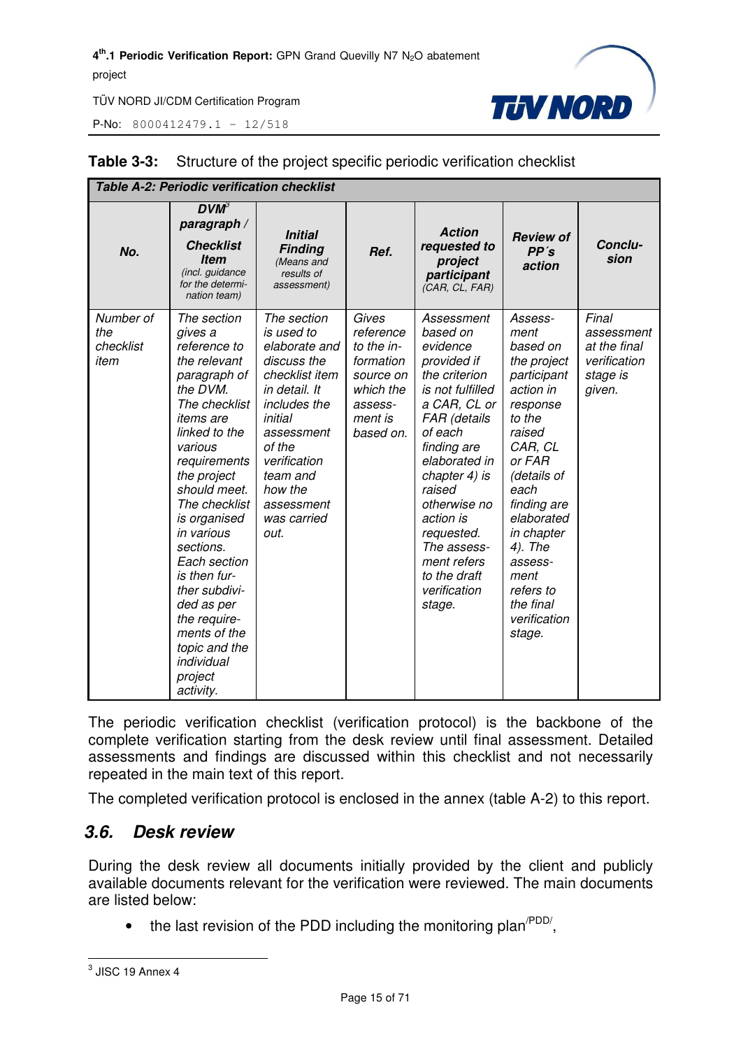**Table 3-3:** Structure of the project specific periodic verification checklist

| ***Table A-2: Periodic verification checklist*** | | | | | | |
|---|---|---|---|---|---|---|
| ***No.*** | ***DVM[3] paragraph / Checklist Item*** *(incl. guidance for the determination team)* | ***Initial Finding*** *(Means and results of assessment)* | ***Ref.*** | ***Action requested to project participant*** *(CAR, CL, FAR)* | ***Review of PP´s action*** | ***Conclusion*** |
| *Number of the checklist item* | *The section gives a reference to the relevant paragraph of the DVM. The checklist items are linked to the various requirements the project should meet. The checklist is organised in various sections. Each section is then further subdivided as per the requirements of the topic and the individual project activity.* | *The section is used to elaborate and discuss the checklist item in detail. It includes the initial assessment of the verification team and how the assessment was carried out.* | *Gives reference to the information source on which the assessment is based on.* | *Assessment based on evidence provided if the criterion is not fulfilled a CAR, CL or FAR (details of each finding are elaborated in chapter 4) is raised otherwise no action is requested. The assessment refers to the draft verification stage.* | *Assessment based on the project participant action in response to the raised CAR, CL or FAR (details of each finding are elaborated in chapter 4). The assessment refers to the final verification stage.* | *Final assessment at the final verification stage is given.* |

The periodic verification checklist (verification protocol) is the backbone of the complete verification starting from the desk review until final assessment. Detailed assessments and findings are discussed within this checklist and not necessarily repeated in the main text of this report.

The completed verification protocol is enclosed in the annex (table A-2) to this report.

## 3.6. Desk review

During the desk review all documents initially provided by the client and publicly available documents relevant for the verification were reviewed. The main documents are listed below:

- the last revision of the PDD including the monitoring plan[/PDD/],

[3] JISC 19 Annex 4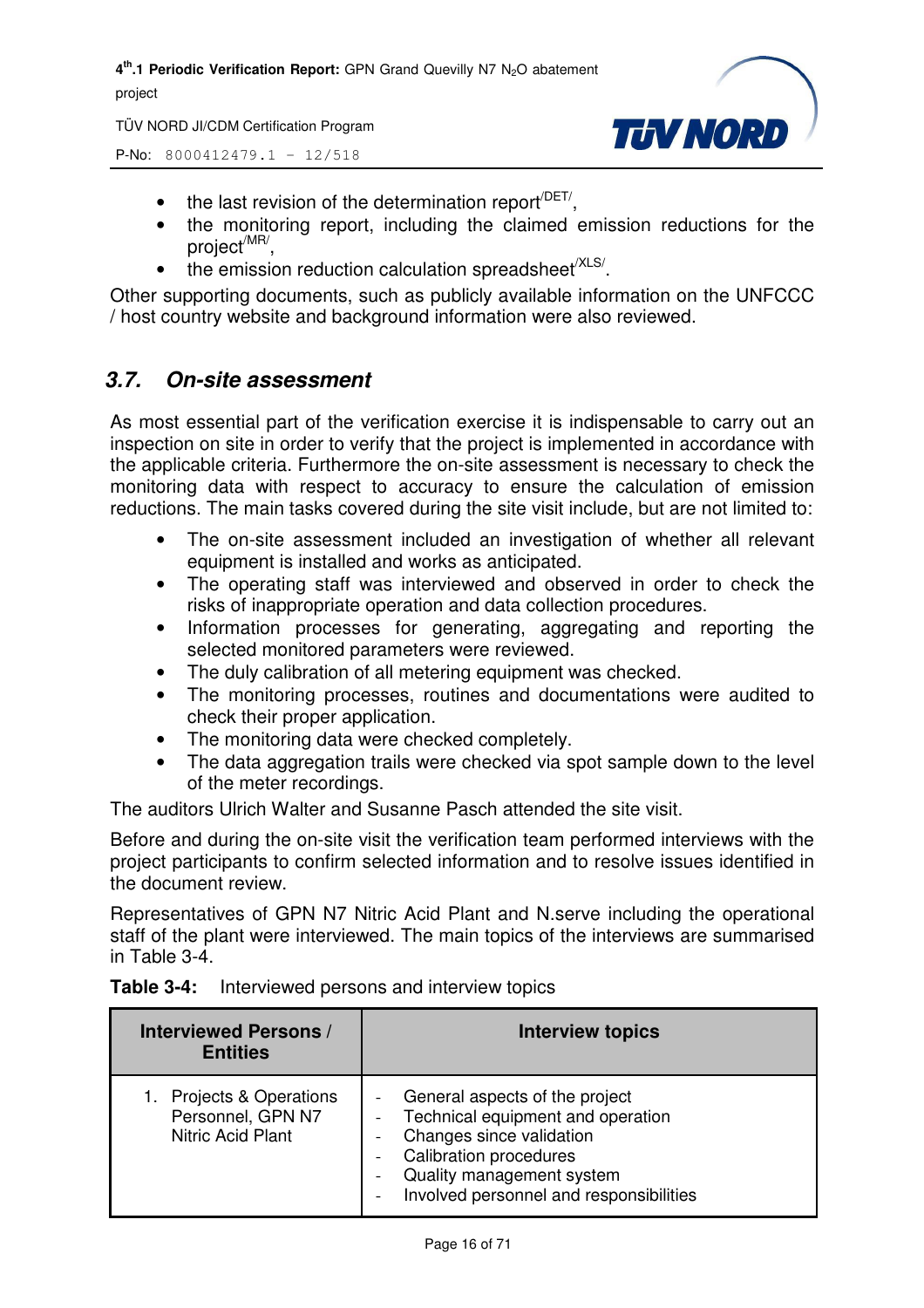- the last revision of the determination report[/DET/],
- the monitoring report, including the claimed emission reductions for the project[/MR/],
- the emission reduction calculation spreadsheet[/XLS/].

Other supporting documents, such as publicly available information on the UNFCCC / host country website and background information were also reviewed.

## 3.7. On-site assessment

As most essential part of the verification exercise it is indispensable to carry out an inspection on site in order to verify that the project is implemented in accordance with the applicable criteria. Furthermore the on-site assessment is necessary to check the monitoring data with respect to accuracy to ensure the calculation of emission reductions. The main tasks covered during the site visit include, but are not limited to:

- The on-site assessment included an investigation of whether all relevant equipment is installed and works as anticipated.
- The operating staff was interviewed and observed in order to check the risks of inappropriate operation and data collection procedures.
- Information processes for generating, aggregating and reporting the selected monitored parameters were reviewed.
- The duly calibration of all metering equipment was checked.
- The monitoring processes, routines and documentations were audited to check their proper application.
- The monitoring data were checked completely.
- The data aggregation trails were checked via spot sample down to the level of the meter recordings.

The auditors Ulrich Walter and Susanne Pasch attended the site visit.

Before and during the on-site visit the verification team performed interviews with the project participants to confirm selected information and to resolve issues identified in the document review.

Representatives of GPN N7 Nitric Acid Plant and N.serve including the operational staff of the plant were interviewed. The main topics of the interviews are summarised in Table 3-4.

**Table 3-4:** Interviewed persons and interview topics

| Interviewed Persons / Entities | Interview topics |
|---|---|
| 1. Projects & Operations Personnel, GPN N7 Nitric Acid Plant | - General aspects of the project<br>- Technical equipment and operation<br>- Changes since validation<br>- Calibration procedures<br>- Quality management system<br>- Involved personnel and responsibilities |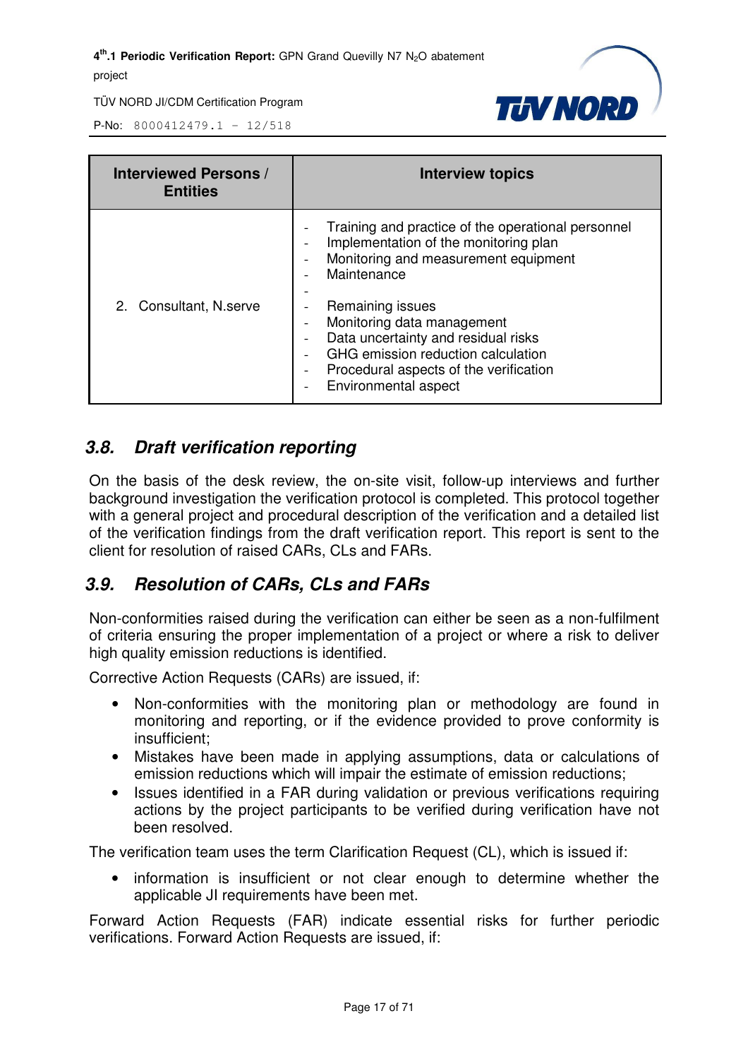| Interviewed Persons / Entities | Interview topics |
|---|---|
| 2. Consultant, N.serve | - Training and practice of the operational personnel<br>- Implementation of the monitoring plan<br>- Monitoring and measurement equipment<br>- Maintenance<br>-<br>- Remaining issues<br>- Monitoring data management<br>- Data uncertainty and residual risks<br>- GHG emission reduction calculation<br>- Procedural aspects of the verification<br>- Environmental aspect |

## *3.8. Draft verification reporting*

On the basis of the desk review, the on-site visit, follow-up interviews and further background investigation the verification protocol is completed. This protocol together with a general project and procedural description of the verification and a detailed list of the verification findings from the draft verification report. This report is sent to the client for resolution of raised CARs, CLs and FARs.

## *3.9. Resolution of CARs, CLs and FARs*

Non-conformities raised during the verification can either be seen as a non-fulfilment of criteria ensuring the proper implementation of a project or where a risk to deliver high quality emission reductions is identified.

Corrective Action Requests (CARs) are issued, if:

- Non-conformities with the monitoring plan or methodology are found in monitoring and reporting, or if the evidence provided to prove conformity is insufficient;
- Mistakes have been made in applying assumptions, data or calculations of emission reductions which will impair the estimate of emission reductions;
- Issues identified in a FAR during validation or previous verifications requiring actions by the project participants to be verified during verification have not been resolved.

The verification team uses the term Clarification Request (CL), which is issued if:

- information is insufficient or not clear enough to determine whether the applicable JI requirements have been met.

Forward Action Requests (FAR) indicate essential risks for further periodic verifications. Forward Action Requests are issued, if: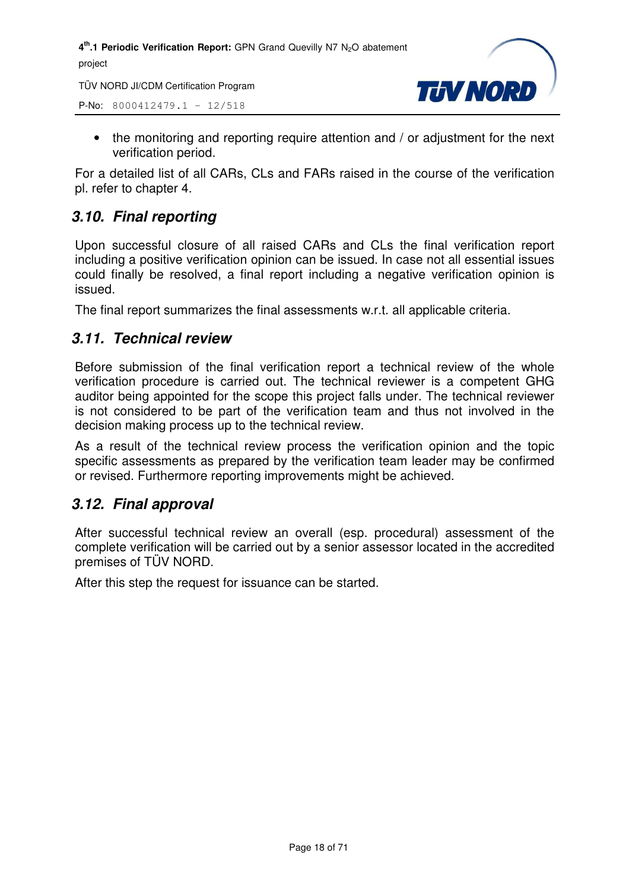- the monitoring and reporting require attention and / or adjustment for the next verification period.

For a detailed list of all CARs, CLs and FARs raised in the course of the verification pl. refer to chapter 4.

## *3.10. Final reporting*

Upon successful closure of all raised CARs and CLs the final verification report including a positive verification opinion can be issued. In case not all essential issues could finally be resolved, a final report including a negative verification opinion is issued.

The final report summarizes the final assessments w.r.t. all applicable criteria.

## *3.11. Technical review*

Before submission of the final verification report a technical review of the whole verification procedure is carried out. The technical reviewer is a competent GHG auditor being appointed for the scope this project falls under. The technical reviewer is not considered to be part of the verification team and thus not involved in the decision making process up to the technical review.

As a result of the technical review process the verification opinion and the topic specific assessments as prepared by the verification team leader may be confirmed or revised. Furthermore reporting improvements might be achieved.

## *3.12. Final approval*

After successful technical review an overall (esp. procedural) assessment of the complete verification will be carried out by a senior assessor located in the accredited premises of TÜV NORD.

After this step the request for issuance can be started.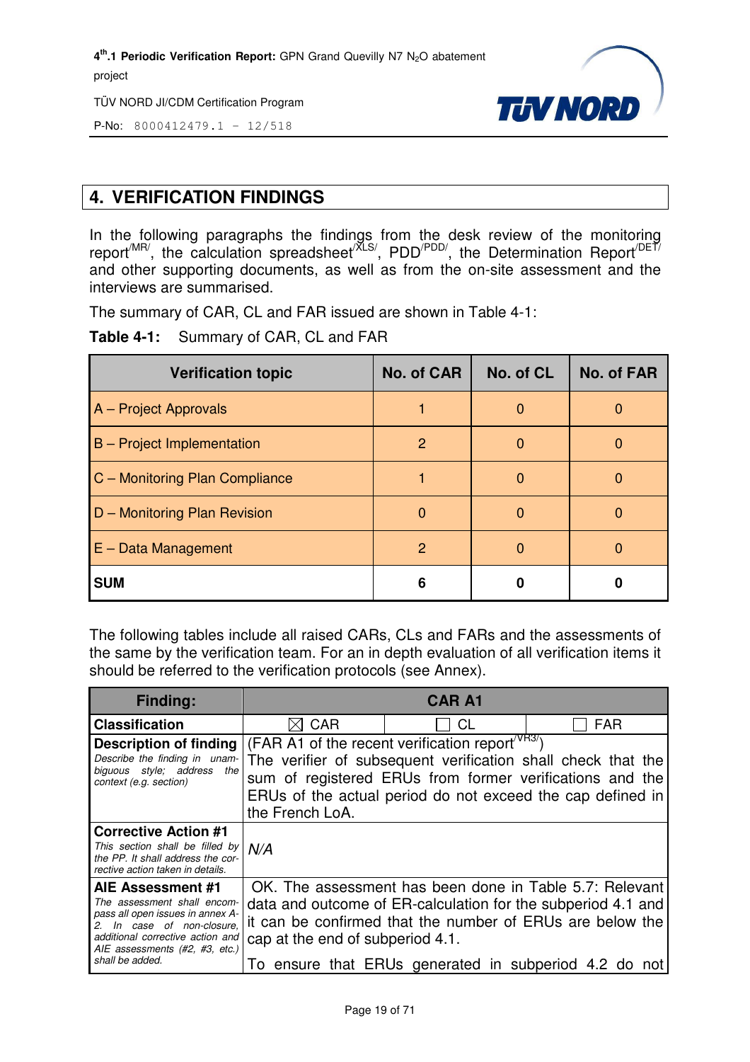## 4. VERIFICATION FINDINGS

In the following paragraphs the findings from the desk review of the monitoring report[/MR/], the calculation spreadsheet[/XLS/], PDD[/PDD/], the Determination Report[/DET/] and other supporting documents, as well as from the on-site assessment and the interviews are summarised.

The summary of CAR, CL and FAR issued are shown in Table 4-1:

**Table 4-1:** Summary of CAR, CL and FAR

| Verification topic | No. of CAR | No. of CL | No. of FAR |
|---|---|---|---|
| A – Project Approvals | 1 | 0 | 0 |
| B – Project Implementation | 2 | 0 | 0 |
| C – Monitoring Plan Compliance | 1 | 0 | 0 |
| D – Monitoring Plan Revision | 0 | 0 | 0 |
| E – Data Management | 2 | 0 | 0 |
| **SUM** | **6** | **0** | **0** |

The following tables include all raised CARs, CLs and FARs and the assessments of the same by the verification team. For an in depth evaluation of all verification items it should be referred to the verification protocols (see Annex).

| **Finding:** | **CAR A1** | | |
|---|---|---|---|
| **Classification** | ☒ CAR | ☐ CL | ☐ FAR |
| **Description of finding** *Describe the finding in unambiguous style; address the context (e.g. section)* | (FAR A1 of the recent verification report[/VR3/]) The verifier of subsequent verification shall check that the sum of registered ERUs from former verifications and the ERUs of the actual period do not exceed the cap defined in the French LoA. | | |
| **Corrective Action #1** *This section shall be filled by the PP. It shall address the corrective action taken in details.* | *N/A* | | |
| **AIE Assessment #1** *The assessment shall encompass all open issues in annex A-2. In case of non-closure, additional corrective action and AIE assessments (#2, #3, etc.) shall be added.* | OK. The assessment has been done in Table 5.7: Relevant data and outcome of ER-calculation for the subperiod 4.1 and it can be confirmed that the number of ERUs are below the cap at the end of subperiod 4.1. To ensure that ERUs generated in subperiod 4.2 do not | | |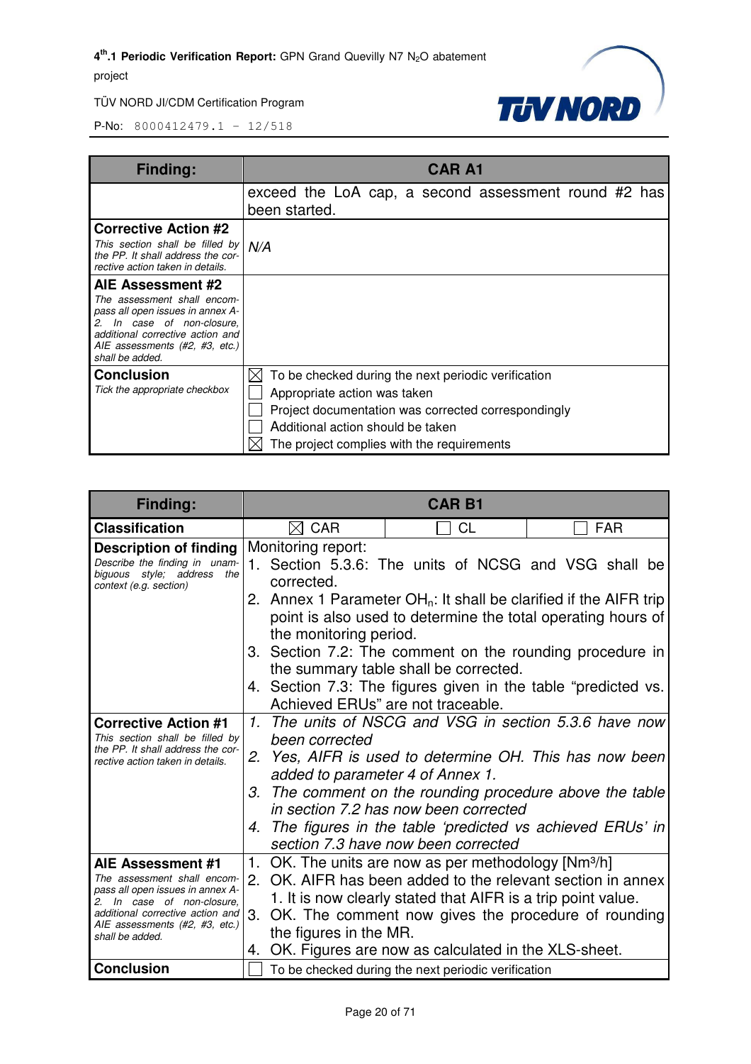| Finding: | CAR A1 |
|---|---|
| | exceed the LoA cap, a second assessment round #2 has been started. |
| **Corrective Action #2**<br>*This section shall be filled by the PP. It shall address the corrective action taken in details.* | *N/A* |
| **AIE Assessment #2**<br>*The assessment shall encompass all open issues in annex A-2. In case of non-closure, additional corrective action and AIE assessments (#2, #3, etc.) shall be added.* | |
| **Conclusion**<br>*Tick the appropriate checkbox* | ☒ To be checked during the next periodic verification<br>☐ Appropriate action was taken<br>☐ Project documentation was corrected correspondingly<br>☐ Additional action should be taken<br>☒ The project complies with the requirements |

| Finding: | CAR B1 | | |
|---|---|---|---|
| **Classification** | ☒ CAR | ☐ CL | ☐ FAR |
| **Description of finding**<br>*Describe the finding in unambiguous style; address the context (e.g. section)* | Monitoring report:<br>1. Section 5.3.6: The units of NCSG and VSG shall be corrected.<br>2. Annex 1 Parameter $OH_n$: It shall be clarified if the AIFR trip point is also used to determine the total operating hours of the monitoring period.<br>3. Section 7.2: The comment on the rounding procedure in the summary table shall be corrected.<br>4. Section 7.3: The figures given in the table "predicted vs. Achieved ERUs" are not traceable. | | |
| **Corrective Action #1**<br>*This section shall be filled by the PP. It shall address the corrective action taken in details.* | *1. The units of NSCG and VSG in section 5.3.6 have now been corrected*<br>*2. Yes, AIFR is used to determine OH. This has now been added to parameter 4 of Annex 1.*<br>*3. The comment on the rounding procedure above the table in section 7.2 has now been corrected*<br>*4. The figures in the table 'predicted vs achieved ERUs' in section 7.3 have now been corrected* | | |
| **AIE Assessment #1**<br>*The assessment shall encompass all open issues in annex A-2. In case of non-closure, additional corrective action and AIE assessments (#2, #3, etc.) shall be added.* | 1. OK. The units are now as per methodology [Nm³/h]<br>2. OK. AIFR has been added to the relevant section in annex 1. It is now clearly stated that AIFR is a trip point value.<br>3. OK. The comment now gives the procedure of rounding the figures in the MR.<br>4. OK. Figures are now as calculated in the XLS-sheet. | | |
| **Conclusion** | ☐ To be checked during the next periodic verification | | |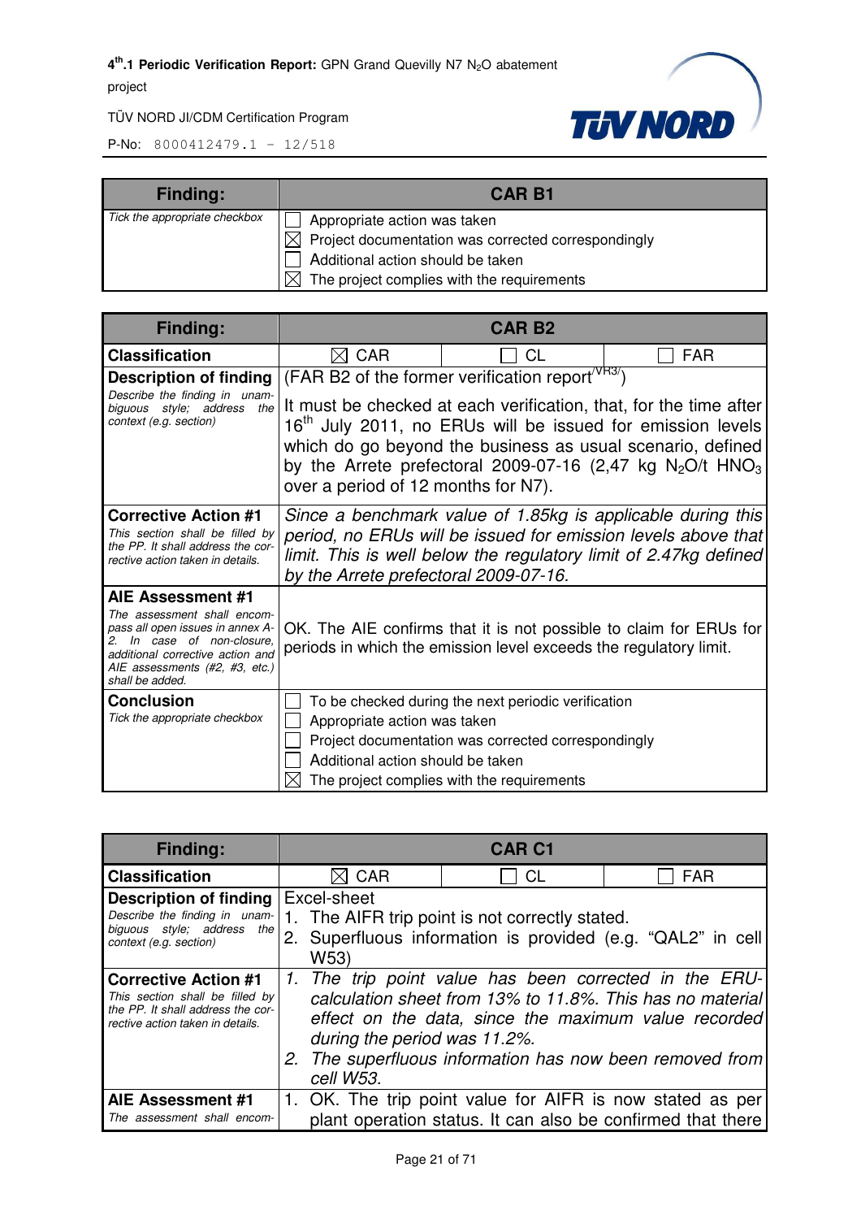| Finding: | CAR B1 |
|---|---|
| *Tick the appropriate checkbox* | ☐ Appropriate action was taken<br>☒ Project documentation was corrected correspondingly<br>☐ Additional action should be taken<br>☒ The project complies with the requirements |

| Finding: | CAR B2 | | |
|---|---|---|---|
| **Classification** | ☒ CAR | ☐ CL | ☐ FAR |
| **Description of finding**<br>*Describe the finding in unambiguous style; address the context (e.g. section)* | (FAR B2 of the former verification report[/VR3/])<br><br>It must be checked at each verification, that, for the time after 16th July 2011, no ERUs will be issued for emission levels which do go beyond the business as usual scenario, defined by the Arrete prefectoral 2009-07-16 (2,47 kg $N_2O$/t $HNO_3$ over a period of 12 months for N7). | | |
| **Corrective Action #1**<br>*This section shall be filled by the PP. It shall address the corrective action taken in details.* | *Since a benchmark value of 1.85kg is applicable during this period, no ERUs will be issued for emission levels above that limit. This is well below the regulatory limit of 2.47kg defined by the Arrete prefectoral 2009-07-16.* | | |
| **AIE Assessment #1**<br>*The assessment shall encompass all open issues in annex A-2. In case of non-closure, additional corrective action and AIE assessments (#2, #3, etc.) shall be added.* | OK. The AIE confirms that it is not possible to claim for ERUs for periods in which the emission level exceeds the regulatory limit. | | |
| **Conclusion**<br>*Tick the appropriate checkbox* | ☐ To be checked during the next periodic verification<br>☐ Appropriate action was taken<br>☐ Project documentation was corrected correspondingly<br>☐ Additional action should be taken<br>☒ The project complies with the requirements | | |

| Finding: | CAR C1 | | |
|---|---|---|---|
| **Classification** | ☒ CAR | ☐ CL | ☐ FAR |
| **Description of finding**<br>*Describe the finding in unambiguous style; address the context (e.g. section)* | Excel-sheet<br>1. The AIFR trip point is not correctly stated.<br>2. Superfluous information is provided (e.g. “QAL2” in cell W53) | | |
| **Corrective Action #1**<br>*This section shall be filled by the PP. It shall address the corrective action taken in details.* | *1. The trip point value has been corrected in the ERU-calculation sheet from 13% to 11.8%. This has no material effect on the data, since the maximum value recorded during the period was 11.2%.*<br>*2. The superfluous information has now been removed from cell W53.* | | |
| **AIE Assessment #1**<br>*The assessment shall encom-* | 1. OK. The trip point value for AIFR is now stated as per plant operation status. It can also be confirmed that there | | |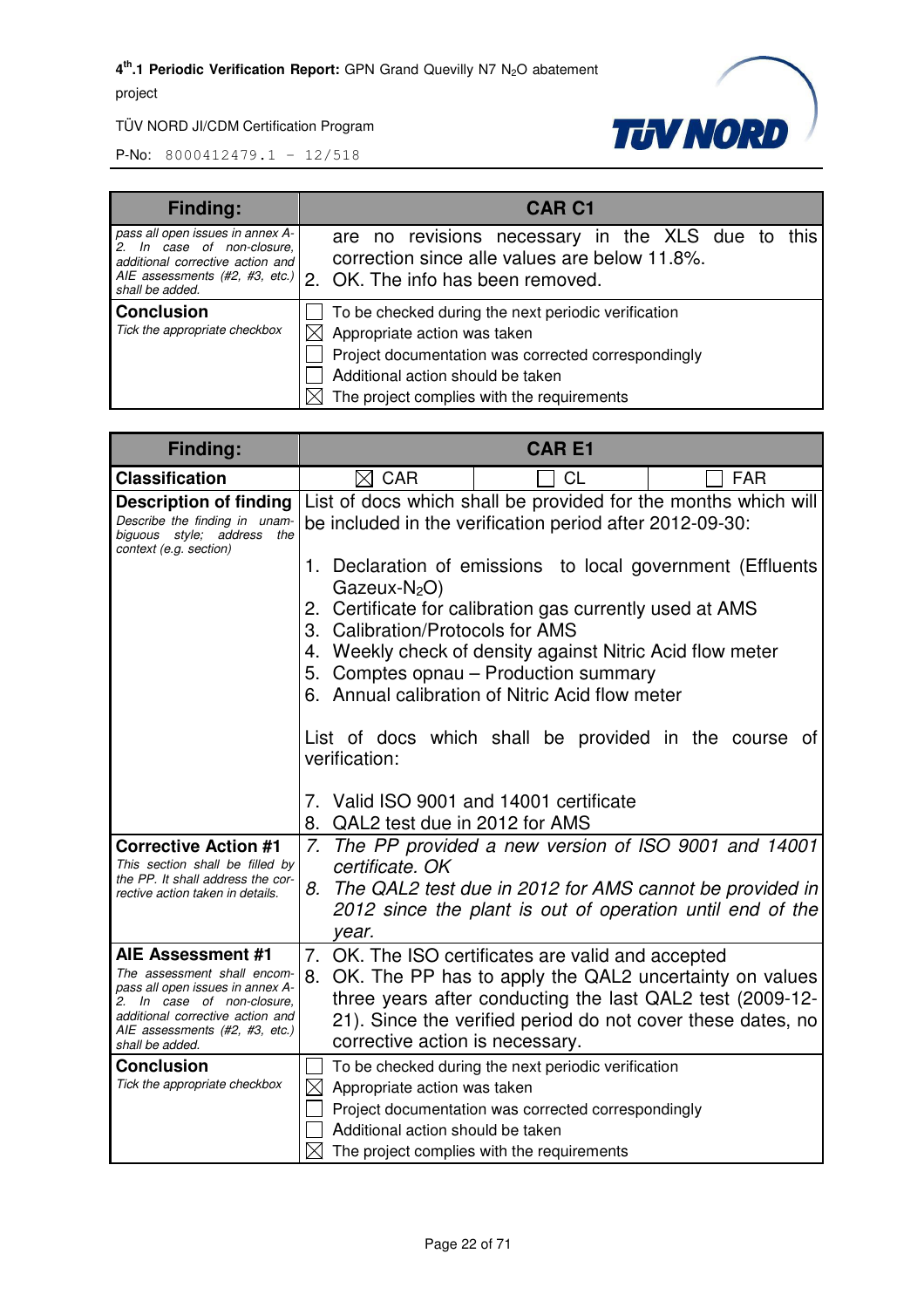| Finding: | CAR C1 |
|---|---|
| *pass all open issues in annex A-2. In case of non-closure, additional corrective action and AIE assessments (#2, #3, etc.) shall be added.* | are no revisions necessary in the XLS due to this correction since alle values are below 11.8%.<br>2. OK. The info has been removed. |
| **Conclusion**<br>*Tick the appropriate checkbox* | ☐ To be checked during the next periodic verification<br>☒ Appropriate action was taken<br>☐ Project documentation was corrected correspondingly<br>☐ Additional action should be taken<br>☒ The project complies with the requirements |

| Finding: | CAR E1 | | |
|---|---|---|---|
| **Classification** | ☒ CAR | ☐ CL | ☐ FAR |
| **Description of finding**<br>*Describe the finding in unambiguous style; address the context (e.g. section)* | List of docs which shall be provided for the months which will be included in the verification period after 2012-09-30:<br><br>1. Declaration of emissions to local government (Effluents Gazeux-$N_2O$)<br>2. Certificate for calibration gas currently used at AMS<br>3. Calibration/Protocols for AMS<br>4. Weekly check of density against Nitric Acid flow meter<br>5. Comptes opnau – Production summary<br>6. Annual calibration of Nitric Acid flow meter<br><br>List of docs which shall be provided in the course of verification:<br><br>7. Valid ISO 9001 and 14001 certificate<br>8. QAL2 test due in 2012 for AMS | | |
| **Corrective Action #1**<br>*This section shall be filled by the PP. It shall address the corrective action taken in details.* | *7. The PP provided a new version of ISO 9001 and 14001 certificate. OK*<br>*8. The QAL2 test due in 2012 for AMS cannot be provided in 2012 since the plant is out of operation until end of the year.* | | |
| **AIE Assessment #1**<br>*The assessment shall encompass all open issues in annex A-2. In case of non-closure, additional corrective action and AIE assessments (#2, #3, etc.) shall be added.* | 7. OK. The ISO certificates are valid and accepted<br>8. OK. The PP has to apply the QAL2 uncertainty on values three years after conducting the last QAL2 test (2009-12-21). Since the verified period do not cover these dates, no corrective action is necessary. | | |
| **Conclusion**<br>*Tick the appropriate checkbox* | ☐ To be checked during the next periodic verification<br>☒ Appropriate action was taken<br>☐ Project documentation was corrected correspondingly<br>☐ Additional action should be taken<br>☒ The project complies with the requirements | | |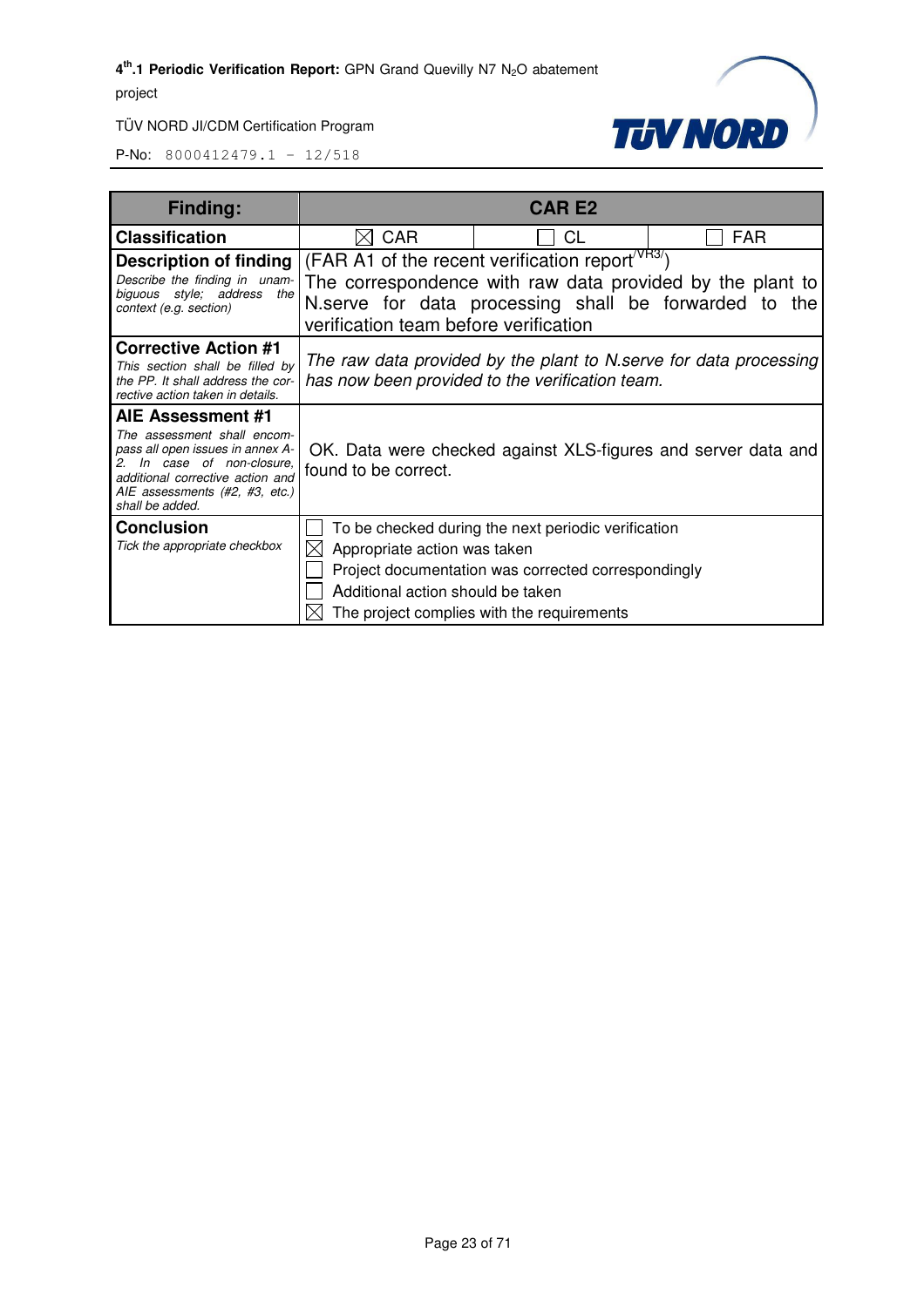| Finding: | CAR E2 | | |
|---|---|---|---|
| **Classification** | ☒ CAR | ☐ CL | ☐ FAR |
| **Description of finding** *Describe the finding in unambiguous style; address the context (e.g. section)* | (FAR A1 of the recent verification report[/VR3/]) The correspondence with raw data provided by the plant to N.serve for data processing shall be forwarded to the verification team before verification | | |
| **Corrective Action #1** *This section shall be filled by the PP. It shall address the corrective action taken in details.* | *The raw data provided by the plant to N.serve for data processing has now been provided to the verification team.* | | |
| **AIE Assessment #1** *The assessment shall encompass all open issues in annex A-2. In case of non-closure, additional corrective action and AIE assessments (#2, #3, etc.) shall be added.* | OK. Data were checked against XLS-figures and server data and found to be correct. | | |
| **Conclusion** *Tick the appropriate checkbox* | ☐ To be checked during the next periodic verification<br>☒ Appropriate action was taken<br>☐ Project documentation was corrected correspondingly<br>☐ Additional action should be taken<br>☒ The project complies with the requirements | | |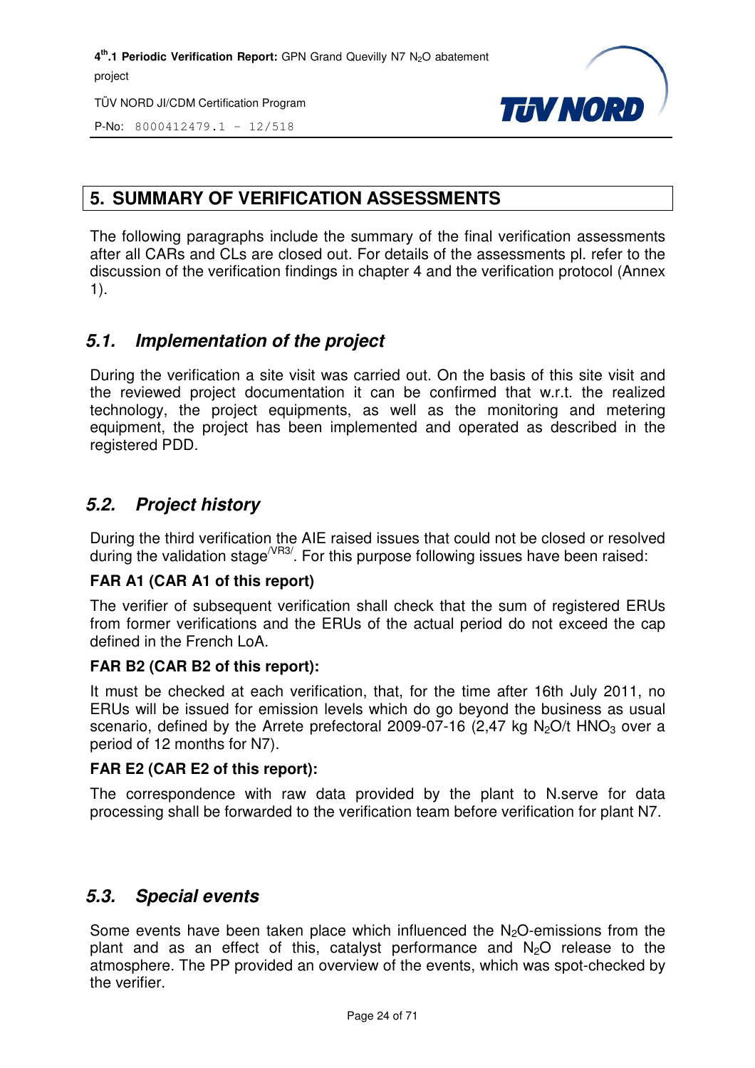# 5. SUMMARY OF VERIFICATION ASSESSMENTS

The following paragraphs include the summary of the final verification assessments after all CARs and CLs are closed out. For details of the assessments pl. refer to the discussion of the verification findings in chapter 4 and the verification protocol (Annex 1).

## *5.1. Implementation of the project*

During the verification a site visit was carried out. On the basis of this site visit and the reviewed project documentation it can be confirmed that w.r.t. the realized technology, the project equipments, as well as the monitoring and metering equipment, the project has been implemented and operated as described in the registered PDD.

## *5.2. Project history*

During the third verification the AIE raised issues that could not be closed or resolved during the validation stage[/VR3/]. For this purpose following issues have been raised:

**FAR A1 (CAR A1 of this report)**

The verifier of subsequent verification shall check that the sum of registered ERUs from former verifications and the ERUs of the actual period do not exceed the cap defined in the French LoA.

**FAR B2 (CAR B2 of this report):**

It must be checked at each verification, that, for the time after 16th July 2011, no ERUs will be issued for emission levels which do go beyond the business as usual scenario, defined by the Arrete prefectoral 2009-07-16 (2,47 kg $N_2O$/t $HNO_3$ over a period of 12 months for N7).

**FAR E2 (CAR E2 of this report):**

The correspondence with raw data provided by the plant to N.serve for data processing shall be forwarded to the verification team before verification for plant N7.

## *5.3. Special events*

Some events have been taken place which influenced the $N_2O$-emissions from the plant and as an effect of this, catalyst performance and $N_2O$ release to the atmosphere. The PP provided an overview of the events, which was spot-checked by the verifier.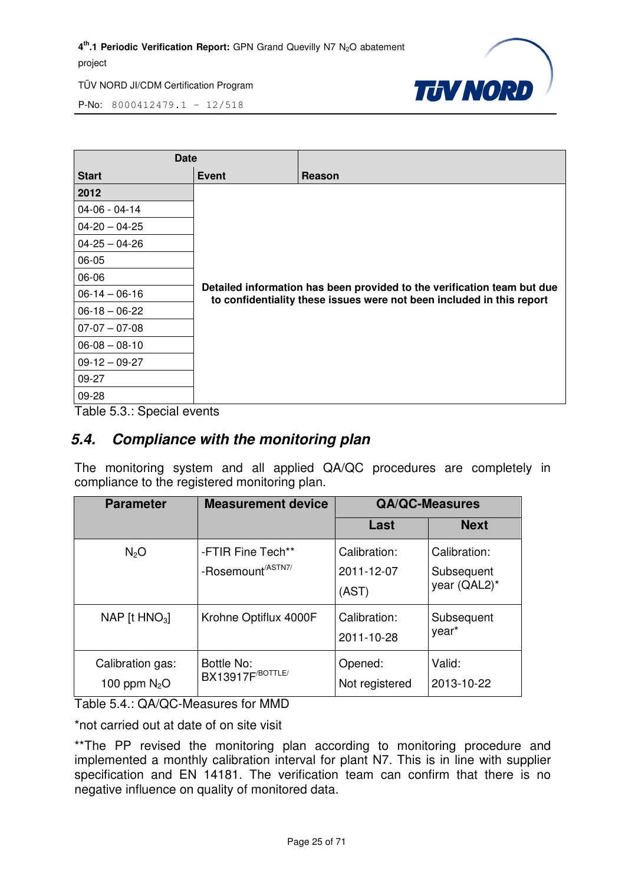| Date | | |
|---|---|---|
| **Start** | **Event** | **Reason** |
| **2012** | | |
| 04-06 - 04-14 | | |
| 04-20 – 04-25 | | |
| 04-25 – 04-26 | | |
| 06-05 | | |
| 06-06 | | |
| 06-14 – 06-16 | **Detailed information has been provided to the verification team but due to confidentiality these issues were not been included in this report** | |
| 06-18 – 06-22 | | |
| 07-07 – 07-08 | | |
| 06-08 – 08-10 | | |
| 09-12 – 09-27 | | |
| 09-27 | | |
| 09-28 | | |

Table 5.3.: Special events

## *5.4. Compliance with the monitoring plan*

The monitoring system and all applied QA/QC procedures are completely in compliance to the registered monitoring plan.

| Parameter | Measurement device | QA/QC-Measures | |
|---|---|---|---|
| | | **Last** | **Next** |
| $N_2O$ | -FTIR Fine Tech**<br>-Rosemount[/ASTN7/] | Calibration:<br>2011-12-07<br>(AST) | Calibration:<br>Subsequent year (QAL2)* |
| NAP [t $HNO_3$] | Krohne Optiflux 4000F | Calibration:<br>2011-10-28 | Subsequent year* |
| Calibration gas:<br>100 ppm $N_2O$ | Bottle No:<br>BX13917F[/BOTTLE/] | Opened:<br>Not registered | Valid:<br>2013-10-22 |

Table 5.4.: QA/QC-Measures for MMD

*not carried out at date of on site visit

**The PP revised the monitoring plan according to monitoring procedure and implemented a monthly calibration interval for plant N7. This is in line with supplier specification and EN 14181. The verification team can confirm that there is no negative influence on quality of monitored data.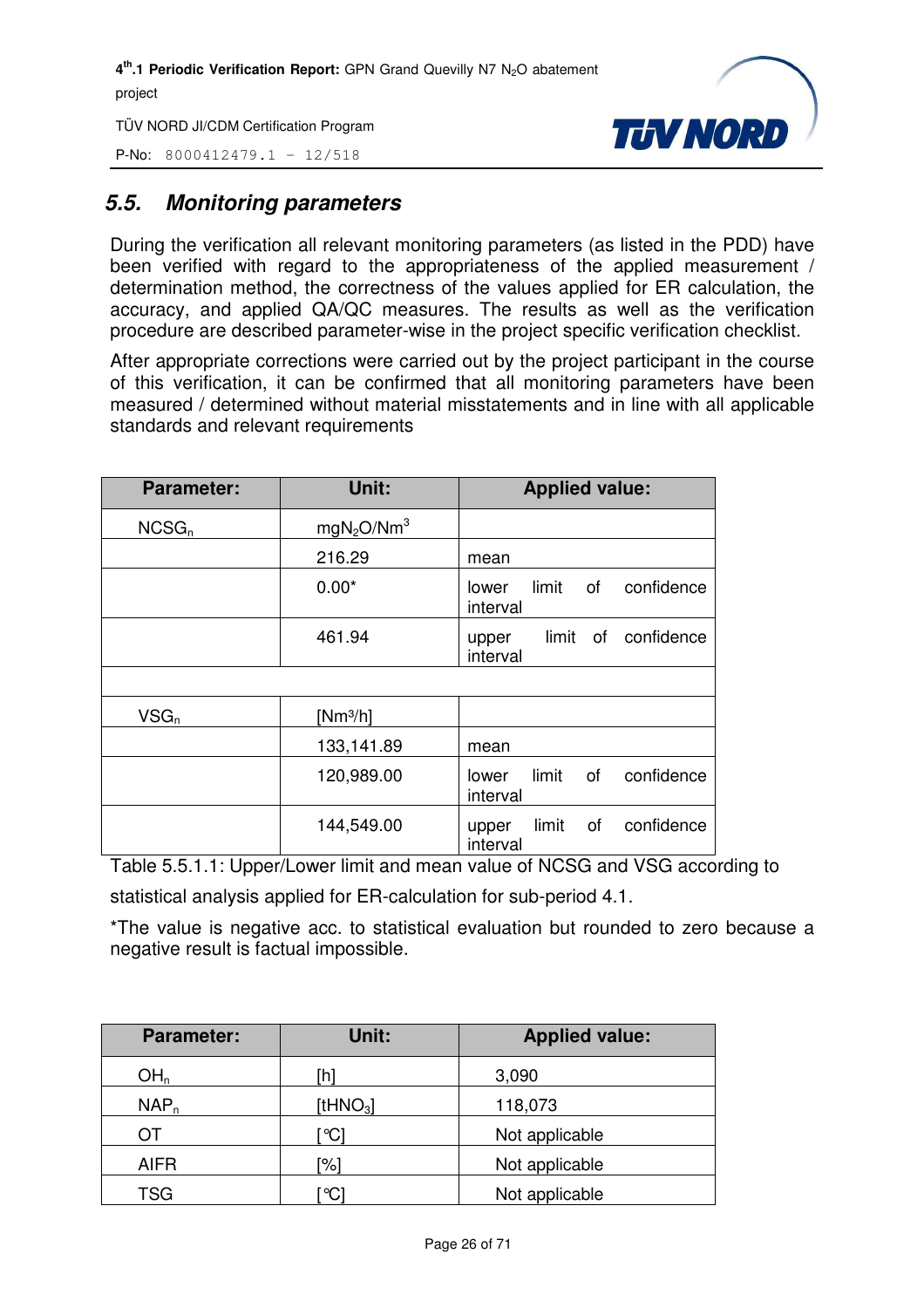## 5.5. Monitoring parameters

During the verification all relevant monitoring parameters (as listed in the PDD) have been verified with regard to the appropriateness of the applied measurement / determination method, the correctness of the values applied for ER calculation, the accuracy, and applied QA/QC measures. The results as well as the verification procedure are described parameter-wise in the project specific verification checklist.

After appropriate corrections were carried out by the project participant in the course of this verification, it can be confirmed that all monitoring parameters have been measured / determined without material misstatements and in line with all applicable standards and relevant requirements

| Parameter: | Unit: | Applied value: |
|---|---|---|
| $NCSG_n$ | $mgN_2O/Nm^3$ | |
| | 216.29 | mean |
| | 0.00* | lower limit of confidence interval |
| | 461.94 | upper limit of confidence interval |
| | | |
| $VSG_n$ | [$Nm^3/h$] | |
| | 133,141.89 | mean |
| | 120,989.00 | lower limit of confidence interval |
| | 144,549.00 | upper limit of confidence interval |

Table 5.5.1.1: Upper/Lower limit and mean value of NCSG and VSG according to statistical analysis applied for ER-calculation for sub-period 4.1.

*The value is negative acc. to statistical evaluation but rounded to zero because a negative result is factual impossible.

| Parameter: | Unit: | Applied value: |
|---|---|---|
| $OH_n$ | [h] | 3,090 |
| $NAP_n$ | [$tHNO_3$] | 118,073 |
| OT | [°C] | Not applicable |
| AIFR | [%] | Not applicable |
| TSG | [°C] | Not applicable |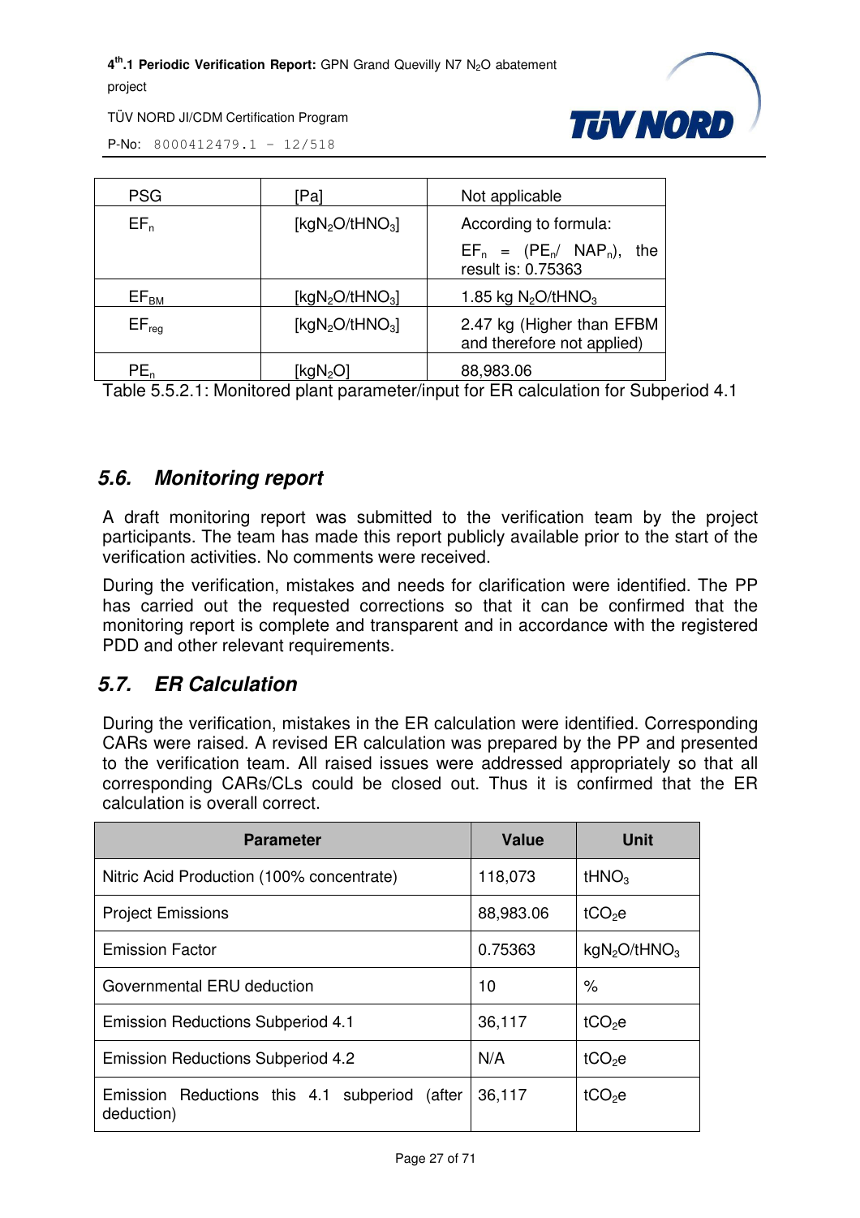| PSG | [Pa] | Not applicable |
|---|---|---|
| $EF_n$ | [$kgN_2O/tHNO_3$] | According to formula: $EF_n$ = ($PE_n$/ $NAP_n$), the result is: 0.75363 |
| $EF_{BM}$ | [$kgN_2O/tHNO_3$] | 1.85 kg $N_2O/tHNO_3$ |
| $EF_{reg}$ | [$kgN_2O/tHNO_3$] | 2.47 kg (Higher than EFBM and therefore not applied) |
| $PE_n$ | [$kgN_2O$] | 88,983.06 |

Table 5.5.2.1: Monitored plant parameter/input for ER calculation for Subperiod 4.1

## 5.6. Monitoring report

A draft monitoring report was submitted to the verification team by the project participants. The team has made this report publicly available prior to the start of the verification activities. No comments were received.

During the verification, mistakes and needs for clarification were identified. The PP has carried out the requested corrections so that it can be confirmed that the monitoring report is complete and transparent and in accordance with the registered PDD and other relevant requirements.

## 5.7. ER Calculation

During the verification, mistakes in the ER calculation were identified. Corresponding CARs were raised. A revised ER calculation was prepared by the PP and presented to the verification team. All raised issues were addressed appropriately so that all corresponding CARs/CLs could be closed out. Thus it is confirmed that the ER calculation is overall correct.

| Parameter | Value | Unit |
|---|---|---|
| Nitric Acid Production (100% concentrate) | 118,073 | $tHNO_3$ |
| Project Emissions | 88,983.06 | $tCO_2e$ |
| Emission Factor | 0.75363 | $kgN_2O/tHNO_3$ |
| Governmental ERU deduction | 10 | % |
| Emission Reductions Subperiod 4.1 | 36,117 | $tCO_2e$ |
| Emission Reductions Subperiod 4.2 | N/A | $tCO_2e$ |
| Emission Reductions this 4.1 subperiod (after deduction) | 36,117 | $tCO_2e$ |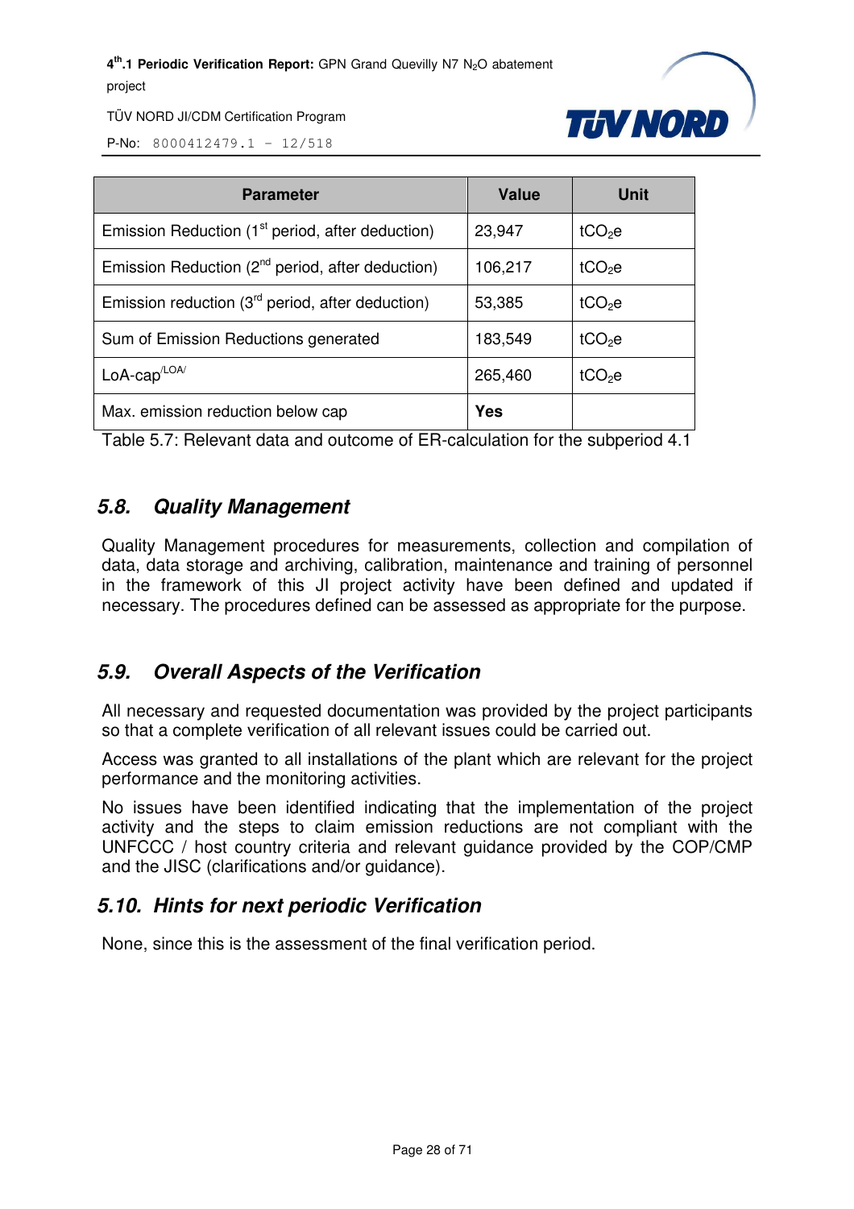| Parameter | Value | Unit |
|---|---|---|
| Emission Reduction (1st period, after deduction) | 23,947 | $tCO_2e$ |
| Emission Reduction (2nd period, after deduction) | 106,217 | $tCO_2e$ |
| Emission reduction (3rd period, after deduction) | 53,385 | $tCO_2e$ |
| Sum of Emission Reductions generated | 183,549 | $tCO_2e$ |
| LoA-cap[/LOA/] | 265,460 | $tCO_2e$ |
| Max. emission reduction below cap | **Yes** | |

Table 5.7: Relevant data and outcome of ER-calculation for the subperiod 4.1

## *5.8. Quality Management*

Quality Management procedures for measurements, collection and compilation of data, data storage and archiving, calibration, maintenance and training of personnel in the framework of this JI project activity have been defined and updated if necessary. The procedures defined can be assessed as appropriate for the purpose.

## *5.9. Overall Aspects of the Verification*

All necessary and requested documentation was provided by the project participants so that a complete verification of all relevant issues could be carried out.

Access was granted to all installations of the plant which are relevant for the project performance and the monitoring activities.

No issues have been identified indicating that the implementation of the project activity and the steps to claim emission reductions are not compliant with the UNFCCC / host country criteria and relevant guidance provided by the COP/CMP and the JISC (clarifications and/or guidance).

## *5.10. Hints for next periodic Verification*

None, since this is the assessment of the final verification period.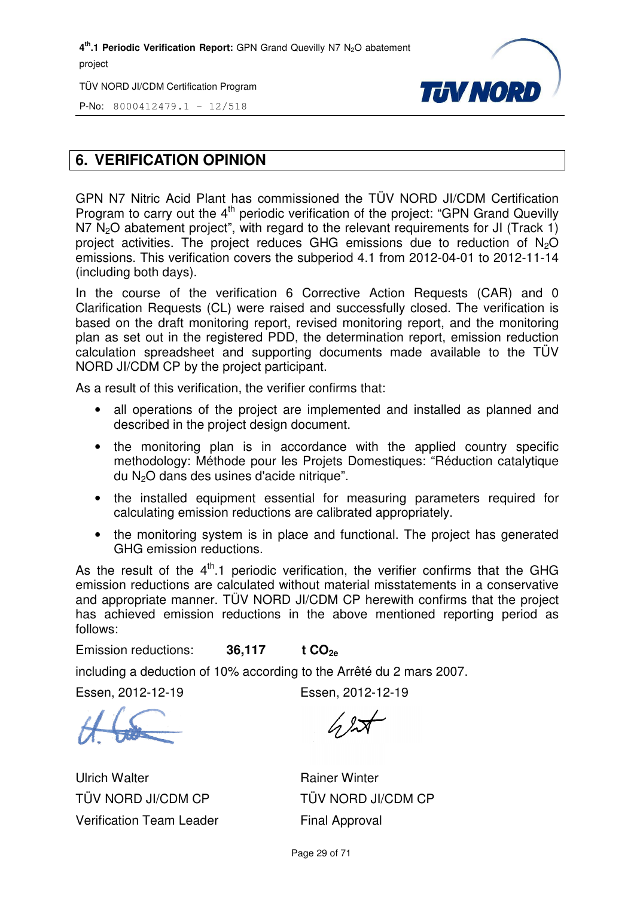## 6. VERIFICATION OPINION

GPN N7 Nitric Acid Plant has commissioned the TÜV NORD JI/CDM Certification Program to carry out the 4th periodic verification of the project: "GPN Grand Quevilly N7 $N_2O$ abatement project", with regard to the relevant requirements for JI (Track 1) project activities. The project reduces GHG emissions due to reduction of $N_2O$ emissions. This verification covers the subperiod 4.1 from 2012-04-01 to 2012-11-14 (including both days).

In the course of the verification 6 Corrective Action Requests (CAR) and 0 Clarification Requests (CL) were raised and successfully closed. The verification is based on the draft monitoring report, revised monitoring report, and the monitoring plan as set out in the registered PDD, the determination report, emission reduction calculation spreadsheet and supporting documents made available to the TÜV NORD JI/CDM CP by the project participant.

As a result of this verification, the verifier confirms that:

- all operations of the project are implemented and installed as planned and described in the project design document.
- the monitoring plan is in accordance with the applied country specific methodology: Méthode pour les Projets Domestiques: "Réduction catalytique du $N_2O$ dans des usines d'acide nitrique".
- the installed equipment essential for measuring parameters required for calculating emission reductions are calibrated appropriately.
- the monitoring system is in place and functional. The project has generated GHG emission reductions.

As the result of the 4th.1 periodic verification, the verifier confirms that the GHG emission reductions are calculated without material misstatements in a conservative and appropriate manner. TÜV NORD JI/CDM CP herewith confirms that the project has achieved emission reductions in the above mentioned reporting period as follows:

Emission reductions: **36,117** **t $CO_{2e}$**

including a deduction of 10% according to the Arrêté du 2 mars 2007.

Essen, 2012-12-19

Ulrich Walter
TÜV NORD JI/CDM CP
Verification Team Leader

Essen, 2012-12-19

Rainer Winter
TÜV NORD JI/CDM CP
Final Approval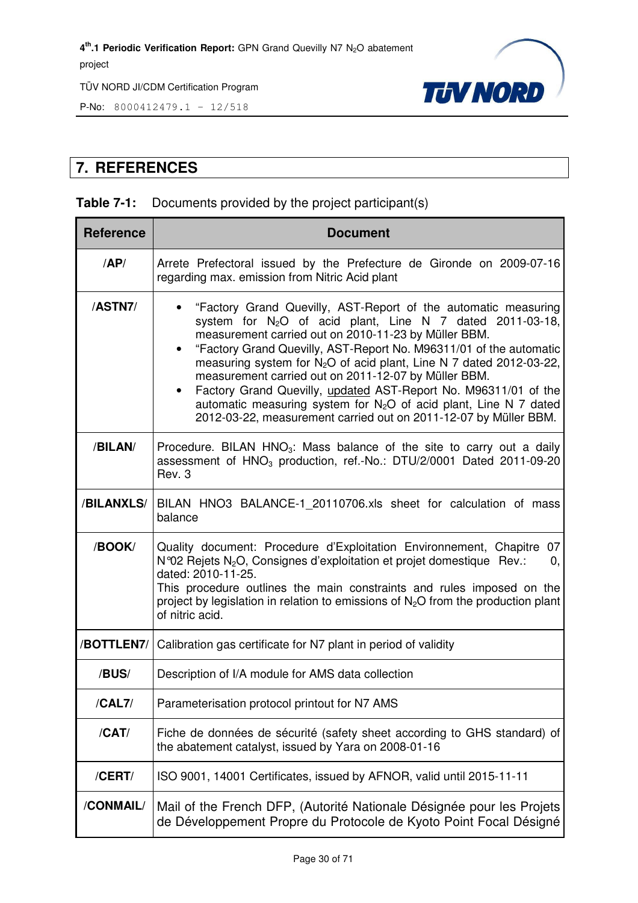## 7. REFERENCES

**Table 7-1:** Documents provided by the project participant(s)

| Reference | Document |
|---|---|
| **/AP/** | Arrete Prefectoral issued by the Prefecture de Gironde on 2009-07-16 regarding max. emission from Nitric Acid plant |
| **/ASTN7/** | • "Factory Grand Quevilly, AST-Report of the automatic measuring system for $N_2O$ of acid plant, Line N 7 dated 2011-03-18, measurement carried out on 2010-11-23 by Müller BBM. <br> • "Factory Grand Quevilly, AST-Report No. M96311/01 of the automatic measuring system for $N_2O$ of acid plant, Line N 7 dated 2012-03-22, measurement carried out on 2011-12-07 by Müller BBM. <br> • Factory Grand Quevilly, updated AST-Report No. M96311/01 of the automatic measuring system for $N_2O$ of acid plant, Line N 7 dated 2012-03-22, measurement carried out on 2011-12-07 by Müller BBM. |
| **/BILAN/** | Procedure. BILAN $HNO_3$: Mass balance of the site to carry out a daily assessment of $HNO_3$ production, ref.-No.: DTU/2/0001 Dated 2011-09-20 Rev. 3 |
| **/BILANXLS/** | BILAN HNO3 BALANCE-1_20110706.xls sheet for calculation of mass balance |
| **/BOOK/** | Quality document: Procedure d'Exploitation Environnement, Chapitre 07 N°02 Rejets $N_2O$, Consignes d'exploitation et projet domestique Rev.: 0, dated: 2010-11-25.<br>This procedure outlines the main constraints and rules imposed on the project by legislation in relation to emissions of $N_2O$ from the production plant of nitric acid. |
| **/BOTTLEN7/** | Calibration gas certificate for N7 plant in period of validity |
| **/BUS/** | Description of I/A module for AMS data collection |
| **/CAL7/** | Parameterisation protocol printout for N7 AMS |
| **/CAT/** | Fiche de données de sécurité (safety sheet according to GHS standard) of the abatement catalyst, issued by Yara on 2008-01-16 |
| **/CERT/** | ISO 9001, 14001 Certificates, issued by AFNOR, valid until 2015-11-11 |
| **/CONMAIL/** | Mail of the French DFP, (Autorité Nationale Désignée pour les Projets de Développement Propre du Protocole de Kyoto Point Focal Désigné |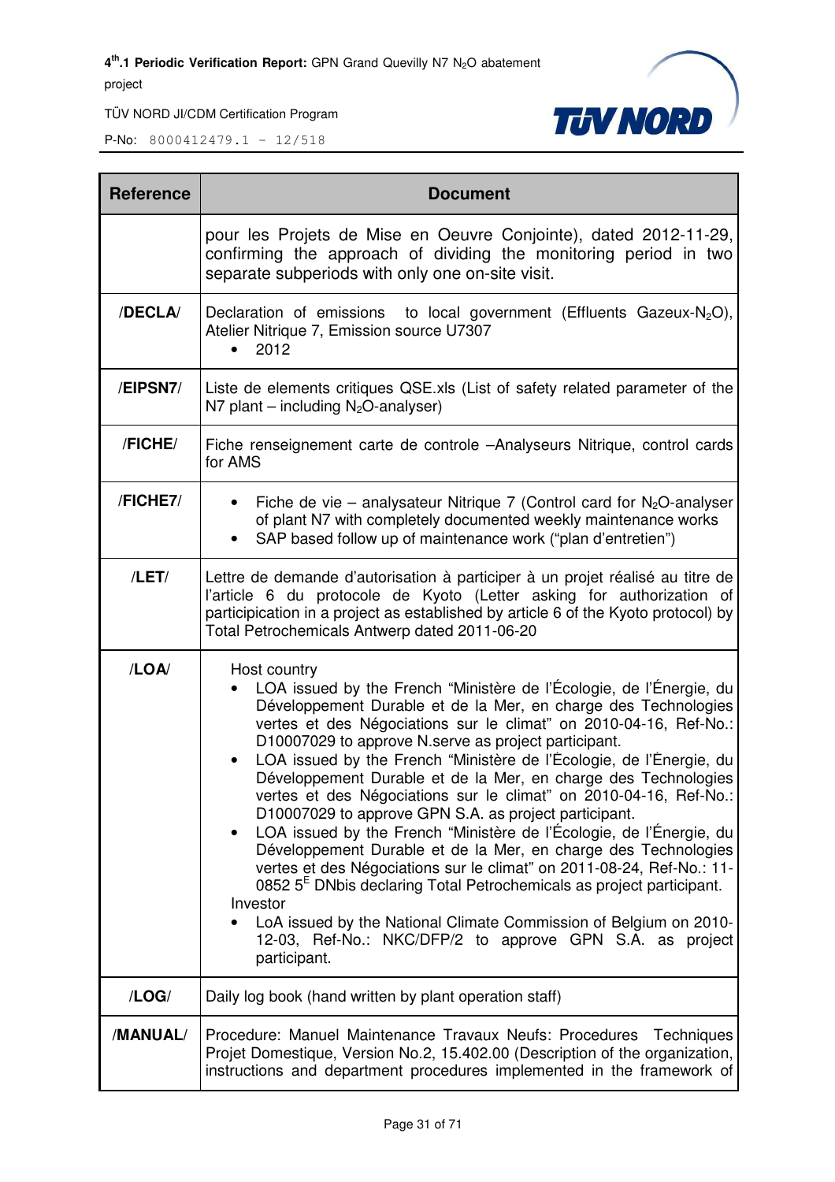| Reference | Document |
|---|---|
| | pour les Projets de Mise en Oeuvre Conjointe), dated 2012-11-29, confirming the approach of dividing the monitoring period in two separate subperiods with only one on-site visit. |
| /DECLA/ | Declaration of emissions to local government (Effluents Gazeux-$N_2O$), Atelier Nitrique 7, Emission source U7307<br>• 2012 |
| /EIPSN7/ | Liste de elements critiques QSE.xls (List of safety related parameter of the N7 plant – including $N_2O$-analyser) |
| /FICHE/ | Fiche renseignement carte de controle –Analyseurs Nitrique, control cards for AMS |
| /FICHE7/ | • Fiche de vie – analysateur Nitrique 7 (Control card for $N_2O$-analyser of plant N7 with completely documented weekly maintenance works<br>• SAP based follow up of maintenance work ("plan d'entretien") |
| /LET/ | Lettre de demande d'autorisation à participer à un projet réalisé au titre de l'article 6 du protocole de Kyoto (Letter asking for authorization of participication in a project as established by article 6 of the Kyoto protocol) by Total Petrochemicals Antwerp dated 2011-06-20 |
| /LOA/ | Host country<br>• LOA issued by the French "Ministère de l'Écologie, de l'Énergie, du Développement Durable et de la Mer, en charge des Technologies vertes et des Négociations sur le climat" on 2010-04-16, Ref-No.: D10007029 to approve N.serve as project participant.<br>• LOA issued by the French "Ministère de l'Écologie, de l'Énergie, du Développement Durable et de la Mer, en charge des Technologies vertes et des Négociations sur le climat" on 2010-04-16, Ref-No.: D10007029 to approve GPN S.A. as project participant.<br>• LOA issued by the French "Ministère de l'Écologie, de l'Énergie, du Développement Durable et de la Mer, en charge des Technologies vertes et des Négociations sur le climat" on 2011-08-24, Ref-No.: 11-0852 5[E] DNbis declaring Total Petrochemicals as project participant.<br>Investor<br>• LoA issued by the National Climate Commission of Belgium on 2010-12-03, Ref-No.: NKC/DFP/2 to approve GPN S.A. as project participant. |
| /LOG/ | Daily log book (hand written by plant operation staff) |
| /MANUAL/ | Procedure: Manuel Maintenance Travaux Neufs: Procedures Techniques Projet Domestique, Version No.2, 15.402.00 (Description of the organization, instructions and department procedures implemented in the framework of |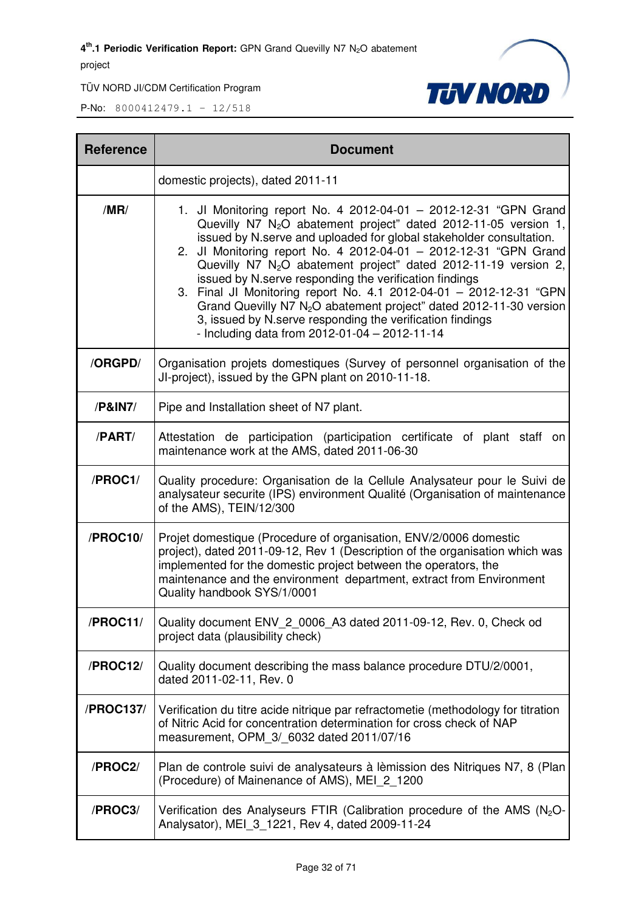| Reference | Document |
|---|---|
| | domestic projects), dated 2011-11 |
| **/MR/** | 1. JI Monitoring report No. 4 2012-04-01 – 2012-12-31 “GPN Grand Quevilly N7 $N_2O$ abatement project” dated 2012-11-05 version 1, issued by N.serve and uploaded for global stakeholder consultation.<br>2. JI Monitoring report No. 4 2012-04-01 – 2012-12-31 “GPN Grand Quevilly N7 $N_2O$ abatement project” dated 2012-11-19 version 2, issued by N.serve responding the verification findings<br>3. Final JI Monitoring report No. 4.1 2012-04-01 – 2012-12-31 “GPN Grand Quevilly N7 $N_2O$ abatement project” dated 2012-11-30 version 3, issued by N.serve responding the verification findings<br>- Including data from 2012-01-04 – 2012-11-14 |
| **/ORGPD/** | Organisation projets domestiques (Survey of personnel organisation of the JI-project), issued by the GPN plant on 2010-11-18. |
| **/P&IN7/** | Pipe and Installation sheet of N7 plant. |
| **/PART/** | Attestation de participation (participation certificate of plant staff on maintenance work at the AMS, dated 2011-06-30 |
| **/PROC1/** | Quality procedure: Organisation de la Cellule Analysateur pour le Suivi de analysateur securite (IPS) environment Qualité (Organisation of maintenance of the AMS), TEIN/12/300 |
| **/PROC10/** | Projet domestique (Procedure of organisation, ENV/2/0006 domestic project), dated 2011-09-12, Rev 1 (Description of the organisation which was implemented for the domestic project between the operators, the maintenance and the environment department, extract from Environment Quality handbook SYS/1/0001 |
| **/PROC11/** | Quality document ENV_2_0006_A3 dated 2011-09-12, Rev. 0, Check od project data (plausibility check) |
| **/PROC12/** | Quality document describing the mass balance procedure DTU/2/0001, dated 2011-02-11, Rev. 0 |
| **/PROC137/** | Verification du titre acide nitrique par refractometie (methodology for titration of Nitric Acid for concentration determination for cross check of NAP measurement, OPM_3/_6032 dated 2011/07/16 |
| **/PROC2/** | Plan de controle suivi de analysateurs à lèmission des Nitriques N7, 8 (Plan (Procedure) of Mainenance of AMS), MEI_2_1200 |
| **/PROC3/** | Verification des Analyseurs FTIR (Calibration procedure of the AMS ($N_2O$-Analysator), MEI_3_1221, Rev 4, dated 2009-11-24 |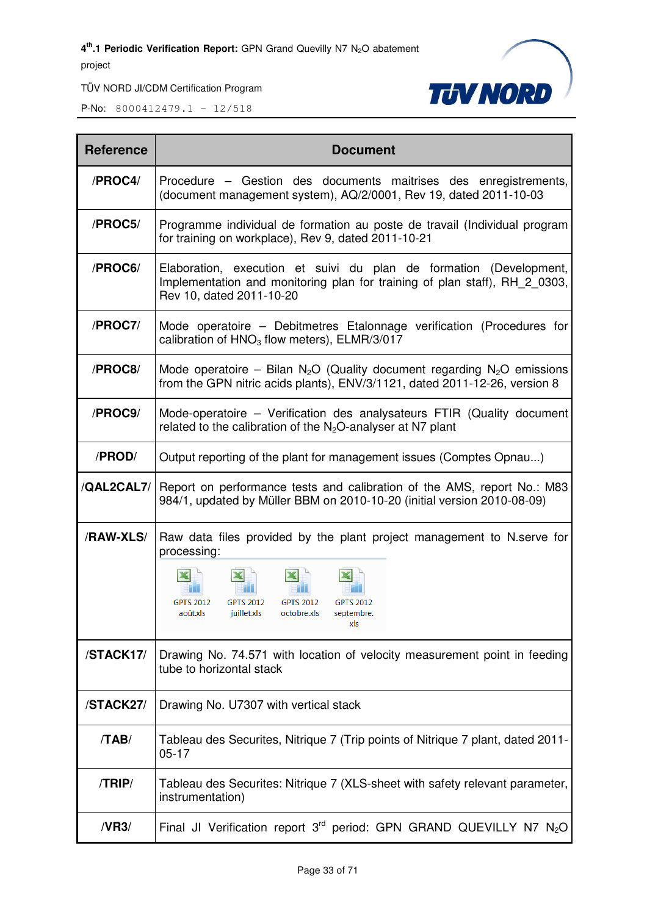| Reference | Document |
|---|---|
| /PROC4/ | Procedure – Gestion des documents maitrises des enregistrements, (document management system), AQ/2/0001, Rev 19, dated 2011-10-03 |
| /PROC5/ | Programme individual de formation au poste de travail (Individual program for training on workplace), Rev 9, dated 2011-10-21 |
| /PROC6/ | Elaboration, execution et suivi du plan de formation (Development, Implementation and monitoring plan for training of plan staff), RH_2_0303, Rev 10, dated 2011-10-20 |
| /PROC7/ | Mode operatoire – Debitmetres Etalonnage verification (Procedures for calibration of $HNO_3$ flow meters), ELMR/3/017 |
| /PROC8/ | Mode operatoire – Bilan $N_2O$ (Quality document regarding $N_2O$ emissions from the GPN nitric acids plants), ENV/3/1121, dated 2011-12-26, version 8 |
| /PROC9/ | Mode-operatoire – Verification des analysateurs FTIR (Quality document related to the calibration of the $N_2O$-analyser at N7 plant |
| /PROD/ | Output reporting of the plant for management issues (Comptes Opnau...) |
| /QAL2CAL7/ | Report on performance tests and calibration of the AMS, report No.: M83 984/1, updated by Müller BBM on 2010-10-20 (initial version 2010-08-09) |
| /RAW-XLS/ | Raw data files provided by the plant project management to N.serve for processing: GPTS 2012 août.xls, GPTS 2012 juillet.xls, GPTS 2012 octobre.xls, GPTS 2012 septembre.xls |
| /STACK17/ | Drawing No. 74.571 with location of velocity measurement point in feeding tube to horizontal stack |
| /STACK27/ | Drawing No. U7307 with vertical stack |
| /TAB/ | Tableau des Securites, Nitrique 7 (Trip points of Nitrique 7 plant, dated 2011-05-17 |
| /TRIP/ | Tableau des Securites: Nitrique 7 (XLS-sheet with safety relevant parameter, instrumentation) |
| /VR3/ | Final JI Verification report 3rd period: GPN GRAND QUEVILLY N7 $N_2O$ |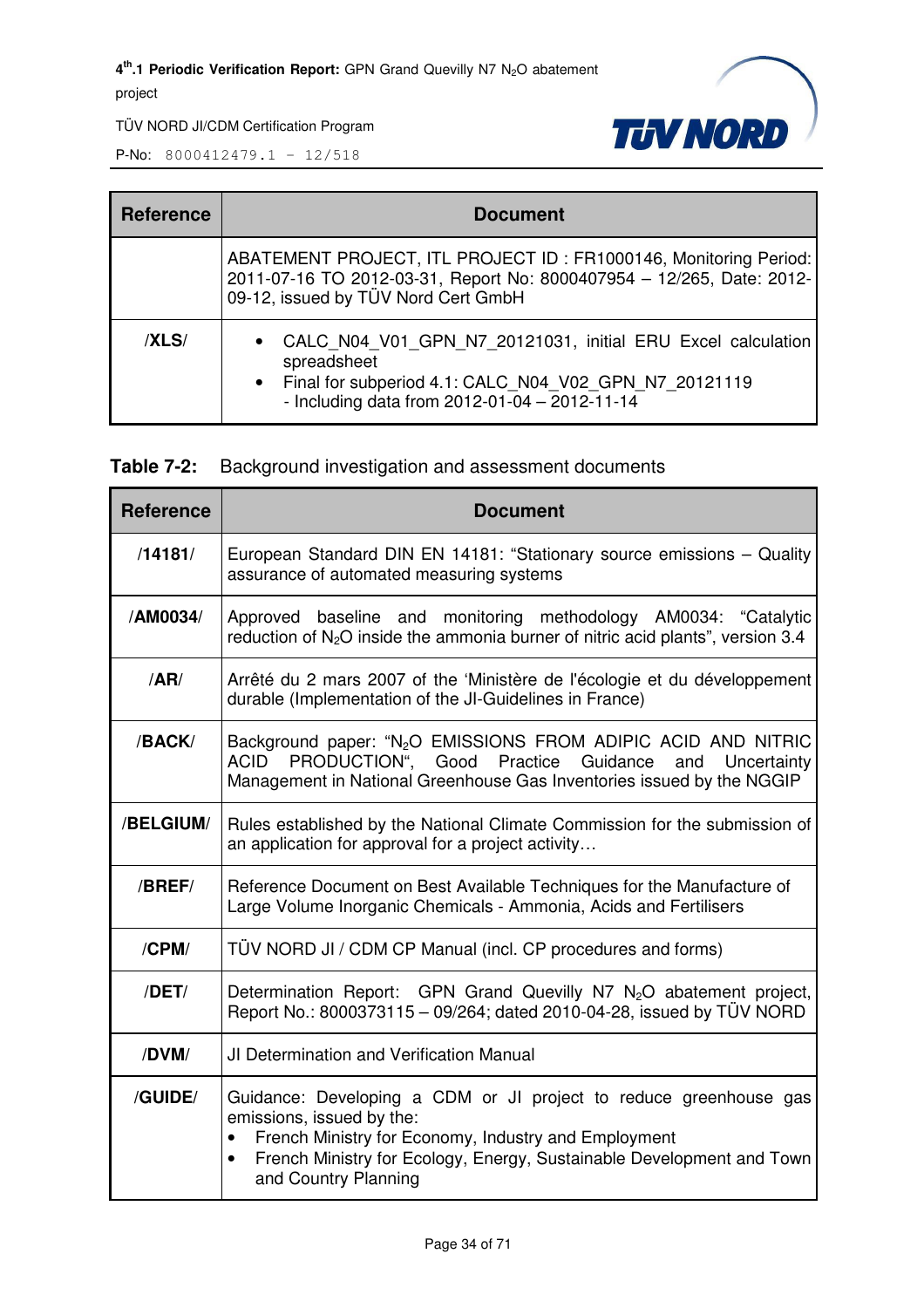| Reference | Document |
|---|---|
| | ABATEMENT PROJECT, ITL PROJECT ID : FR1000146, Monitoring Period: 2011-07-16 TO 2012-03-31, Report No: 8000407954 – 12/265, Date: 2012-09-12, issued by TÜV Nord Cert GmbH |
| /**XLS**/ | • CALC_N04_V01_GPN_N7_20121031, initial ERU Excel calculation spreadsheet<br>• Final for subperiod 4.1: CALC_N04_V02_GPN_N7_20121119 - Including data from 2012-01-04 – 2012-11-14 |

**Table 7-2:** Background investigation and assessment documents

| Reference | Document |
|---|---|
| /**14181**/ | European Standard DIN EN 14181: "Stationary source emissions – Quality assurance of automated measuring systems |
| /**AM0034**/ | Approved baseline and monitoring methodology AM0034: "Catalytic reduction of $N_2O$ inside the ammonia burner of nitric acid plants", version 3.4 |
| /**AR**/ | Arrêté du 2 mars 2007 of the 'Ministère de l'écologie et du développement durable (Implementation of the JI-Guidelines in France) |
| /**BACK**/ | Background paper: "$N_2O$ EMISSIONS FROM ADIPIC ACID AND NITRIC ACID PRODUCTION", Good Practice Guidance and Uncertainty Management in National Greenhouse Gas Inventories issued by the NGGIP |
| /**BELGIUM**/ | Rules established by the National Climate Commission for the submission of an application for approval for a project activity… |
| /**BREF**/ | Reference Document on Best Available Techniques for the Manufacture of Large Volume Inorganic Chemicals - Ammonia, Acids and Fertilisers |
| /**CPM**/ | TÜV NORD JI / CDM CP Manual (incl. CP procedures and forms) |
| /**DET**/ | Determination Report: GPN Grand Quevilly N7 $N_2O$ abatement project, Report No.: 8000373115 – 09/264; dated 2010-04-28, issued by TÜV NORD |
| /**DVM**/ | JI Determination and Verification Manual |
| /**GUIDE**/ | Guidance: Developing a CDM or JI project to reduce greenhouse gas emissions, issued by the:<br>• French Ministry for Economy, Industry and Employment<br>• French Ministry for Ecology, Energy, Sustainable Development and Town and Country Planning |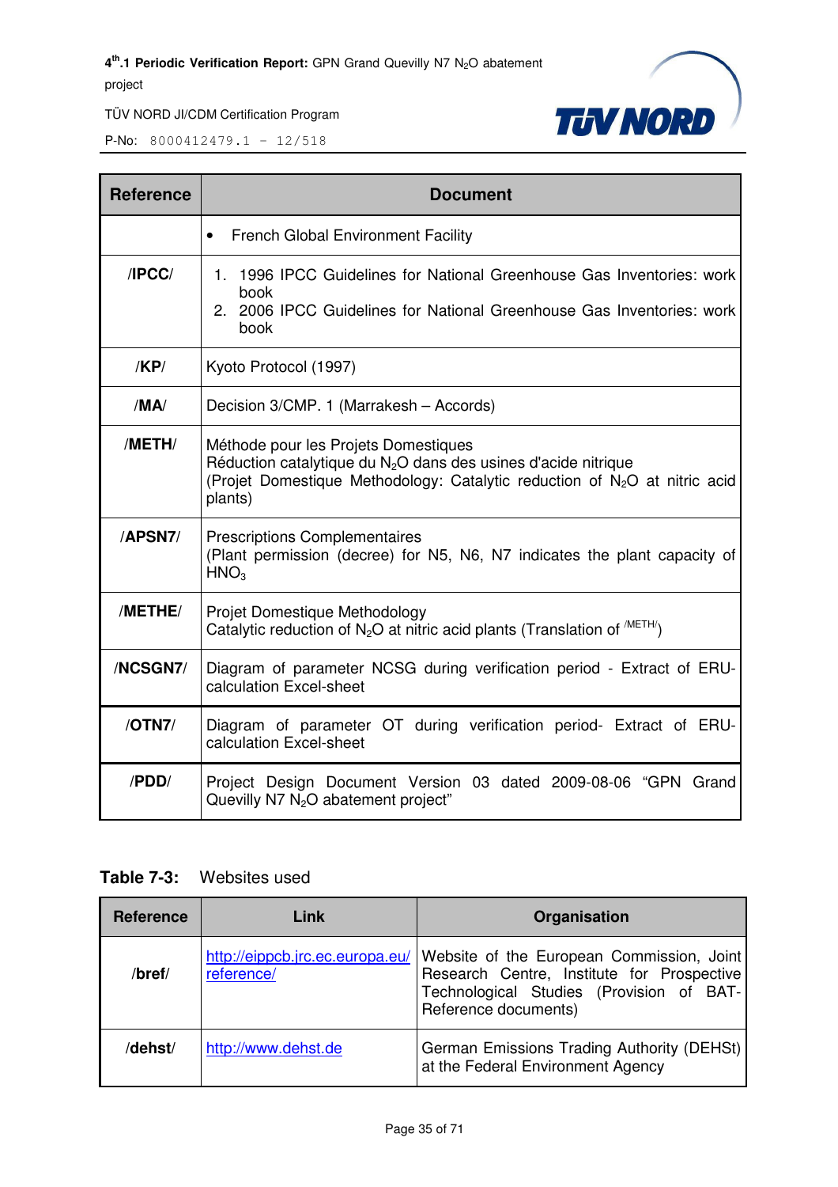| Reference | Document |
|---|---|
| | • French Global Environment Facility |
| /IPCC/ | 1. 1996 IPCC Guidelines for National Greenhouse Gas Inventories: work book<br>2. 2006 IPCC Guidelines for National Greenhouse Gas Inventories: work book |
| /KP/ | Kyoto Protocol (1997) |
| /MA/ | Decision 3/CMP. 1 (Marrakesh – Accords) |
| /METH/ | Méthode pour les Projets Domestiques<br>Réduction catalytique du $N_2O$ dans des usines d'acide nitrique<br>(Projet Domestique Methodology: Catalytic reduction of $N_2O$ at nitric acid plants) |
| /APSN7/ | Prescriptions Complementaires<br>(Plant permission (decree) for N5, N6, N7 indicates the plant capacity of $HNO_3$ |
| /METHE/ | Projet Domestique Methodology<br>Catalytic reduction of $N_2O$ at nitric acid plants (Translation of /METH/) |
| /NCSGN7/ | Diagram of parameter NCSG during verification period - Extract of ERU-calculation Excel-sheet |
| /OTN7/ | Diagram of parameter OT during verification period- Extract of ERU-calculation Excel-sheet |
| /PDD/ | Project Design Document Version 03 dated 2009-08-06 "GPN Grand Quevilly N7 $N_2O$ abatement project" |

**Table 7-3:** Websites used

| Reference | Link | Organisation |
|---|---|---|
| /bref/ | http://eippcb.jrc.ec.europa.eu/reference/ | Website of the European Commission, Joint Research Centre, Institute for Prospective Technological Studies (Provision of BAT-Reference documents) |
| /dehst/ | http://www.dehst.de | German Emissions Trading Authority (DEHSt) at the Federal Environment Agency |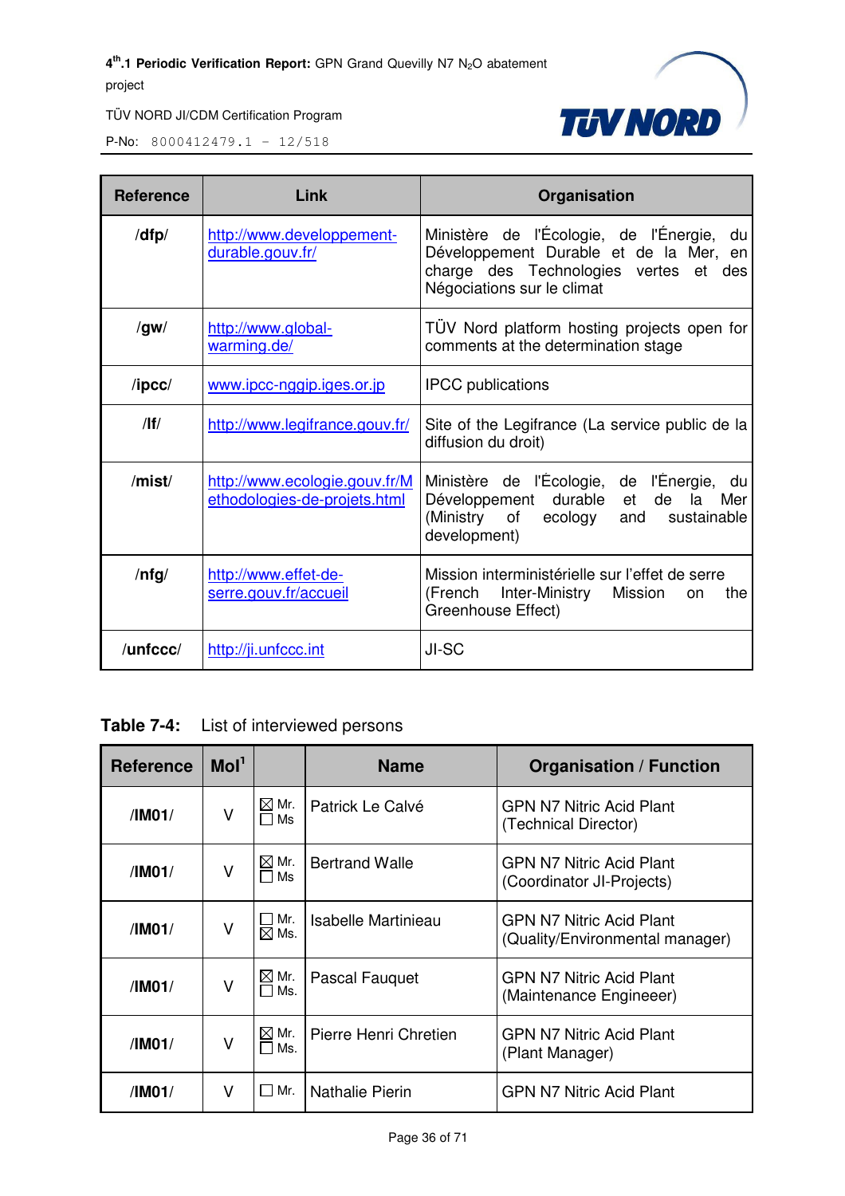| Reference | Link | Organisation |
|---|---|---|
| /dfp/ | http://www.developpement-durable.gouv.fr/ | Ministère de l'Écologie, de l'Énergie, du Développement Durable et de la Mer, en charge des Technologies vertes et des Négociations sur le climat |
| /gw/ | http://www.global-warming.de/ | TÜV Nord platform hosting projects open for comments at the determination stage |
| /ipcc/ | www.ipcc-nggip.iges.or.jp | IPCC publications |
| /lf/ | http://www.legifrance.gouv.fr/ | Site of the Legifrance (La service public de la diffusion du droit) |
| /mist/ | http://www.ecologie.gouv.fr/Methodologies-de-projets.html | Ministère de l'Écologie, de l'Énergie, du Développement durable et de la Mer (Ministry of ecology and sustainable development) |
| /nfg/ | http://www.effet-de-serre.gouv.fr/accueil | Mission interministérielle sur l'effet de serre (French Inter-Ministry Mission on the Greenhouse Effect) |
| /unfccc/ | http://ji.unfccc.int | JI-SC |

**Table 7-4:** List of interviewed persons

| Reference | MoI[1] | | Name | Organisation / Function |
|---|---|---|---|---|
| /IM01/ | V | ☒ Mr. ☐ Ms | Patrick Le Calvé | GPN N7 Nitric Acid Plant (Technical Director) |
| /IM01/ | V | ☒ Mr. ☐ Ms | Bertrand Walle | GPN N7 Nitric Acid Plant (Coordinator JI-Projects) |
| /IM01/ | V | ☐ Mr. ☒ Ms. | Isabelle Martinieau | GPN N7 Nitric Acid Plant (Quality/Environmental manager) |
| /IM01/ | V | ☒ Mr. ☐ Ms. | Pascal Fauquet | GPN N7 Nitric Acid Plant (Maintenance Engineeer) |
| /IM01/ | V | ☒ Mr. ☐ Ms. | Pierre Henri Chretien | GPN N7 Nitric Acid Plant (Plant Manager) |
| /IM01/ | V | ☐ Mr. | Nathalie Pierin | GPN N7 Nitric Acid Plant |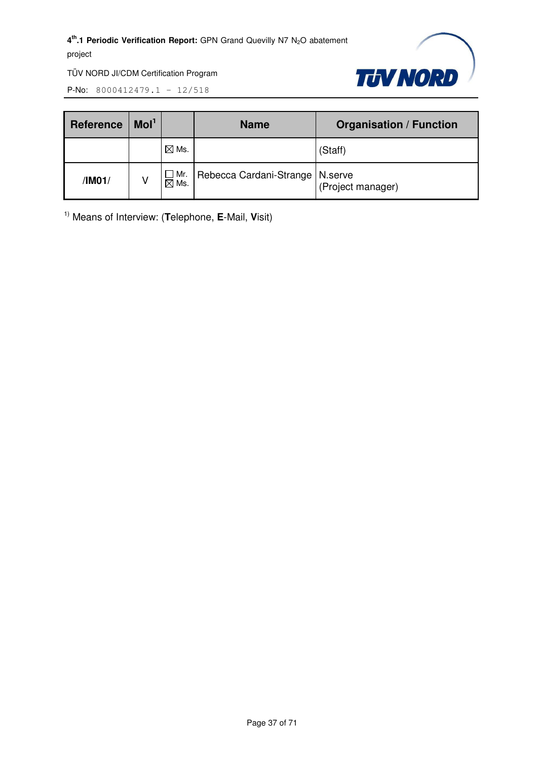| Reference | MoI[1] | | Name | Organisation / Function |
|---|---|---|---|---|
| | | ☒ Ms. | | (Staff) |
| /**IM01**/ | V | ☐ Mr. ☒ Ms. | Rebecca Cardani-Strange | N.serve (Project manager) |

[1]) Means of Interview: (**T**elephone, **E**-Mail, **V**isit)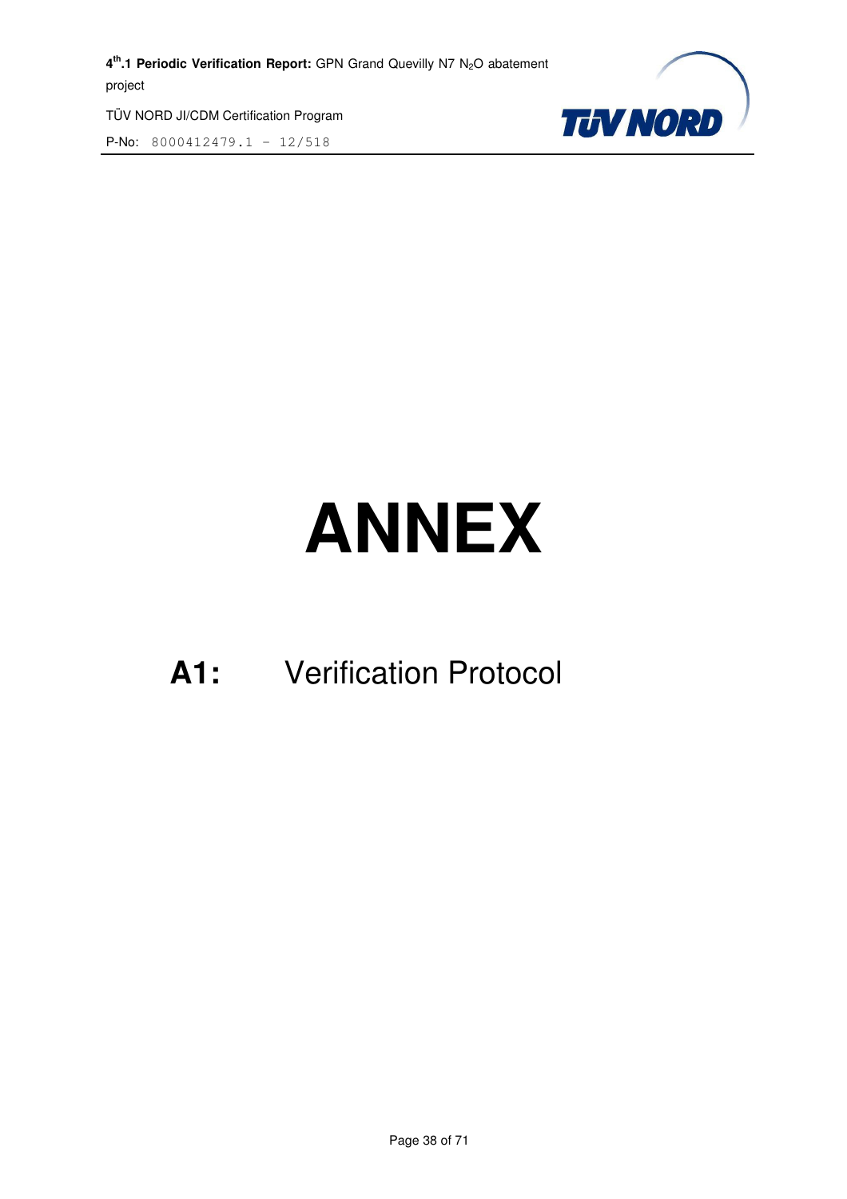# ANNEX

## A1: Verification Protocol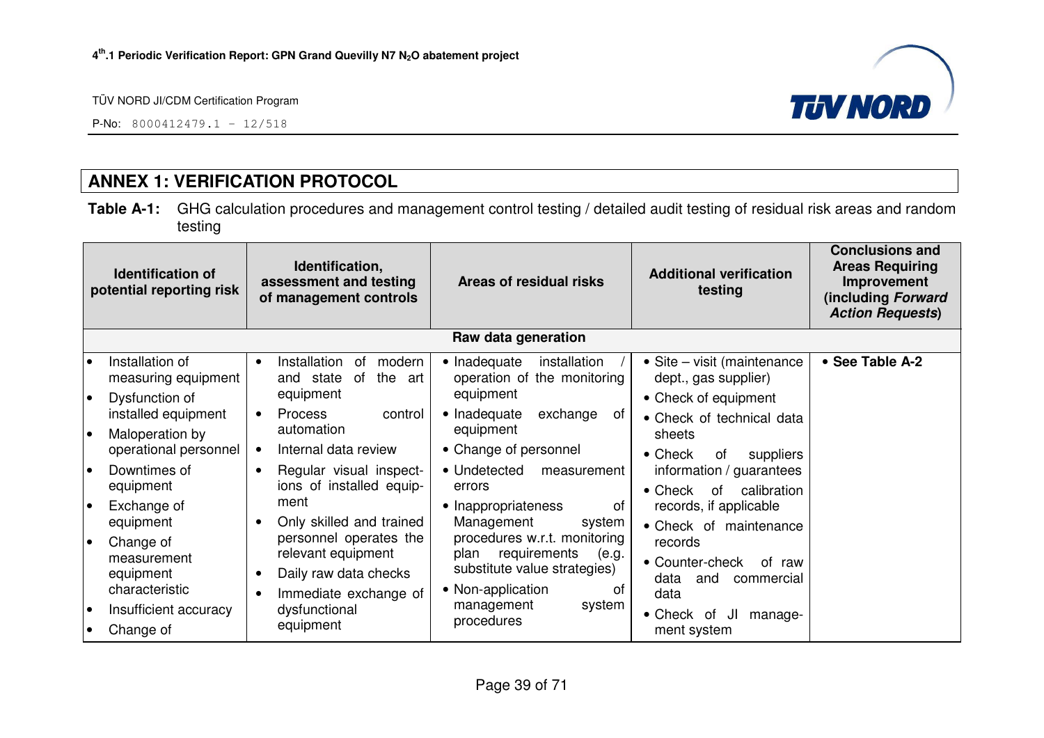## ANNEX 1: VERIFICATION PROTOCOL

**Table A-1:** GHG calculation procedures and management control testing / detailed audit testing of residual risk areas and random testing

| Identification of potential reporting risk | Identification, assessment and testing of management controls | Areas of residual risks | Additional verification testing | Conclusions and Areas Requiring Improvement (including *Forward Action Requests*) |
|---|---|---|---|---|
| **Raw data generation** | | | | |
| • Installation of measuring equipment<br>• Dysfunction of installed equipment<br>• Maloperation by operational personnel<br>• Downtimes of equipment<br>• Exchange of equipment<br>• Change of measurement equipment characteristic<br>• Insufficient accuracy<br>• Change of | • Installation of modern and state of the art equipment<br>• Process control automation<br>• Internal data review<br>• Regular visual inspections of installed equipment<br>• Only skilled and trained personnel operates the relevant equipment<br>• Daily raw data checks<br>• Immediate exchange of dysfunctional equipment | • Inadequate installation / operation of the monitoring equipment<br>• Inadequate exchange of equipment<br>• Change of personnel<br>• Undetected measurement errors<br>• Inappropriateness of Management system procedures w.r.t. monitoring plan requirements (e.g. substitute value strategies)<br>• Non-application of management system procedures | • Site – visit (maintenance dept., gas supplier)<br>• Check of equipment<br>• Check of technical data sheets<br>• Check of suppliers information / guarantees<br>• Check of calibration records, if applicable<br>• Check of maintenance records<br>• Counter-check of raw data and commercial data<br>• Check of JI management system | • **See Table A-2** |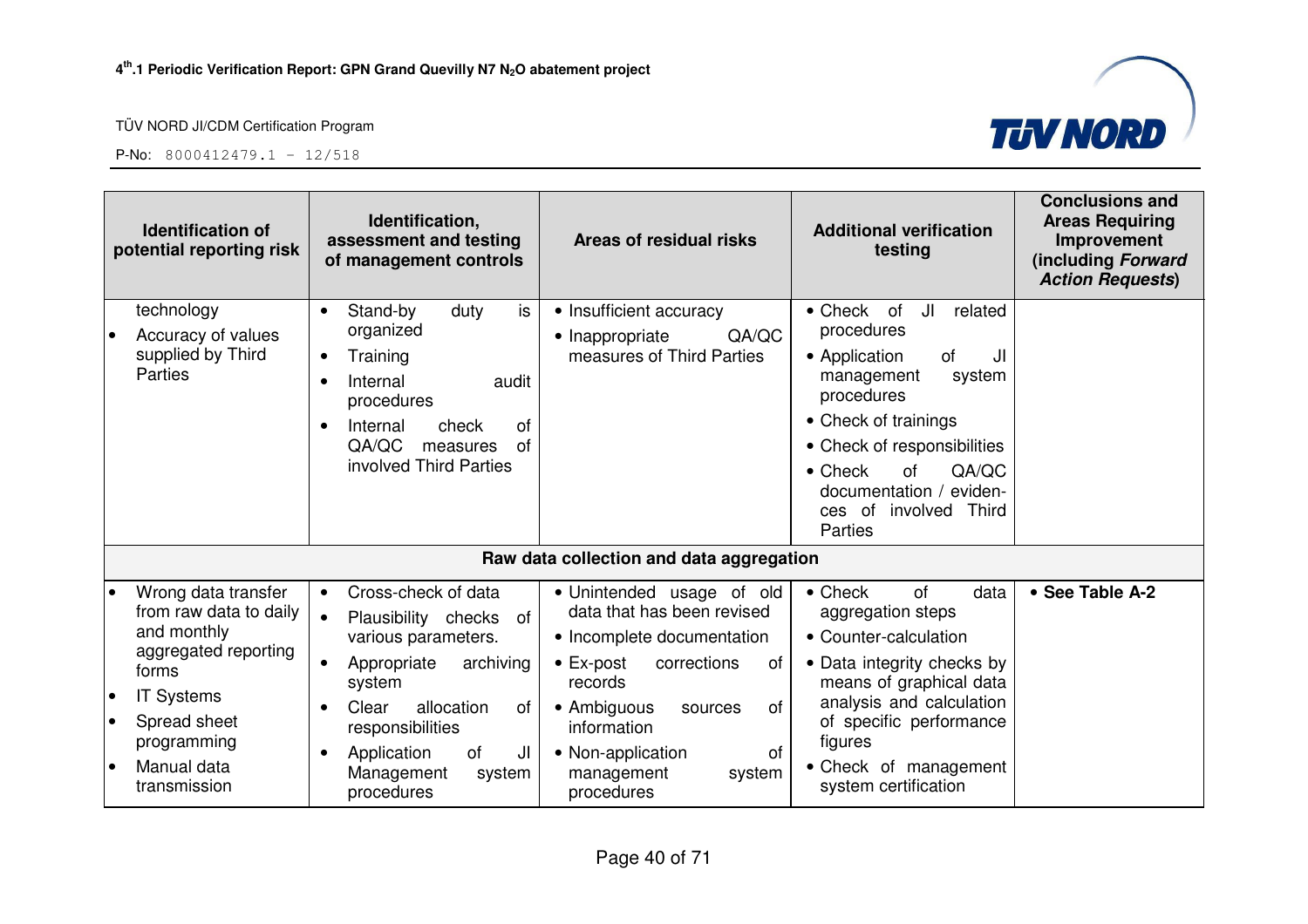| Identification of potential reporting risk | Identification, assessment and testing of management controls | Areas of residual risks | Additional verification testing | Conclusions and Areas Requiring Improvement (including *Forward Action Requests*) |
|---|---|---|---|---|
| technology<br>• Accuracy of values supplied by Third Parties | • Stand-by duty is organized<br>• Training<br>• Internal audit procedures<br>• Internal check of QA/QC measures of involved Third Parties | • Insufficient accuracy<br>• Inappropriate QA/QC measures of Third Parties | • Check of JI related procedures<br>• Application of JI management system procedures<br>• Check of trainings<br>• Check of responsibilities<br>• Check of QA/QC documentation / evidences of involved Third Parties | |
| **Raw data collection and data aggregation** | | | | |
| • Wrong data transfer from raw data to daily and monthly aggregated reporting forms<br>• IT Systems<br>• Spread sheet programming<br>• Manual data transmission | • Cross-check of data<br>• Plausibility checks of various parameters.<br>• Appropriate archiving system<br>• Clear allocation of responsibilities<br>• Application of JI Management system procedures | • Unintended usage of old data that has been revised<br>• Incomplete documentation<br>• Ex-post corrections of records<br>• Ambiguous sources of information<br>• Non-application of management system procedures | • Check of data aggregation steps<br>• Counter-calculation<br>• Data integrity checks by means of graphical data analysis and calculation of specific performance figures<br>• Check of management system certification | • **See Table A-2** |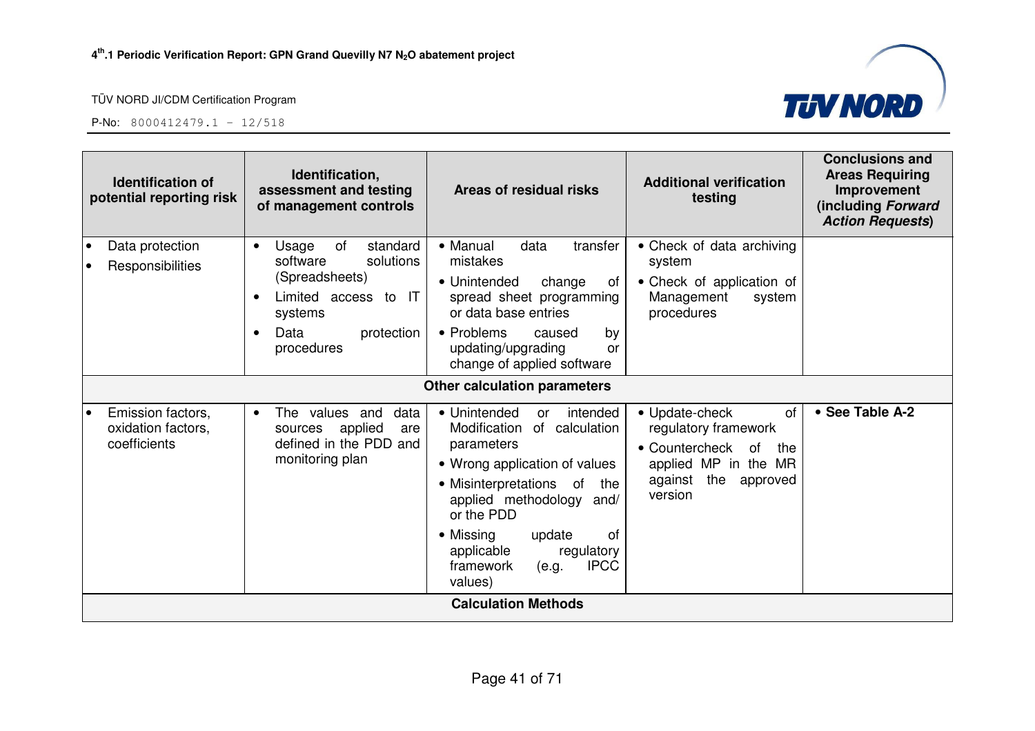| Identification of potential reporting risk | Identification, assessment and testing of management controls | Areas of residual risks | Additional verification testing | Conclusions and Areas Requiring Improvement (including *Forward Action Requests*) |
|---|---|---|---|---|
| • Data protection<br>• Responsibilities | • Usage of standard software solutions (Spreadsheets)<br>• Limited access to IT systems<br>• Data protection procedures | • Manual data transfer mistakes<br>• Unintended change of spread sheet programming or data base entries<br>• Problems caused by updating/upgrading or change of applied software | • Check of data archiving system<br>• Check of application of Management system procedures | |
| **Other calculation parameters** | | | | |
| • Emission factors, oxidation factors, coefficients | • The values and data sources applied are defined in the PDD and monitoring plan | • Unintended or intended Modification of calculation parameters<br>• Wrong application of values<br>• Misinterpretations of the applied methodology and/ or the PDD<br>• Missing update of applicable regulatory framework (e.g. IPCC values) | • Update-check of regulatory framework<br>• Countercheck of the applied MP in the MR against the approved version | • **See Table A-2** |
| **Calculation Methods** | | | | |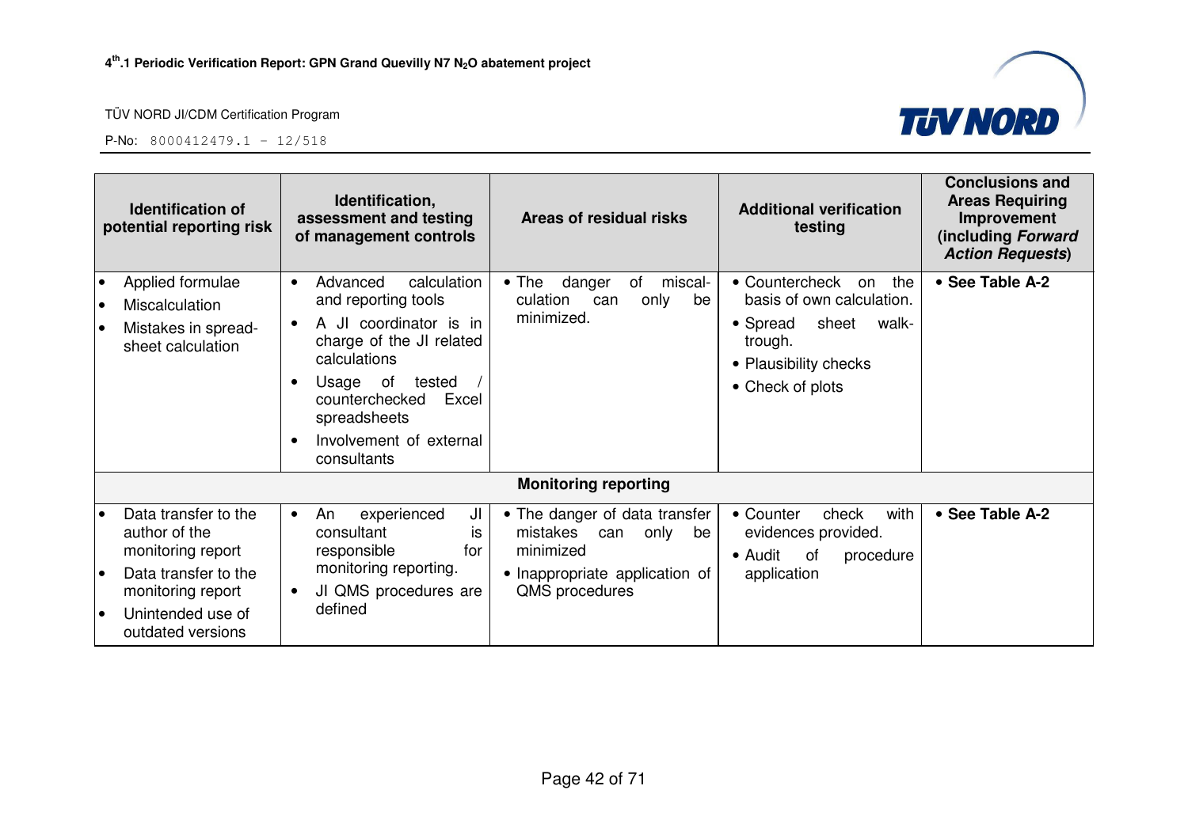| Identification of potential reporting risk | Identification, assessment and testing of management controls | Areas of residual risks | Additional verification testing | Conclusions and Areas Requiring Improvement (including *Forward Action Requests*) |
|---|---|---|---|---|
| • Applied formulae<br>• Miscalculation<br>• Mistakes in spread-sheet calculation | • Advanced calculation and reporting tools<br>• A JI coordinator is in charge of the JI related calculations<br>• Usage of tested / counterchecked Excel spreadsheets<br>• Involvement of external consultants | • The danger of miscal-culation can only be minimized. | • Countercheck on the basis of own calculation.<br>• Spread sheet walk-trough.<br>• Plausibility checks<br>• Check of plots | • **See Table A-2** |
| | | **Monitoring reporting** | | |
| • Data transfer to the author of the monitoring report<br>• Data transfer to the monitoring report<br>• Unintended use of outdated versions | • An experienced JI consultant is responsible for monitoring reporting.<br>• JI QMS procedures are defined | • The danger of data transfer mistakes can only be minimized<br>• Inappropriate application of QMS procedures | • Counter check with evidences provided.<br>• Audit of procedure application | • **See Table A-2** |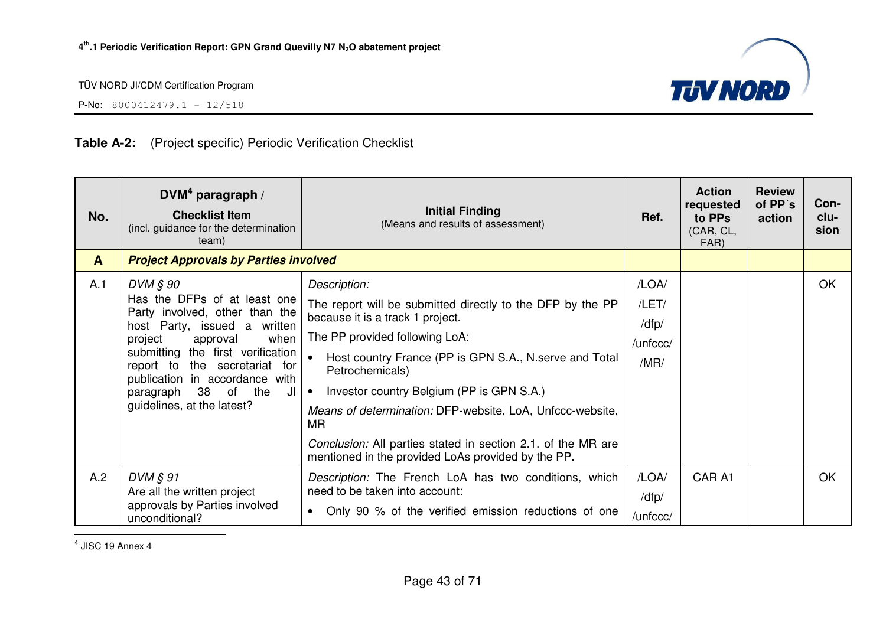**Table A-2:** (Project specific) Periodic Verification Checklist

| No. | DVM[4] paragraph / Checklist Item (incl. guidance for the determination team) | Initial Finding (Means and results of assessment) | Ref. | Action requested to PPs (CAR, CL, FAR) | Review of PP´s action | Conclusion |
|---|---|---|---|---|---|---|
| **A** | ***Project Approvals by Parties involved*** | | | | | |
| A.1 | *DVM § 90* Has the DFPs of at least one Party involved, other than the host Party, issued a written project approval when submitting the first verification report to the secretariat for publication in accordance with paragraph 38 of the JI guidelines, at the latest? | *Description:* The report will be submitted directly to the DFP by the PP because it is a track 1 project. The PP provided following LoA: <br>• Host country France (PP is GPN S.A., N.serve and Total Petrochemicals) <br>• Investor country Belgium (PP is GPN S.A.) <br>*Means of determination:* DFP-website, LoA, Unfccc-website, MR <br>*Conclusion:* All parties stated in section 2.1. of the MR are mentioned in the provided LoAs provided by the PP. | /LOA/ /LET/ /dfp/ /unfccc/ /MR/ | | | OK |
| A.2 | *DVM § 91* Are all the written project approvals by Parties involved unconditional? | *Description:* The French LoA has two conditions, which need to be taken into account: <br>• Only 90 % of the verified emission reductions of one | /LOA/ /dfp/ /unfccc/ | CAR A1 | | OK |

[4] JISC 19 Annex 4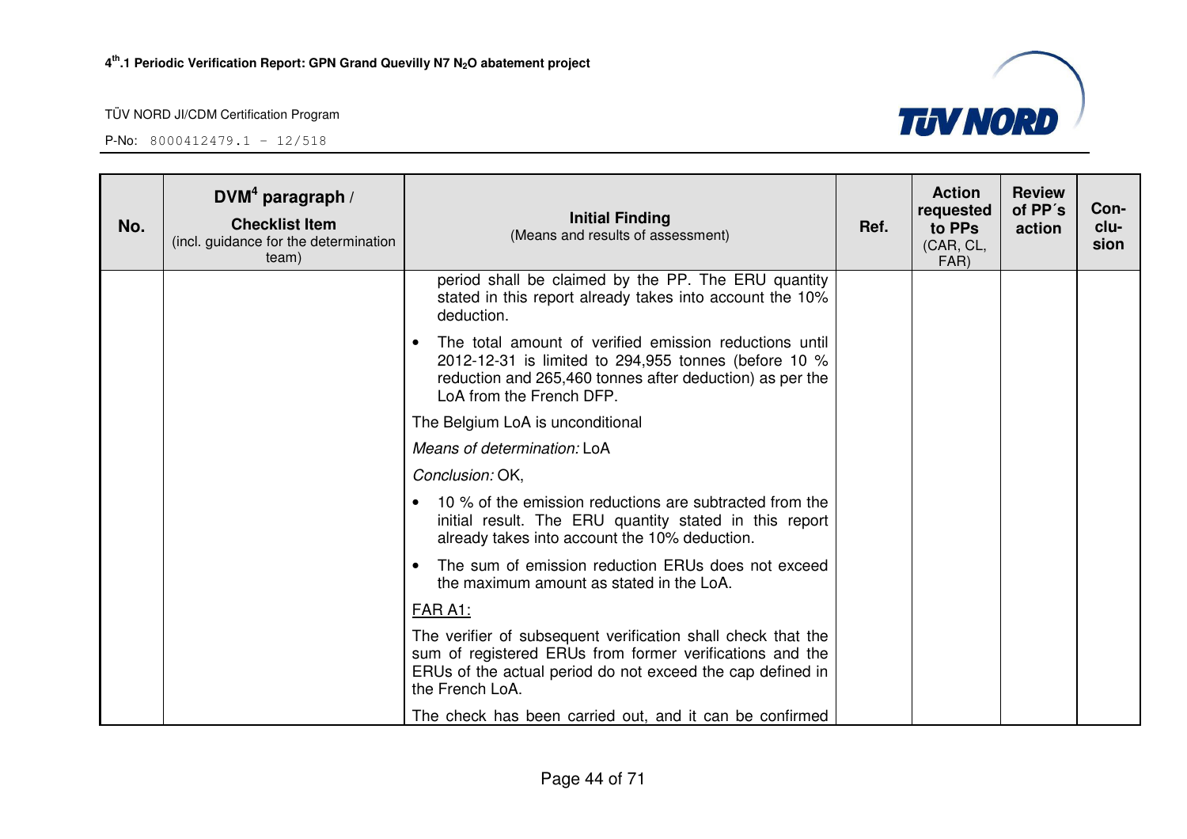| No. | DVM[4] paragraph / Checklist Item (incl. guidance for the determination team) | Initial Finding (Means and results of assessment) | Ref. | Action requested to PPs (CAR, CL, FAR) | Review of PP´s action | Con-clu-sion |
|---|---|---|---|---|---|---|
| | | period shall be claimed by the PP. The ERU quantity stated in this report already takes into account the 10% deduction.<br>• The total amount of verified emission reductions until 2012-12-31 is limited to 294,955 tonnes (before 10 % reduction and 265,460 tonnes after deduction) as per the LoA from the French DFP.<br>The Belgium LoA is unconditional<br>*Means of determination:* LoA<br>*Conclusion:* OK,<br>• 10 % of the emission reductions are subtracted from the initial result. The ERU quantity stated in this report already takes into account the 10% deduction.<br>• The sum of emission reduction ERUs does not exceed the maximum amount as stated in the LoA.<br><u>FAR A1:</u><br>The verifier of subsequent verification shall check that the sum of registered ERUs from former verifications and the ERUs of the actual period do not exceed the cap defined in the French LoA.<br>The check has been carried out, and it can be confirmed | | | | |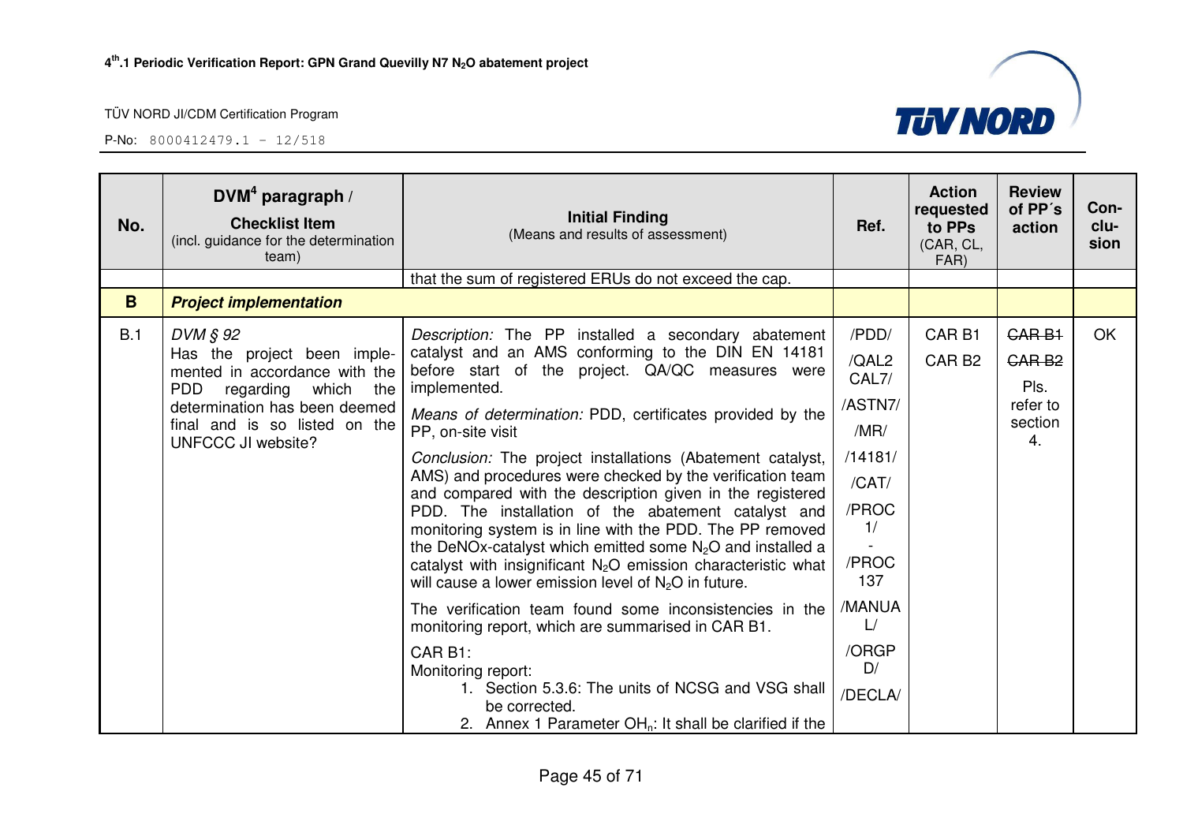| No. | DVM[4] paragraph / **Checklist Item** (incl. guidance for the determination team) | **Initial Finding** (Means and results of assessment) | **Ref.** | **Action requested to PPs** (CAR, CL, FAR) | **Review of PP´s action** | **Con-clu-sion** |
|---|---|---|---|---|---|---|
| | | that the sum of registered ERUs do not exceed the cap. | | | | |
| **B** | ***Project implementation*** | | | | | |
| B.1 | *DVM § 92* Has the project been implemented in accordance with the PDD regarding which the determination has been deemed final and is so listed on the UNFCCC JI website? | *Description:* The PP installed a secondary abatement catalyst and an AMS conforming to the DIN EN 14181 before start of the project. QA/QC measures were implemented.<br><br>*Means of determination:* PDD, certificates provided by the PP, on-site visit<br><br>*Conclusion:* The project installations (Abatement catalyst, AMS) and procedures were checked by the verification team and compared with the description given in the registered PDD. The installation of the abatement catalyst and monitoring system is in line with the PDD. The PP removed the DeNOx-catalyst which emitted some $N_2O$ and installed a catalyst with insignificant $N_2O$ emission characteristic what will cause a lower emission level of $N_2O$ in future.<br><br>The verification team found some inconsistencies in the monitoring report, which are summarised in CAR B1.<br><br>CAR B1:<br>Monitoring report:<br>1. Section 5.3.6: The units of NCSG and VSG shall be corrected.<br>2. Annex 1 Parameter $OH_n$: It shall be clarified if the | /PDD/<br>/QAL2 CAL7/<br>/ASTN7/<br>/MR/<br>/14181/<br>/CAT/<br>/PROC 1/ - /PROC 137<br>/MANUAL/<br>/ORGPD/<br>/DECLA/ | CAR B1<br>CAR B2 | ~~CAR B1~~<br>~~CAR B2~~<br>Pls. refer to section 4. | OK |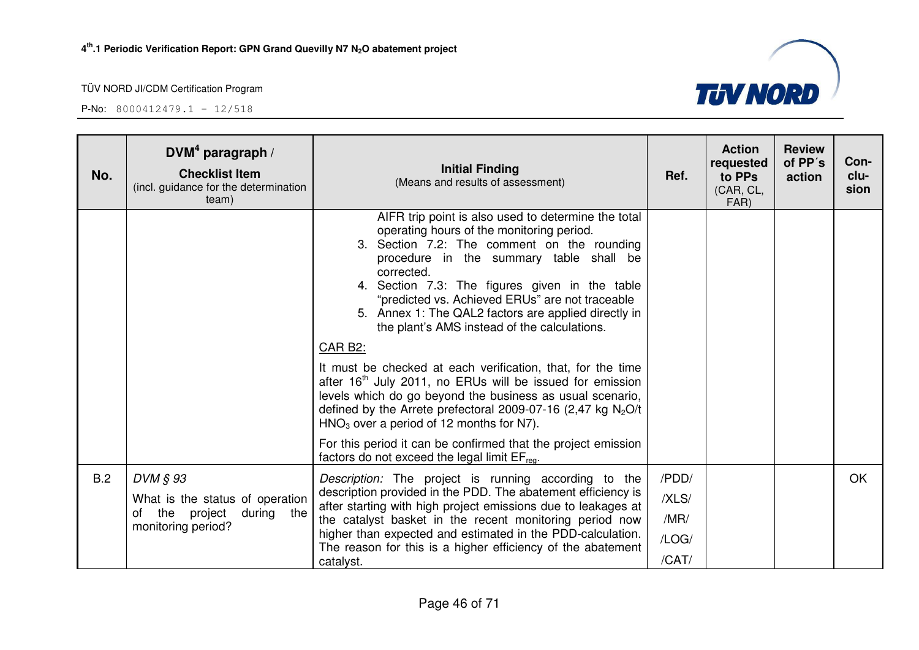| No. | DVM[4] paragraph / **Checklist Item** (incl. guidance for the determination team) | **Initial Finding** (Means and results of assessment) | Ref. | Action requested to PPs (CAR, CL, FAR) | Review of PP´s action | Con-clu-sion |
|---|---|---|---|---|---|---|
| | | AIFR trip point is also used to determine the total operating hours of the monitoring period.<br>3. Section 7.2: The comment on the rounding procedure in the summary table shall be corrected.<br>4. Section 7.3: The figures given in the table "predicted vs. Achieved ERUs" are not traceable<br>5. Annex 1: The QAL2 factors are applied directly in the plant's AMS instead of the calculations.<br><br><u>CAR B2:</u><br><br>It must be checked at each verification, that, for the time after 16th July 2011, no ERUs will be issued for emission levels which do go beyond the business as usual scenario, defined by the Arrete prefectoral 2009-07-16 (2,47 kg $N_2O$/t $HNO_3$ over a period of 12 months for N7).<br><br>For this period it can be confirmed that the project emission factors do not exceed the legal limit $EF_{reg}$. | | | | |
| B.2 | *DVM § 93*<br><br>What is the status of operation of the project during the monitoring period? | *Description:* The project is running according to the description provided in the PDD. The abatement efficiency is after starting with high project emissions due to leakages at the catalyst basket in the recent monitoring period now higher than expected and estimated in the PDD-calculation. The reason for this is a higher efficiency of the abatement catalyst. | /PDD/<br>/XLS/<br>/MR/<br>/LOG/<br>/CAT/ | | | OK |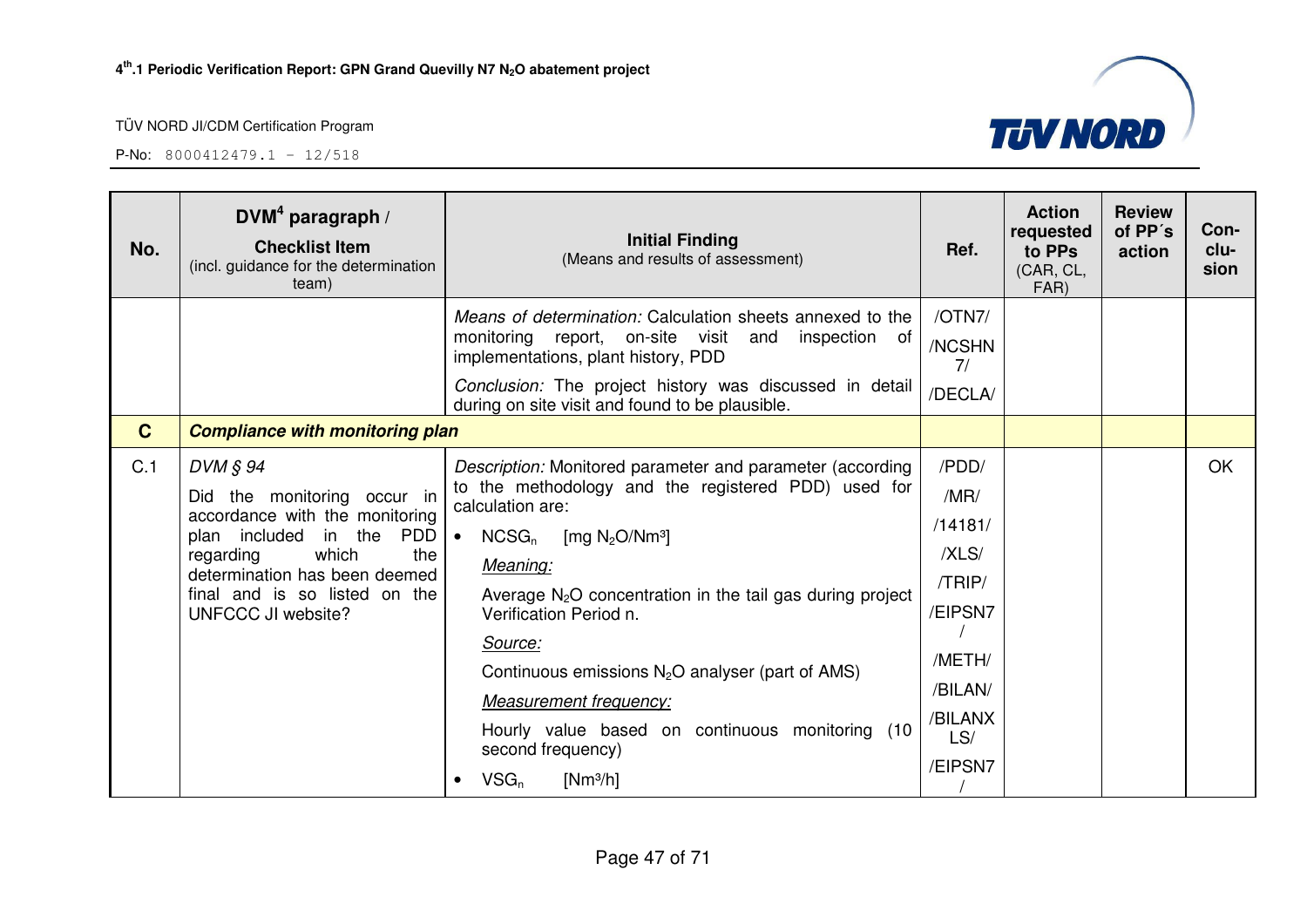| No. | DVM[4] paragraph / **Checklist Item** (incl. guidance for the determination team) | **Initial Finding** (Means and results of assessment) | Ref. | Action requested to PPs (CAR, CL, FAR) | Review of PP´s action | Con-clu-sion |
|---|---|---|---|---|---|---|
| | | *Means of determination:* Calculation sheets annexed to the monitoring report, on-site visit and inspection of implementations, plant history, PDD<br>*Conclusion:* The project history was discussed in detail during on site visit and found to be plausible. | /OTN7/<br>/NCSHN7/<br>/DECLA/ | | | |
| **C** | ***Compliance with monitoring plan*** | | | | | |
| C.1 | *DVM § 94*<br>Did the monitoring occur in accordance with the monitoring plan included in the PDD regarding which the determination has been deemed final and is so listed on the UNFCCC JI website? | *Description:* Monitored parameter and parameter (according to the methodology and the registered PDD) used for calculation are:<br>• $NCSG_n$ [mg $N_2O$/Nm³]<br>*Meaning:*<br>Average $N_2O$ concentration in the tail gas during project Verification Period n.<br>*Source:*<br>Continuous emissions $N_2O$ analyser (part of AMS)<br>*Measurement frequency:*<br>Hourly value based on continuous monitoring (10 second frequency)<br>• $VSG_n$ [Nm³/h] | /PDD/<br>/MR/<br>/14181/<br>/XLS/<br>/TRIP/<br>/EIPSN7/<br>/METH/<br>/BILAN/<br>/BILANXLS/<br>/EIPSN7/ | | | OK |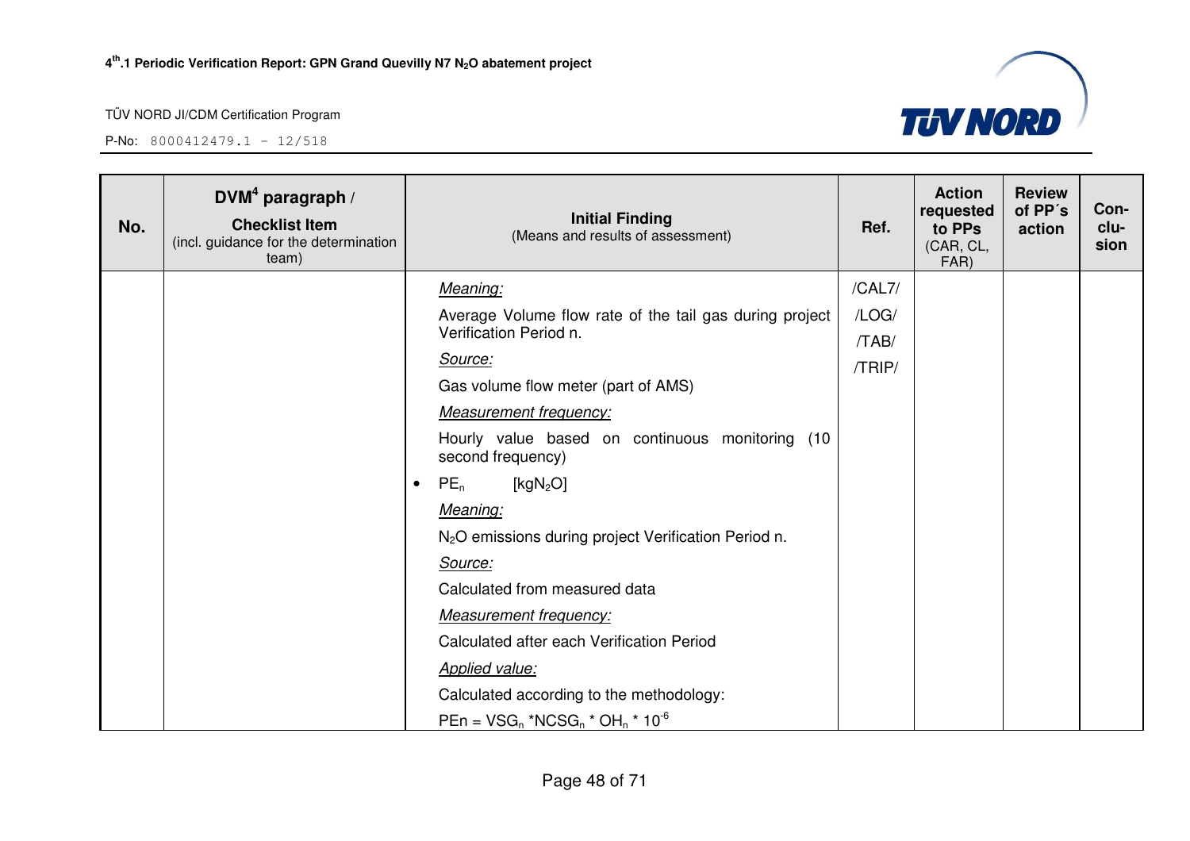| No. | DVM[4] paragraph / **Checklist Item** (incl. guidance for the determination team) | **Initial Finding** (Means and results of assessment) | Ref. | Action requested to PPs (CAR, CL, FAR) | Review of PP´s action | Con-clu-sion |
|---|---|---|---|---|---|---|
| | | *Meaning:*<br>Average Volume flow rate of the tail gas during project Verification Period n.<br>*Source:*<br>Gas volume flow meter (part of AMS)<br>*Measurement frequency:*<br>Hourly value based on continuous monitoring (10 second frequency)<br>• $PE_n$ $[kgN_2O]$<br>*Meaning:*<br>$N_2O$ emissions during project Verification Period n.<br>*Source:*<br>Calculated from measured data<br>*Measurement frequency:*<br>Calculated after each Verification Period<br>*Applied value:*<br>Calculated according to the methodology:<br>$PEn = VSG_n * NCSG_n * OH_n * 10^{-6}$ | /CAL7/<br>/LOG/<br>/TAB/<br>/TRIP/ | | | |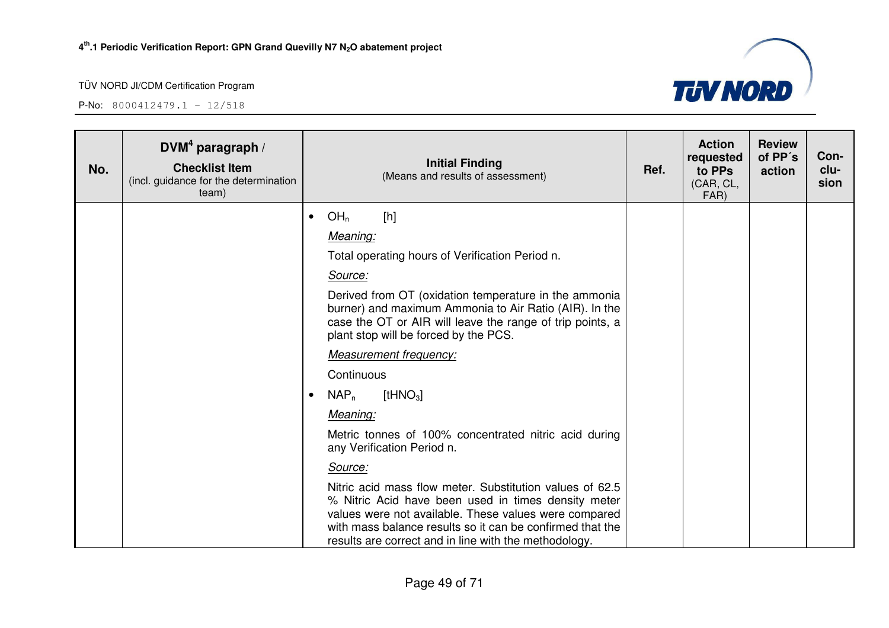| No. | DVM[4] paragraph / **Checklist Item** (incl. guidance for the determination team) | **Initial Finding** (Means and results of assessment) | Ref. | Action requested to PPs (CAR, CL, FAR) | Review of PP´s action | Con-clu-sion |
|---|---|---|---|---|---|---|
| | | • $OH_n$ [h]<br>*Meaning:*<br>Total operating hours of Verification Period n.<br>*Source:*<br>Derived from OT (oxidation temperature in the ammonia burner) and maximum Ammonia to Air Ratio (AIR). In the case the OT or AIR will leave the range of trip points, a plant stop will be forced by the PCS.<br>*Measurement frequency:*<br>Continuous<br>• $NAP_n$ [$tHNO_3$]<br>*Meaning:*<br>Metric tonnes of 100% concentrated nitric acid during any Verification Period n.<br>*Source:*<br>Nitric acid mass flow meter. Substitution values of 62.5 % Nitric Acid have been used in times density meter values were not available. These values were compared with mass balance results so it can be confirmed that the results are correct and in line with the methodology. | | | | |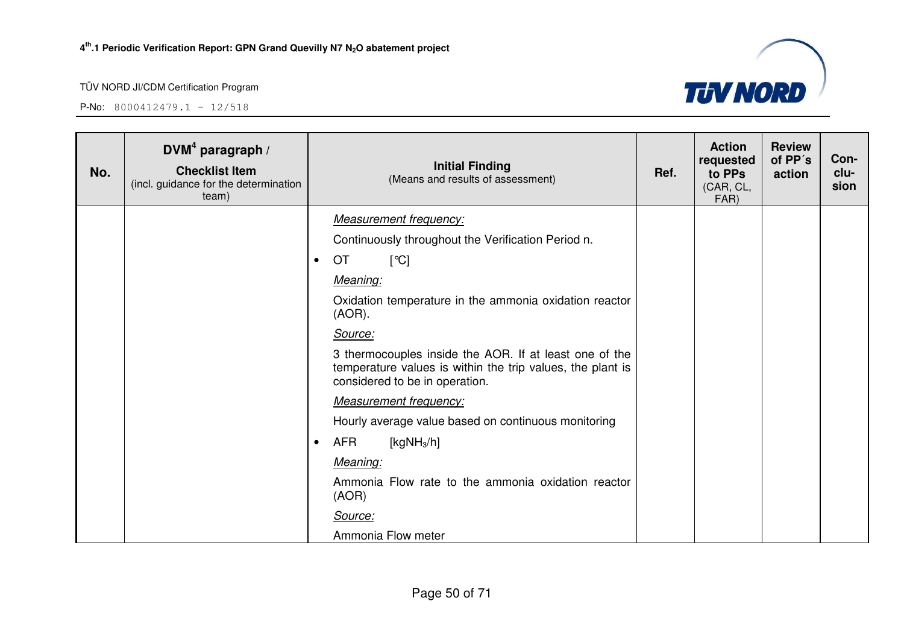| No. | DVM[4] paragraph / Checklist Item (incl. guidance for the determination team) | Initial Finding (Means and results of assessment) | Ref. | Action requested to PPs (CAR, CL, FAR) | Review of PP´s action | Con-clu-sion |
|---|---|---|---|---|---|---|
| | | *Measurement frequency:*<br>Continuously throughout the Verification Period n.<br>• OT [°C]<br>*Meaning:*<br>Oxidation temperature in the ammonia oxidation reactor (AOR).<br>*Source:*<br>3 thermocouples inside the AOR. If at least one of the temperature values is within the trip values, the plant is considered to be in operation.<br>*Measurement frequency:*<br>Hourly average value based on continuous monitoring<br>• AFR [kg$NH_3$/h]<br>*Meaning:*<br>Ammonia Flow rate to the ammonia oxidation reactor (AOR)<br>*Source:*<br>Ammonia Flow meter | | | | |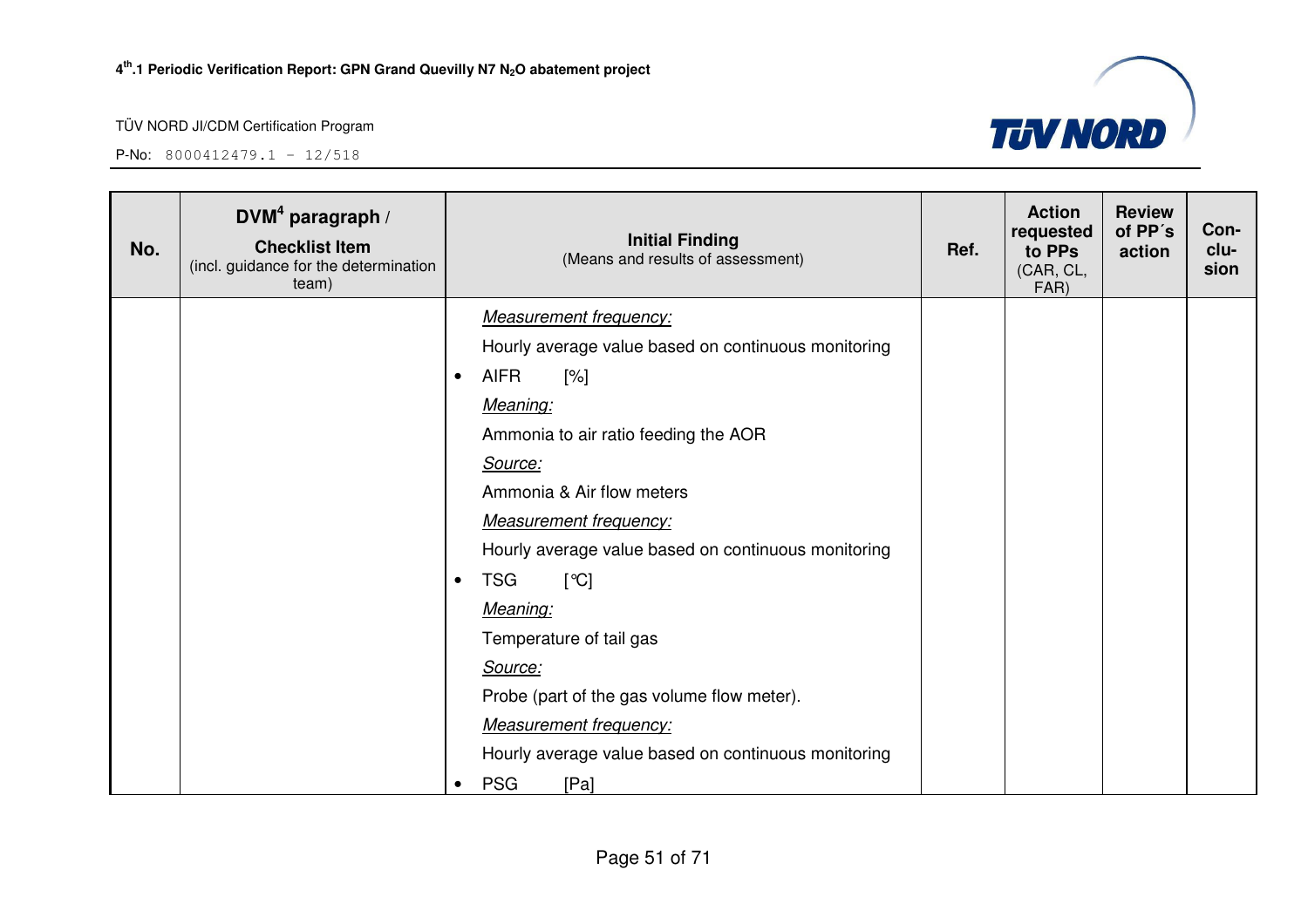| No. | DVM[4] paragraph / **Checklist Item** (incl. guidance for the determination team) | **Initial Finding** (Means and results of assessment) | Ref. | Action requested to PPs (CAR, CL, FAR) | Review of PP´s action | Con-clu-sion |
|---|---|---|---|---|---|---|
| | | *Measurement frequency:*<br>Hourly average value based on continuous monitoring<br>• AIFR [%]<br>*Meaning:*<br>Ammonia to air ratio feeding the AOR<br>*Source:*<br>Ammonia & Air flow meters<br>*Measurement frequency:*<br>Hourly average value based on continuous monitoring<br>• TSG [°C]<br>*Meaning:*<br>Temperature of tail gas<br>*Source:*<br>Probe (part of the gas volume flow meter).<br>*Measurement frequency:*<br>Hourly average value based on continuous monitoring<br>• PSG [Pa] | | | | |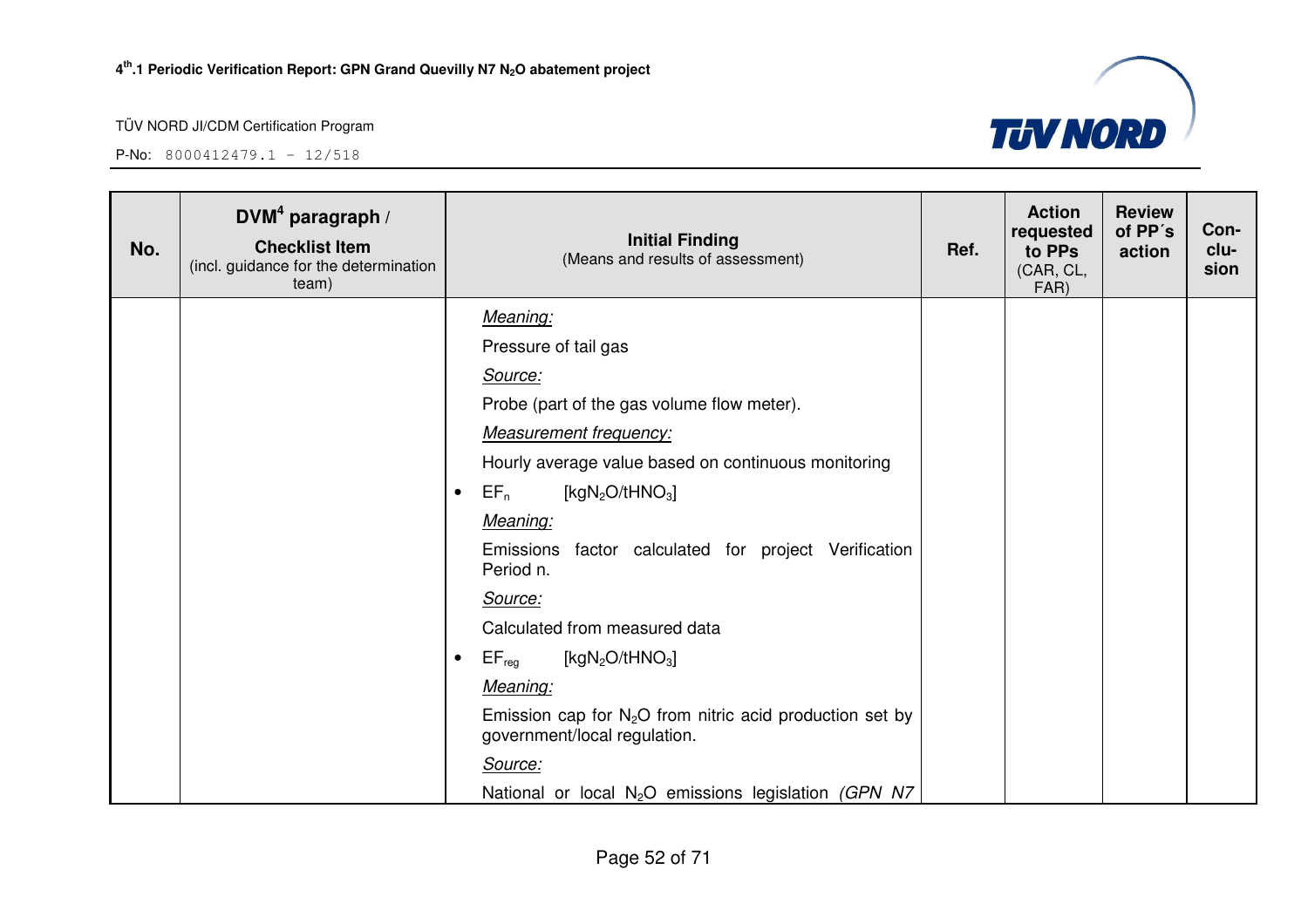| No. | DVM[4] paragraph / **Checklist Item** (incl. guidance for the determination team) | **Initial Finding** (Means and results of assessment) | Ref. | Action requested to PPs (CAR, CL, FAR) | Review of PP´s action | Con-clu-sion |
|---|---|---|---|---|---|---|
| | | *Meaning:*<br>Pressure of tail gas<br>*Source:*<br>Probe (part of the gas volume flow meter).<br>*Measurement frequency:*<br>Hourly average value based on continuous monitoring<br>• $EF_n$ [$kgN_2O/tHNO_3$]<br>*Meaning:*<br>Emissions factor calculated for project Verification Period n.<br>*Source:*<br>Calculated from measured data<br>• $EF_{reg}$ [$kgN_2O/tHNO_3$]<br>*Meaning:*<br>Emission cap for $N_2O$ from nitric acid production set by government/local regulation.<br>*Source:*<br>National or local $N_2O$ emissions legislation *(GPN N7* | | | | |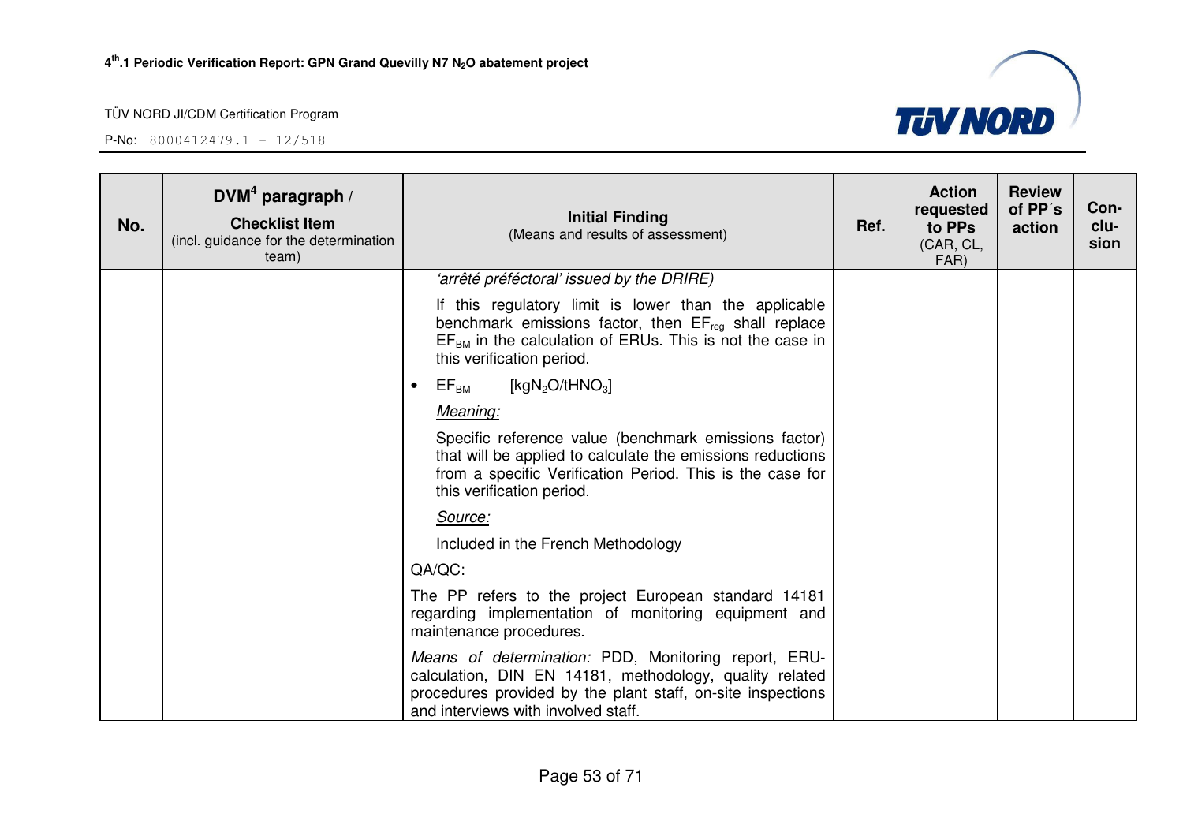| No. | DVM[4] paragraph / **Checklist Item** (incl. guidance for the determination team) | **Initial Finding** (Means and results of assessment) | Ref. | Action requested to PPs (CAR, CL, FAR) | Review of PP´s action | Con-clu-sion |
|---|---|---|---|---|---|---|
| | | *'arrêté préféctoral' issued by the DRIRE)*<br><br>If this regulatory limit is lower than the applicable benchmark emissions factor, then $EF_{reg}$ shall replace $EF_{BM}$ in the calculation of ERUs. This is not the case in this verification period.<br><br>• $EF_{BM}$ [$kgN_2O/tHNO_3$]<br><br>*Meaning:*<br><br>Specific reference value (benchmark emissions factor) that will be applied to calculate the emissions reductions from a specific Verification Period. This is the case for this verification period.<br><br>*Source:*<br><br>Included in the French Methodology<br><br>QA/QC:<br><br>The PP refers to the project European standard 14181 regarding implementation of monitoring equipment and maintenance procedures.<br><br>*Means of determination:* PDD, Monitoring report, ERU-calculation, DIN EN 14181, methodology, quality related procedures provided by the plant staff, on-site inspections and interviews with involved staff. | | | | |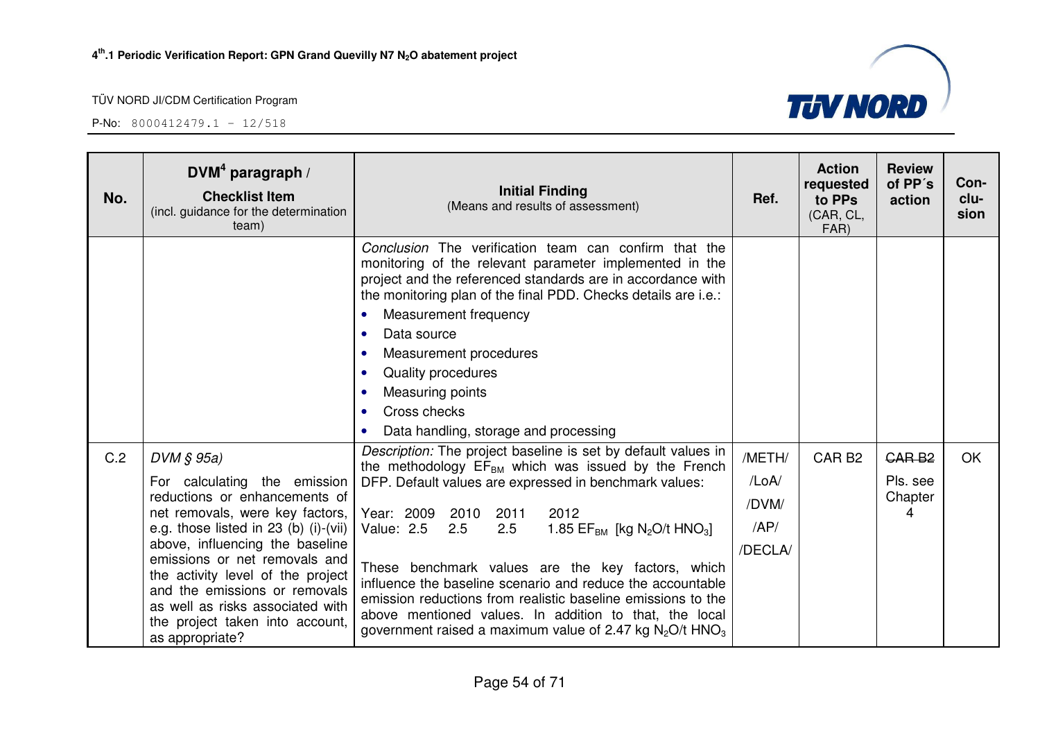| No. | DVM[4] paragraph / **Checklist Item** (incl. guidance for the determination team) | **Initial Finding** (Means and results of assessment) | Ref. | Action requested to PPs (CAR, CL, FAR) | Review of PP´s action | Con-clu-sion |
|---|---|---|---|---|---|---|
| | | *Conclusion* The verification team can confirm that the monitoring of the relevant parameter implemented in the project and the referenced standards are in accordance with the monitoring plan of the final PDD. Checks details are i.e.:<br>• Measurement frequency<br>• Data source<br>• Measurement procedures<br>• Quality procedures<br>• Measuring points<br>• Cross checks<br>• Data handling, storage and processing | | | | |
| C.2 | *DVM § 95a)*<br>For calculating the emission reductions or enhancements of net removals, were key factors, e.g. those listed in 23 (b) (i)-(vii) above, influencing the baseline emissions or net removals and the activity level of the project and the emissions or removals as well as risks associated with the project taken into account, as appropriate? | *Description:* The project baseline is set by default values in the methodology $EF_{BM}$ which was issued by the French DFP. Default values are expressed in benchmark values:<br><br>Year: 2009 2010 2011 2012<br>Value: 2.5 2.5 2.5 1.85 $EF_{BM}$ [kg $N_2O$/t $HNO_3$]<br><br>These benchmark values are the key factors, which influence the baseline scenario and reduce the accountable emission reductions from realistic baseline emissions to the above mentioned values. In addition to that, the local government raised a maximum value of 2.47 kg $N_2O$/t $HNO_3$ | /METH/<br>/LoA/<br>/DVM/<br>/AP/<br>/DECLA/ | CAR B2 | ~~CAR B2~~<br>Pls. see Chapter 4 | OK |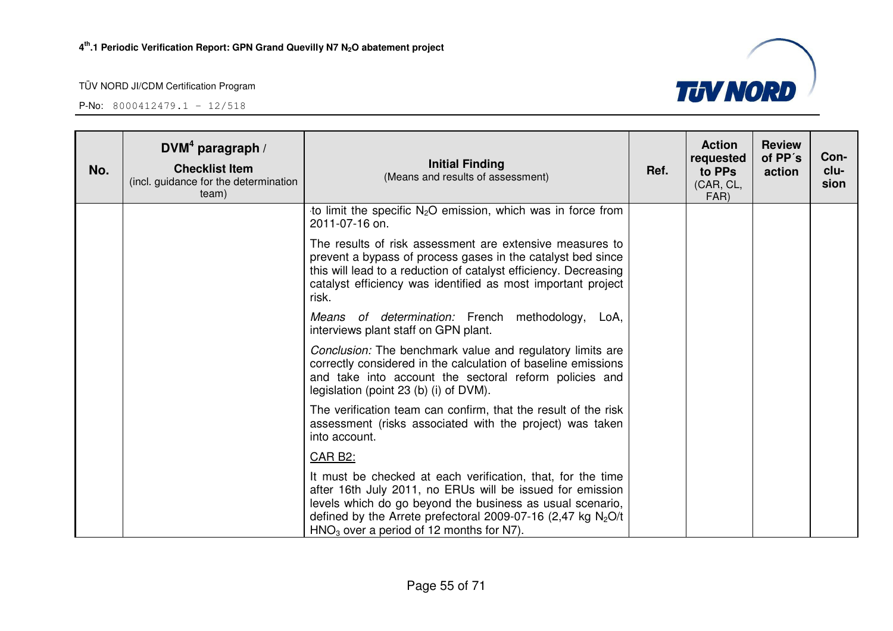| No. | DVM[4] paragraph / **Checklist Item** (incl. guidance for the determination team) | **Initial Finding** (Means and results of assessment) | Ref. | Action requested to PPs (CAR, CL, FAR) | Review of PP´s action | Con-clu-sion |
|---|---|---|---|---|---|---|
| | | to limit the specific $N_2O$ emission, which was in force from 2011-07-16 on.<br><br>The results of risk assessment are extensive measures to prevent a bypass of process gases in the catalyst bed since this will lead to a reduction of catalyst efficiency. Decreasing catalyst efficiency was identified as most important project risk.<br><br>*Means of determination:* French methodology, LoA, interviews plant staff on GPN plant.<br><br>*Conclusion:* The benchmark value and regulatory limits are correctly considered in the calculation of baseline emissions and take into account the sectoral reform policies and legislation (point 23 (b) (i) of DVM).<br><br>The verification team can confirm, that the result of the risk assessment (risks associated with the project) was taken into account.<br><br><u>CAR B2:</u><br><br>It must be checked at each verification, that, for the time after 16th July 2011, no ERUs will be issued for emission levels which do go beyond the business as usual scenario, defined by the Arrete prefectoral 2009-07-16 (2,47 kg $N_2O$/t $HNO_3$ over a period of 12 months for N7). | | | | |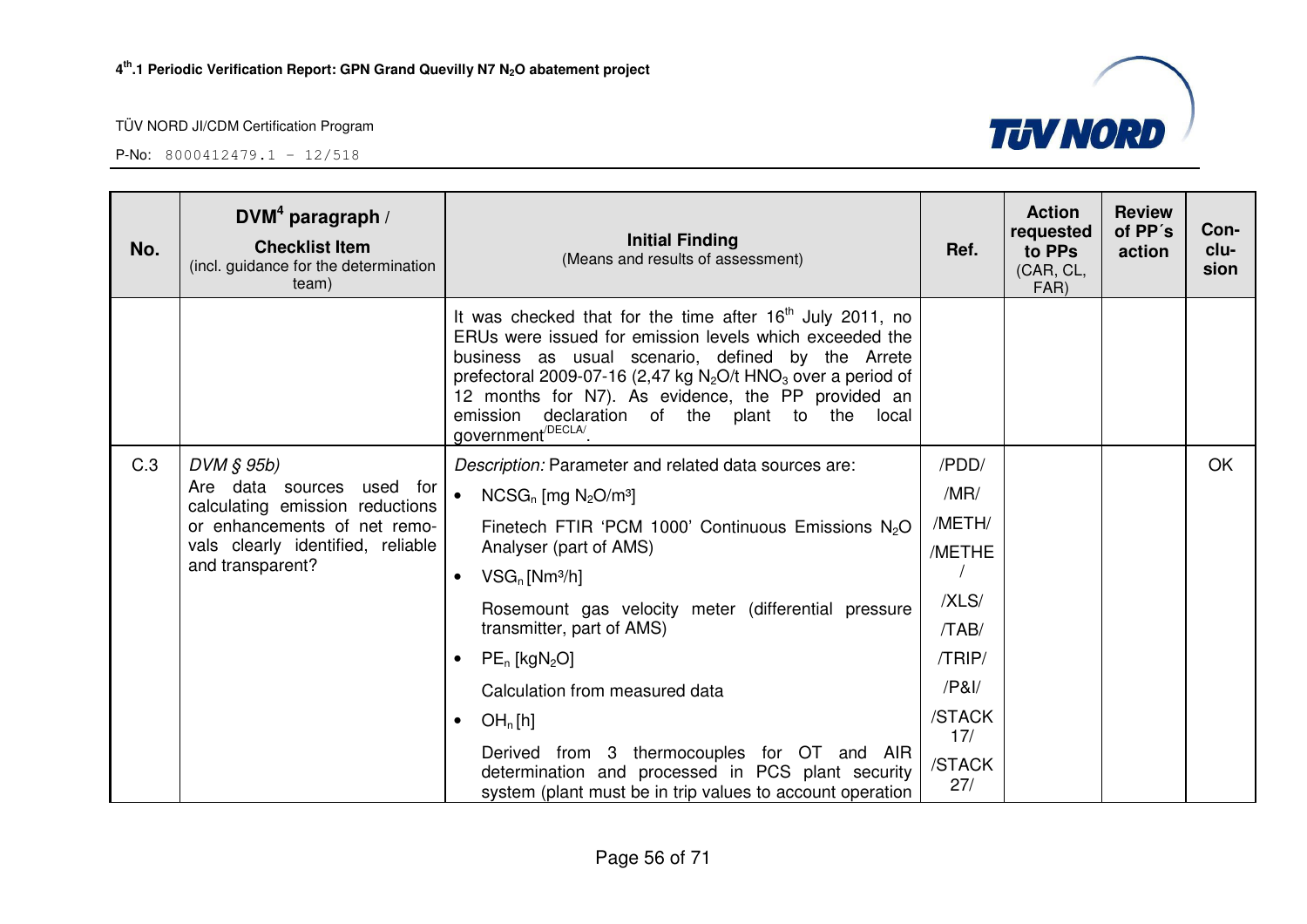| No. | DVM[4] paragraph / **Checklist Item** (incl. guidance for the determination team) | **Initial Finding** (Means and results of assessment) | Ref. | Action requested to PPs (CAR, CL, FAR) | Review of PP´s action | Con-clu-sion |
|---|---|---|---|---|---|---|
| | | It was checked that for the time after 16th July 2011, no ERUs were issued for emission levels which exceeded the business as usual scenario, defined by the Arrete prefectoral 2009-07-16 (2,47 kg $N_2O$/t $HNO_3$ over a period of 12 months for N7). As evidence, the PP provided an emission declaration of the plant to the local government/DECLA/. | | | | |
| C.3 | *DVM § 95b)* Are data sources used for calculating emission reductions or enhancements of net removals clearly identified, reliable and transparent? | *Description:* Parameter and related data sources are: <br>• $NCSG_n$ [mg $N_2O$/m³] <br>Finetech FTIR 'PCM 1000' Continuous Emissions $N_2O$ Analyser (part of AMS) <br>• $VSG_n$ [Nm³/h] <br>Rosemount gas velocity meter (differential pressure transmitter, part of AMS) <br>• $PE_n$ [kg$N_2O$] <br>Calculation from measured data <br>• $OH_n$ [h] <br>Derived from 3 thermocouples for OT and AIR determination and processed in PCS plant security system (plant must be in trip values to account operation | /PDD/ /MR/ /METH/ /METHE/ /XLS/ /TAB/ /TRIP/ /P&I/ /STACK 17/ /STACK 27/ | | | OK |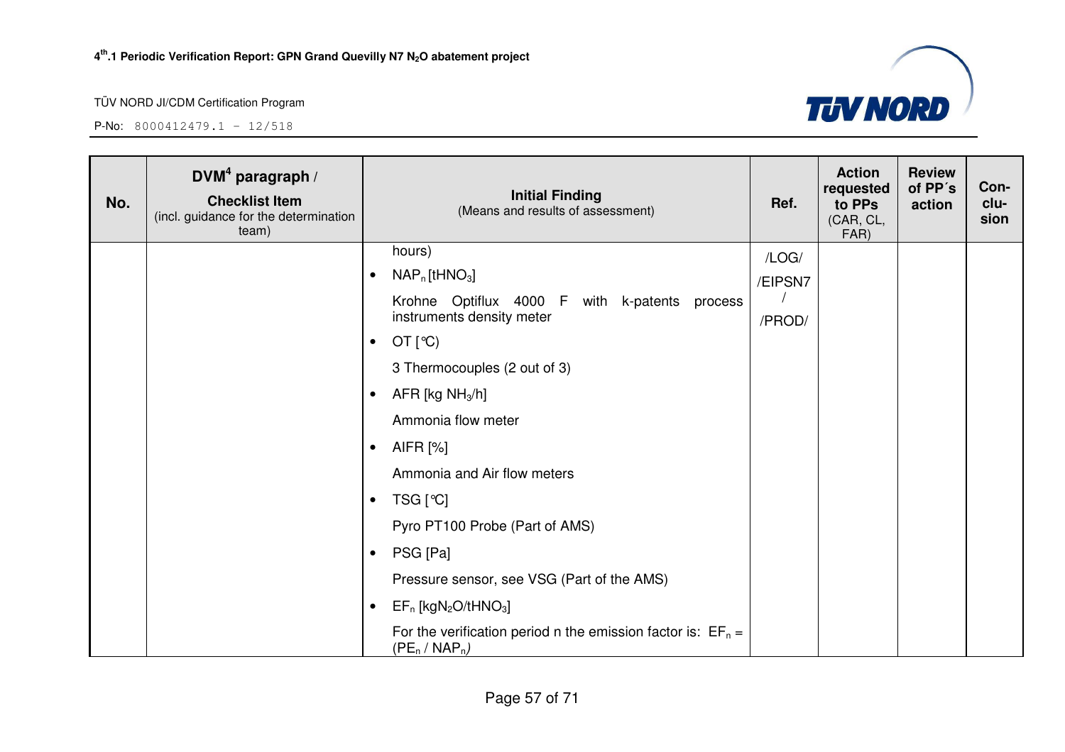| No. | DVM[4] paragraph / Checklist Item (incl. guidance for the determination team) | Initial Finding (Means and results of assessment) | Ref. | Action requested to PPs (CAR, CL, FAR) | Review of PP´s action | Con-clu-sion |
|---|---|---|---|---|---|---|
| | | hours)<br>• $NAP_n$ [$tHNO_3$]<br>Krohne Optiflux 4000 F with k-patents process instruments density meter<br>• OT [°C]<br>3 Thermocouples (2 out of 3)<br>• AFR [kg $NH_3$/h]<br>Ammonia flow meter<br>• AIFR [%]<br>Ammonia and Air flow meters<br>• TSG [°C]<br>Pyro PT100 Probe (Part of AMS)<br>• PSG [Pa]<br>Pressure sensor, see VSG (Part of the AMS)<br>• $EF_n$ [$kgN_2O/tHNO_3$]<br>For the verification period n the emission factor is: $EF_n = (PE_n / NAP_n)$ | /LOG/<br>/EIPSN7/<br>/PROD/ | | | |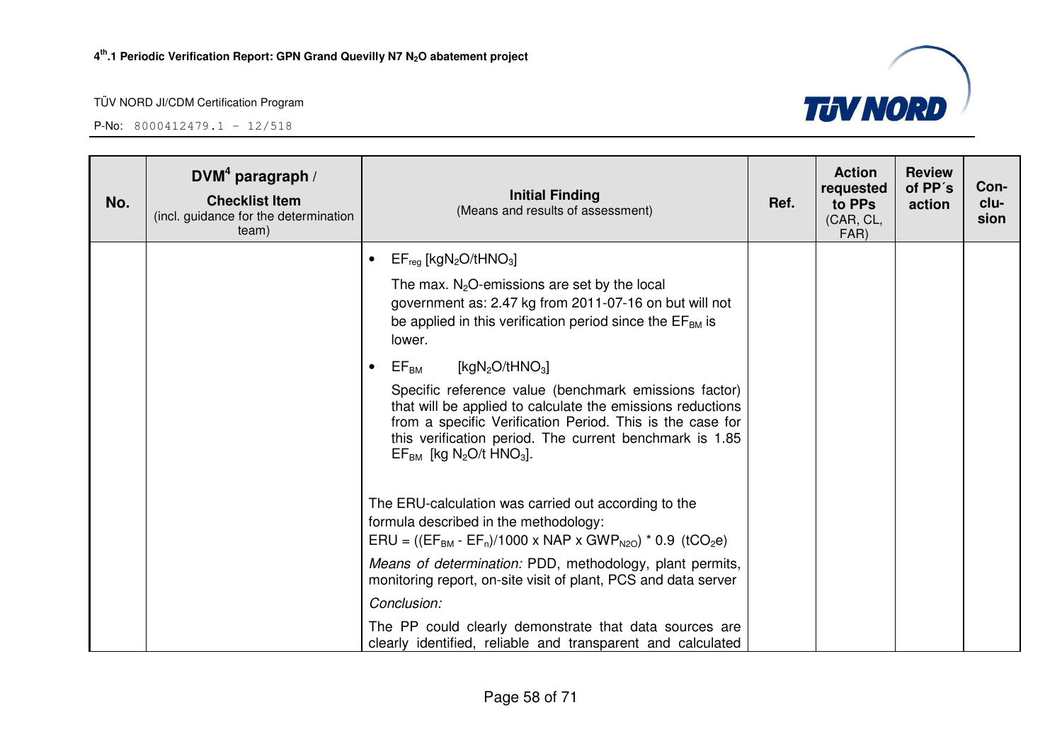| No. | DVM[4] paragraph / **Checklist Item** (incl. guidance for the determination team) | **Initial Finding** (Means and results of assessment) | Ref. | Action requested to PPs (CAR, CL, FAR) | Review of PP´s action | Con-clu-sion |
|---|---|---|---|---|---|---|
| | | • $EF_{reg}$ [$kgN_2O/tHNO_3$]<br>The max. $N_2O$-emissions are set by the local government as: 2.47 kg from 2011-07-16 on but will not be applied in this verification period since the $EF_{BM}$ is lower.<br>• $EF_{BM}$ [$kgN_2O/tHNO_3$]<br>Specific reference value (benchmark emissions factor) that will be applied to calculate the emissions reductions from a specific Verification Period. This is the case for this verification period. The current benchmark is 1.85 $EF_{BM}$ [kg $N_2O$/t $HNO_3$].<br><br>The ERU-calculation was carried out according to the formula described in the methodology:<br>ERU = (($EF_{BM}$ - $EF_n$)/1000 x NAP x $GWP_{N2O}$) * 0.9 ($tCO_2e$)<br>*Means of determination:* PDD, methodology, plant permits, monitoring report, on-site visit of plant, PCS and data server<br>*Conclusion:*<br>The PP could clearly demonstrate that data sources are clearly identified, reliable and transparent and calculated | | | | |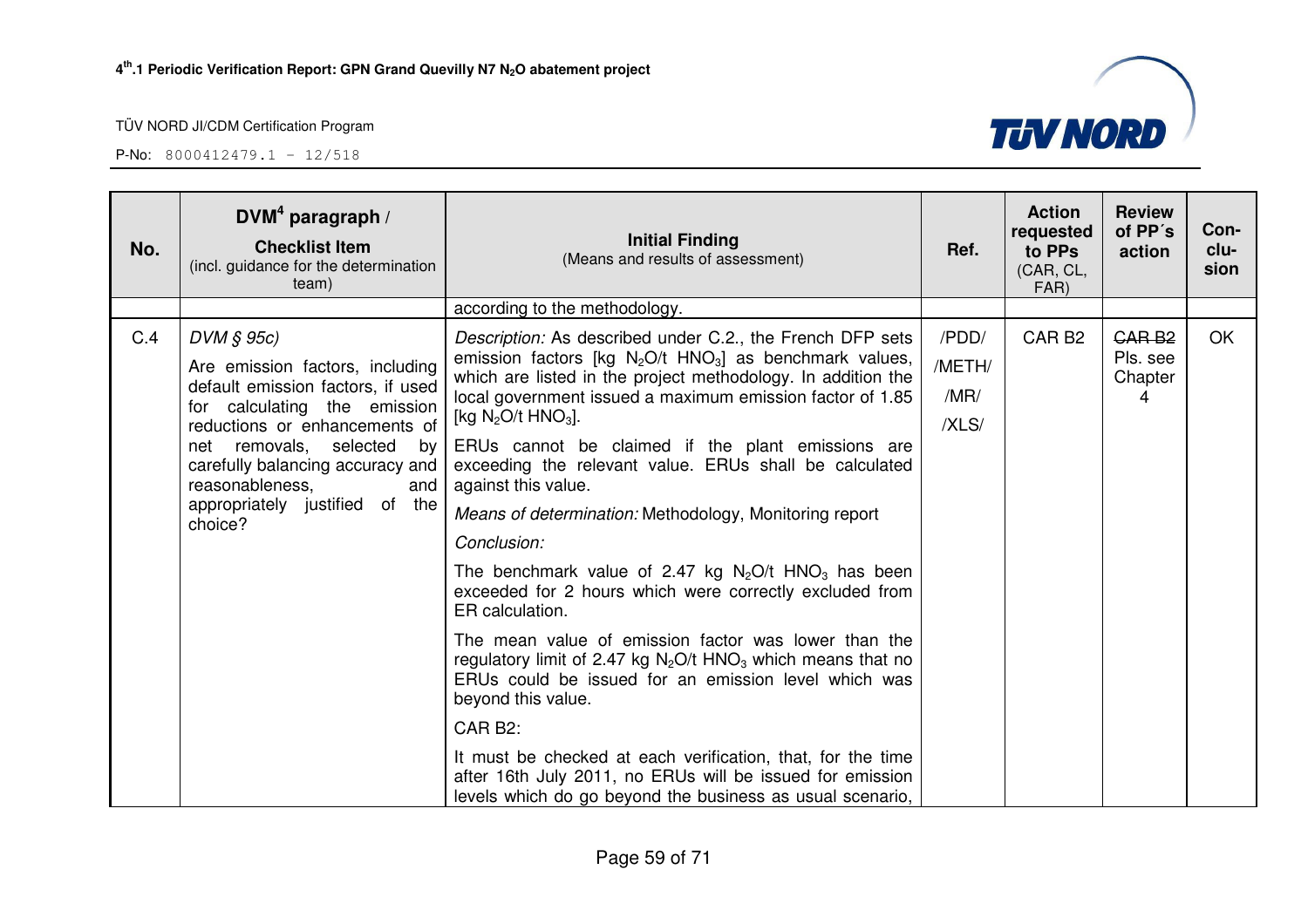| No. | DVM[4] paragraph / Checklist Item (incl. guidance for the determination team) | Initial Finding (Means and results of assessment) | Ref. | Action requested to PPs (CAR, CL, FAR) | Review of PP´s action | Con-clu-sion |
|---|---|---|---|---|---|---|
| | | according to the methodology. | | | | |
| C.4 | *DVM § 95c)*<br>Are emission factors, including default emission factors, if used for calculating the emission reductions or enhancements of net removals, selected by carefully balancing accuracy and reasonableness, and appropriately justified of the choice? | *Description:* As described under C.2., the French DFP sets emission factors [kg $N_2O$/t $HNO_3$] as benchmark values, which are listed in the project methodology. In addition the local government issued a maximum emission factor of 1.85 [kg $N_2O$/t $HNO_3$].<br>ERUs cannot be claimed if the plant emissions are exceeding the relevant value. ERUs shall be calculated against this value.<br>*Means of determination:* Methodology, Monitoring report<br>*Conclusion:*<br>The benchmark value of 2.47 kg $N_2O$/t $HNO_3$ has been exceeded for 2 hours which were correctly excluded from ER calculation.<br>The mean value of emission factor was lower than the regulatory limit of 2.47 kg $N_2O$/t $HNO_3$ which means that no ERUs could be issued for an emission level which was beyond this value.<br>CAR B2:<br>It must be checked at each verification, that, for the time after 16th July 2011, no ERUs will be issued for emission levels which do go beyond the business as usual scenario, | /PDD/<br>/METH/<br>/MR/<br>/XLS/ | CAR B2 | ~~CAR B2~~<br>Pls. see Chapter 4 | OK |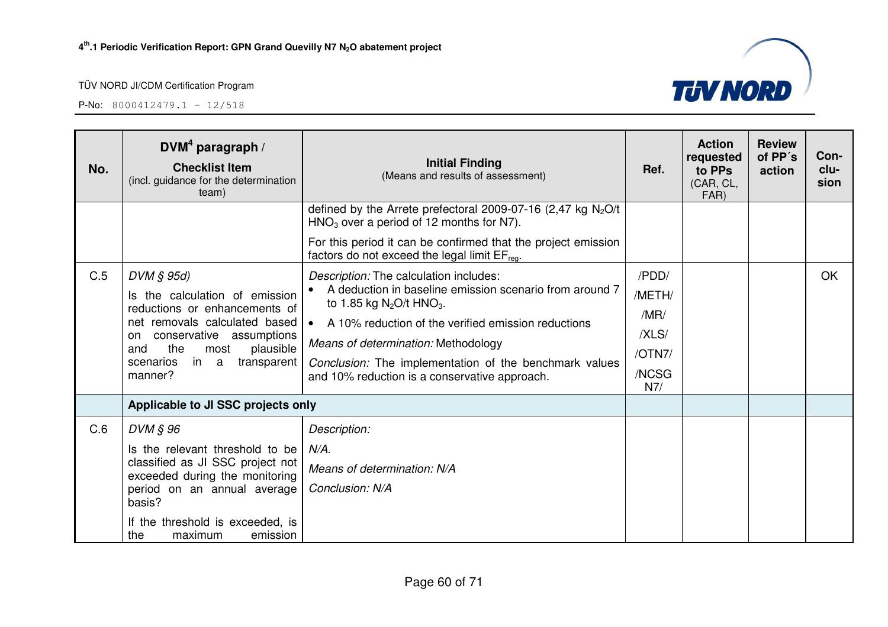| No. | DVM[4] paragraph / **Checklist Item** (incl. guidance for the determination team) | **Initial Finding** (Means and results of assessment) | Ref. | Action requested to PPs (CAR, CL, FAR) | Review of PP´s action | Con-clu-sion |
|---|---|---|---|---|---|---|
| | | defined by the Arrete prefectoral 2009-07-16 (2,47 kg $N_2O$/t $HNO_3$ over a period of 12 months for N7).<br><br>For this period it can be confirmed that the project emission factors do not exceed the legal limit $EF_{reg}$. | | | | |
| C.5 | *DVM § 95d)*<br><br>Is the calculation of emission reductions or enhancements of net removals calculated based on conservative assumptions and the most plausible scenarios in a transparent manner? | *Description:* The calculation includes:<br>• A deduction in baseline emission scenario from around 7 to 1.85 kg $N_2O$/t $HNO_3$.<br>• A 10% reduction of the verified emission reductions<br><br>*Means of determination:* Methodology<br><br>*Conclusion:* The implementation of the benchmark values and 10% reduction is a conservative approach. | /PDD/<br>/METH/<br>/MR/<br>/XLS/<br>/OTN7/<br>/NCSG N7/ | | | OK |
| | **Applicable to JI SSC projects only** | | | | | |
| C.6 | *DVM § 96*<br><br>Is the relevant threshold to be classified as JI SSC project not exceeded during the monitoring period on an annual average basis?<br><br>If the threshold is exceeded, is the maximum emission | *Description:*<br>*N/A.*<br><br>*Means of determination: N/A*<br><br>*Conclusion: N/A* | | | | |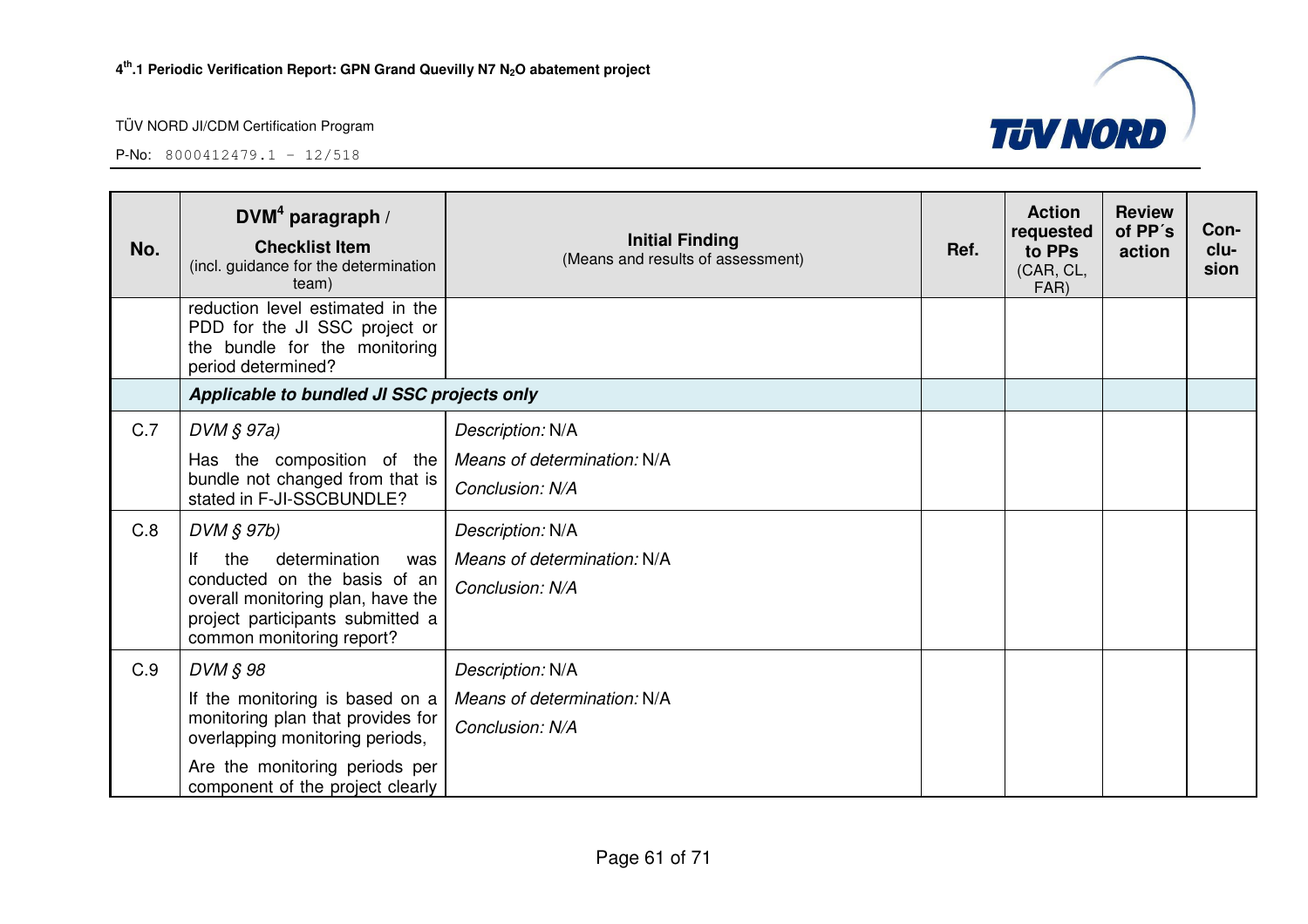| No. | DVM[4] paragraph / **Checklist Item** (incl. guidance for the determination team) | **Initial Finding** (Means and results of assessment) | **Ref.** | **Action requested to PPs** (CAR, CL, FAR) | **Review of PP´s action** | **Con-clu-sion** |
|---|---|---|---|---|---|---|
| | reduction level estimated in the PDD for the JI SSC project or the bundle for the monitoring period determined? | | | | | |
| | ***Applicable to bundled JI SSC projects only*** | | | | | |
| C.7 | *DVM § 97a)* Has the composition of the bundle not changed from that is stated in F-JI-SSCBUNDLE? | *Description:* N/A *Means of determination:* N/A *Conclusion: N/A* | | | | |
| C.8 | *DVM § 97b)* If the determination was conducted on the basis of an overall monitoring plan, have the project participants submitted a common monitoring report? | *Description:* N/A *Means of determination:* N/A *Conclusion: N/A* | | | | |
| C.9 | *DVM § 98* If the monitoring is based on a monitoring plan that provides for overlapping monitoring periods, Are the monitoring periods per component of the project clearly | *Description:* N/A *Means of determination:* N/A *Conclusion: N/A* | | | | |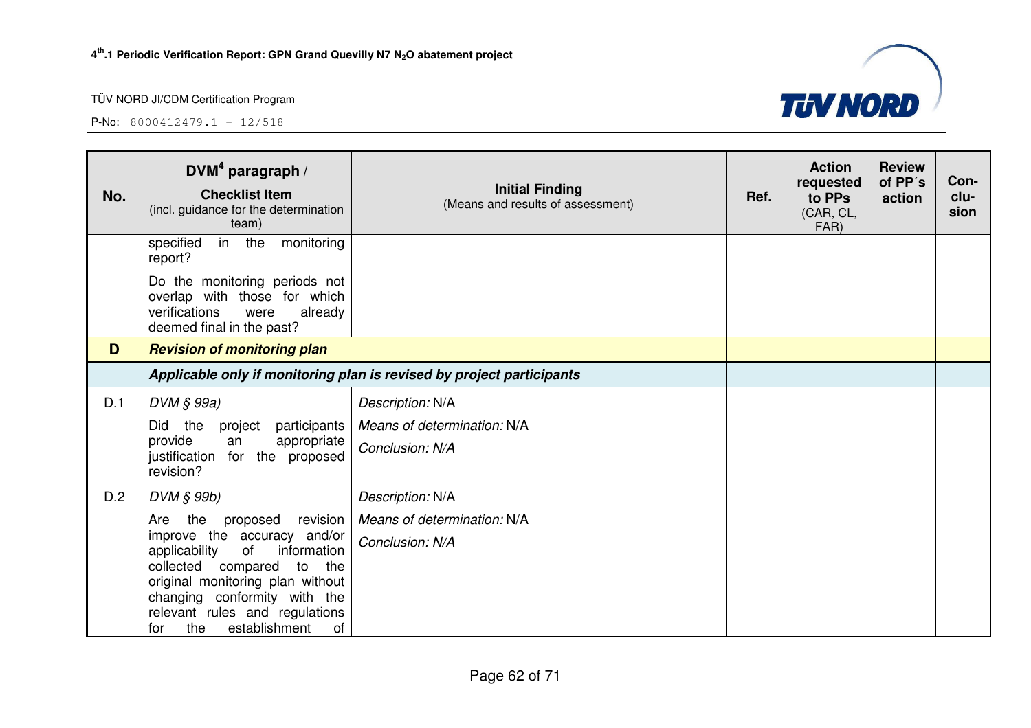| No. | DVM[4] paragraph / **Checklist Item** (incl. guidance for the determination team) | **Initial Finding** (Means and results of assessment) | Ref. | Action requested to PPs (CAR, CL, FAR) | Review of PP´s action | Con-clu-sion |
|---|---|---|---|---|---|---|
| | specified in the monitoring report? Do the monitoring periods not overlap with those for which verifications were already deemed final in the past? | | | | | |
| **D** | ***Revision of monitoring plan*** | | | | | |
| | ***Applicable only if monitoring plan is revised by project participants*** | | | | | |
| D.1 | *DVM § 99a)* Did the project participants provide an appropriate justification for the proposed revision? | *Description:* N/A *Means of determination:* N/A *Conclusion: N/A* | | | | |
| D.2 | *DVM § 99b)* Are the proposed revision improve the accuracy and/or applicability of information collected compared to the original monitoring plan without changing conformity with the relevant rules and regulations for the establishment of | *Description:* N/A *Means of determination:* N/A *Conclusion: N/A* | | | | |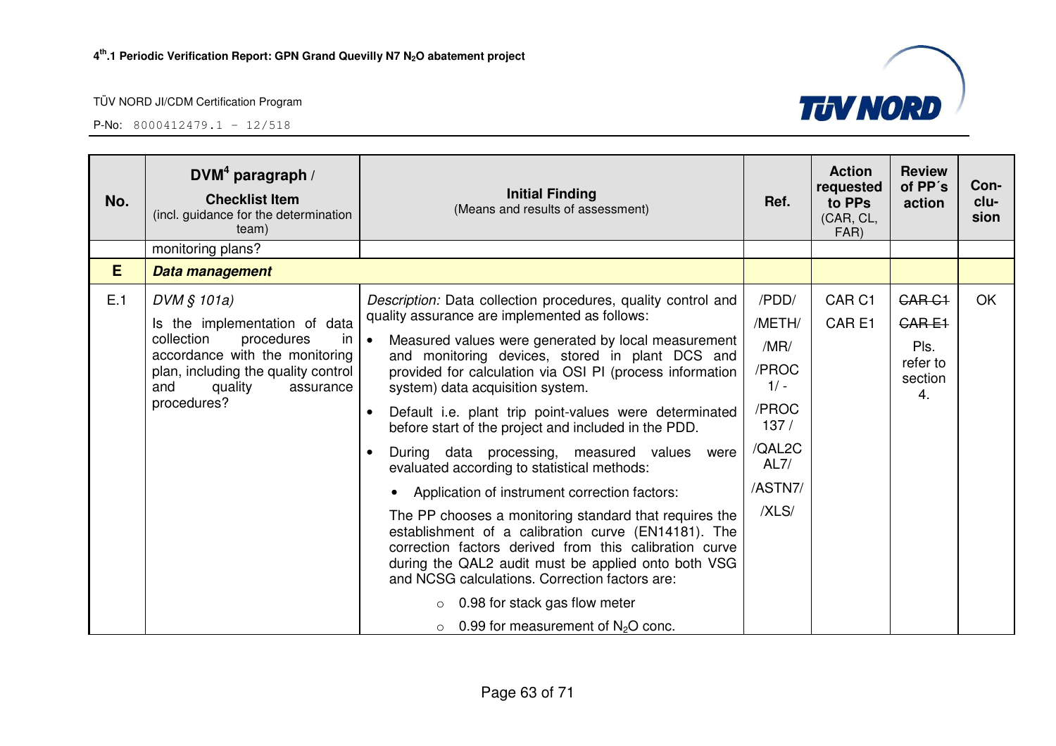| No. | DVM[4] paragraph / **Checklist Item** (incl. guidance for the determination team) | **Initial Finding** (Means and results of assessment) | Ref. | Action requested to PPs (CAR, CL, FAR) | Review of PP´s action | Con-clu-sion |
|---|---|---|---|---|---|---|
| | monitoring plans? | | | | | |
| **E** | ***Data management*** | | | | | |
| E.1 | *DVM § 101a)* Is the implementation of data collection procedures in accordance with the monitoring plan, including the quality control and quality assurance procedures? | *Description:* Data collection procedures, quality control and quality assurance are implemented as follows: <br>• Measured values were generated by local measurement and monitoring devices, stored in plant DCS and provided for calculation via OSI PI (process information system) data acquisition system. <br>• Default i.e. plant trip point-values were determinated before start of the project and included in the PDD. <br>• During data processing, measured values were evaluated according to statistical methods: <br>• Application of instrument correction factors: <br>The PP chooses a monitoring standard that requires the establishment of a calibration curve (EN14181). The correction factors derived from this calibration curve during the QAL2 audit must be applied onto both VSG and NCSG calculations. Correction factors are: <br>○ 0.98 for stack gas flow meter <br>○ 0.99 for measurement of $N_2O$ conc. | /PDD/ /METH/ /MR/ /PROC 1/ - /PROC 137 / /QAL2CAL7/ /ASTN7/ /XLS/ | CAR C1 CAR E1 | ~~CAR C1~~ ~~CAR E1~~ Pls. refer to section 4. | OK |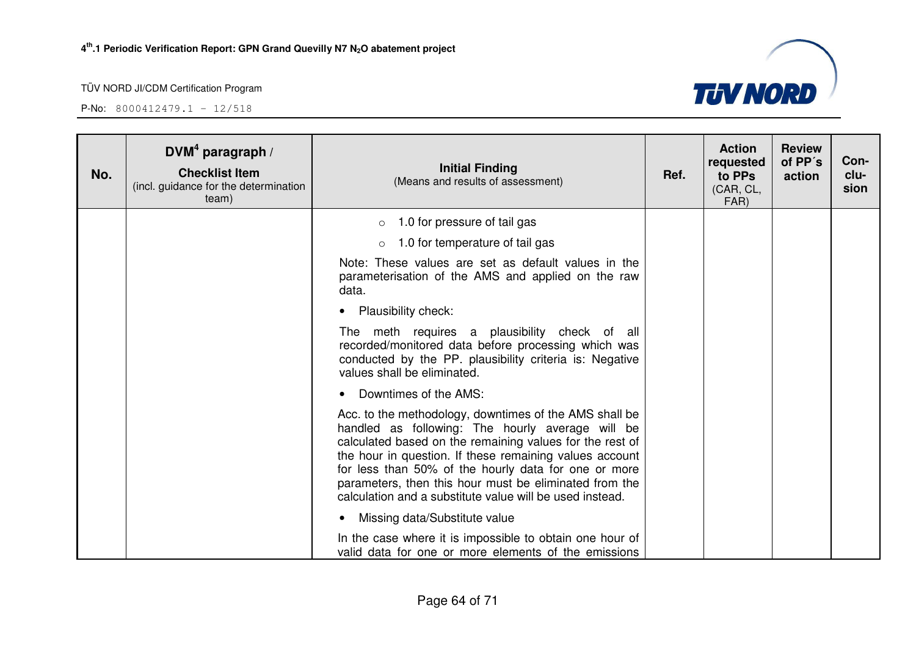| No. | DVM[4] paragraph / Checklist Item (incl. guidance for the determination team) | Initial Finding (Means and results of assessment) | Ref. | Action requested to PPs (CAR, CL, FAR) | Review of PP´s action | Con-clu-sion |
|---|---|---|---|---|---|---|
| | | ○ 1.0 for pressure of tail gas<br>○ 1.0 for temperature of tail gas<br>Note: These values are set as default values in the parameterisation of the AMS and applied on the raw data.<br>• Plausibility check:<br>The meth requires a plausibility check of all recorded/monitored data before processing which was conducted by the PP. plausibility criteria is: Negative values shall be eliminated.<br>• Downtimes of the AMS:<br>Acc. to the methodology, downtimes of the AMS shall be handled as following: The hourly average will be calculated based on the remaining values for the rest of the hour in question. If these remaining values account for less than 50% of the hourly data for one or more parameters, then this hour must be eliminated from the calculation and a substitute value will be used instead.<br>• Missing data/Substitute value<br>In the case where it is impossible to obtain one hour of valid data for one or more elements of the emissions | | | | |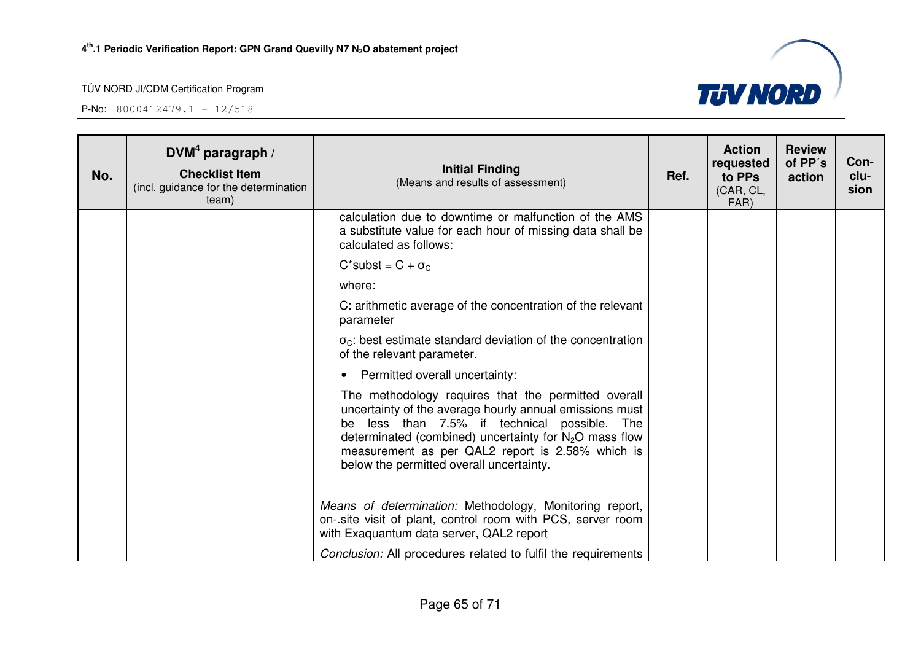| No. | DVM[4] paragraph / Checklist Item (incl. guidance for the determination team) | Initial Finding (Means and results of assessment) | Ref. | Action requested to PPs (CAR, CL, FAR) | Review of PP´s action | Con-clu-sion |
|---|---|---|---|---|---|---|
| | | calculation due to downtime or malfunction of the AMS a substitute value for each hour of missing data shall be calculated as follows:<br><br>$C^{*}subst = C + \sigma_C$<br><br>where:<br><br>C: arithmetic average of the concentration of the relevant parameter<br><br>$\sigma_C$: best estimate standard deviation of the concentration of the relevant parameter.<br><br>• Permitted overall uncertainty:<br><br>The methodology requires that the permitted overall uncertainty of the average hourly annual emissions must be less than 7.5% if technical possible. The determinated (combined) uncertainty for $N_2O$ mass flow measurement as per QAL2 report is 2.58% which is below the permitted overall uncertainty.<br><br>*Means of determination:* Methodology, Monitoring report, on-.site visit of plant, control room with PCS, server room with Exaquantum data server, QAL2 report<br><br>*Conclusion:* All procedures related to fulfil the requirements | | | | |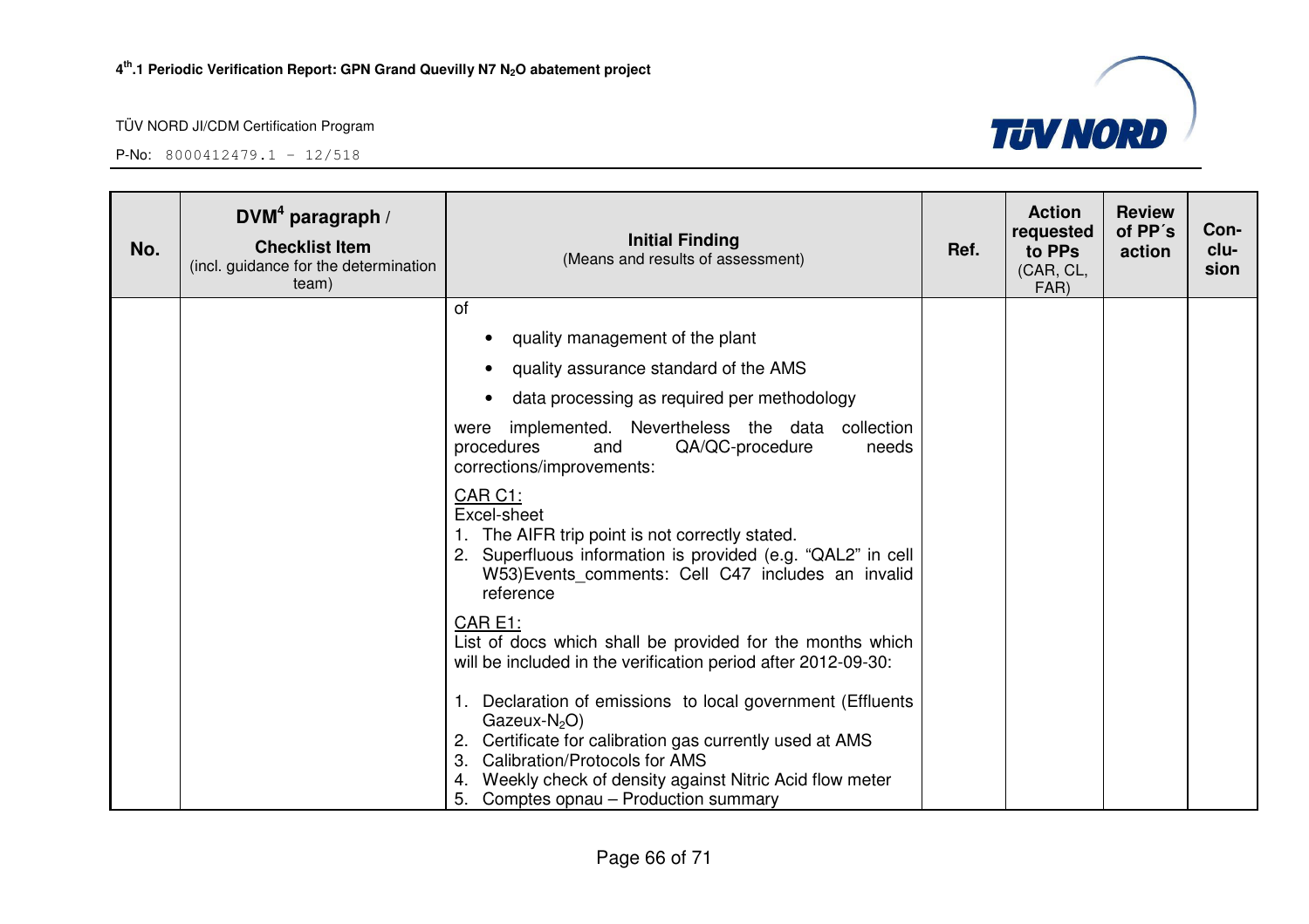| No. | DVM[4] paragraph / Checklist Item (incl. guidance for the determination team) | Initial Finding (Means and results of assessment) | Ref. | Action requested to PPs (CAR, CL, FAR) | Review of PP´s action | Con-clu-sion |
|---|---|---|---|---|---|---|
| | | of<br>• quality management of the plant<br>• quality assurance standard of the AMS<br>• data processing as required per methodology<br>were implemented. Nevertheless the data collection procedures and QA/QC-procedure needs corrections/improvements:<br><u>CAR C1:</u><br>Excel-sheet<br>1. The AIFR trip point is not correctly stated.<br>2. Superfluous information is provided (e.g. "QAL2" in cell W53)Events_comments: Cell C47 includes an invalid reference<br><u>CAR E1:</u><br>List of docs which shall be provided for the months which will be included in the verification period after 2012-09-30:<br>1. Declaration of emissions to local government (Effluents Gazeux-$N_2O$)<br>2. Certificate for calibration gas currently used at AMS<br>3. Calibration/Protocols for AMS<br>4. Weekly check of density against Nitric Acid flow meter<br>5. Comptes opnau – Production summary | | | | |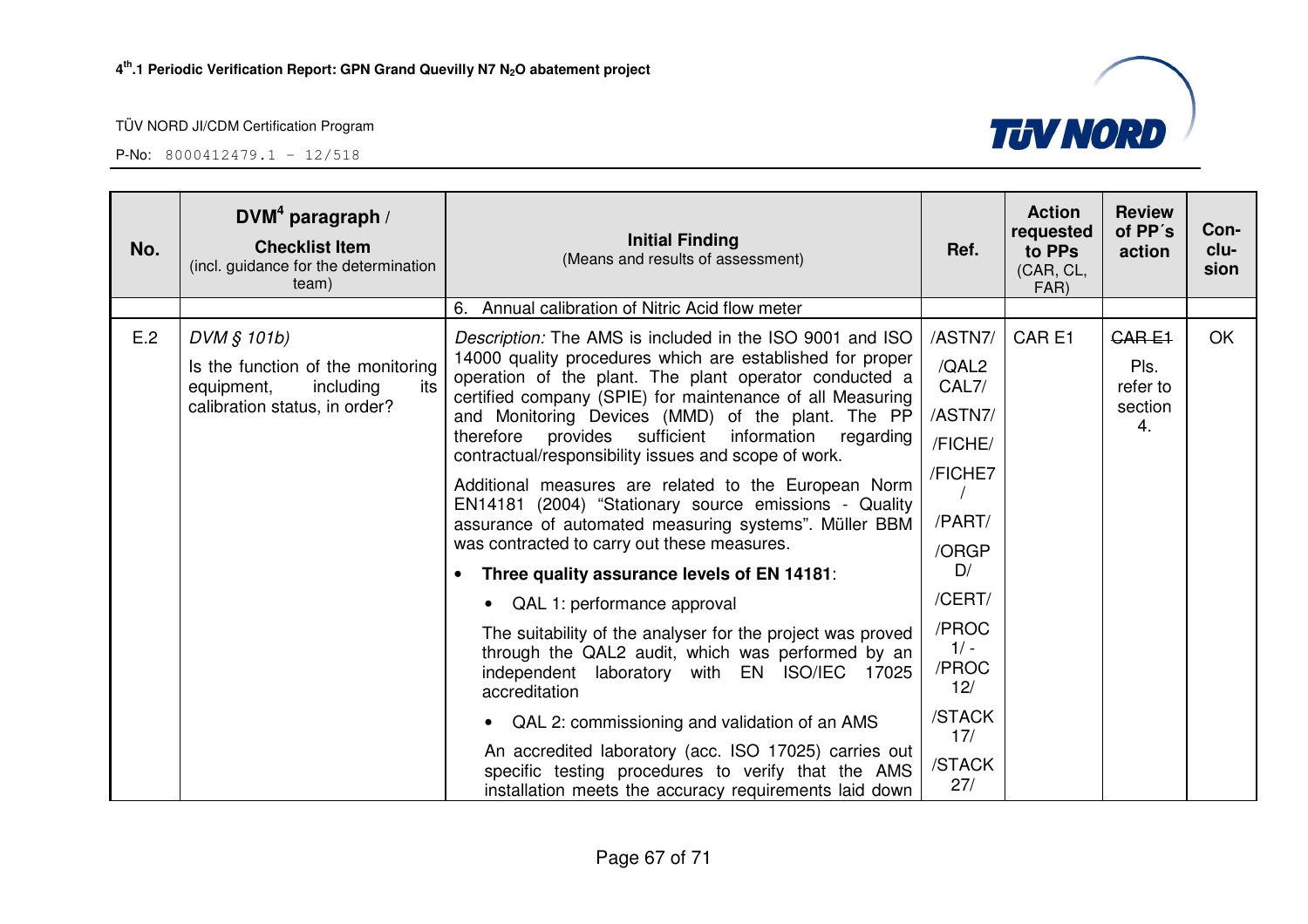| No. | DVM[4] paragraph / Checklist Item (incl. guidance for the determination team) | Initial Finding (Means and results of assessment) | Ref. | Action requested to PPs (CAR, CL, FAR) | Review of PP´s action | Con-clu-sion |
|---|---|---|---|---|---|---|
| | | 6. Annual calibration of Nitric Acid flow meter | | | | |
| E.2 | *DVM § 101b)* Is the function of the monitoring equipment, including its calibration status, in order? | *Description:* The AMS is included in the ISO 9001 and ISO 14000 quality procedures which are established for proper operation of the plant. The plant operator conducted a certified company (SPIE) for maintenance of all Measuring and Monitoring Devices (MMD) of the plant. The PP therefore provides sufficient information regarding contractual/responsibility issues and scope of work. Additional measures are related to the European Norm EN14181 (2004) "Stationary source emissions - Quality assurance of automated measuring systems". Müller BBM was contracted to carry out these measures. • **Three quality assurance levels of EN 14181**: • QAL 1: performance approval The suitability of the analyser for the project was proved through the QAL2 audit, which was performed by an independent laboratory with EN ISO/IEC 17025 accreditation • QAL 2: commissioning and validation of an AMS An accredited laboratory (acc. ISO 17025) carries out specific testing procedures to verify that the AMS installation meets the accuracy requirements laid down | /ASTN7/ /QAL2 CAL7/ /ASTN7/ /FICHE/ /FICHE7/ /PART/ /ORGPD/ /CERT/ /PROC 1/ - /PROC 12/ /STACK 17/ /STACK 27/ | CAR E1 | ~~CAR E1~~ Pls. refer to section 4. | OK |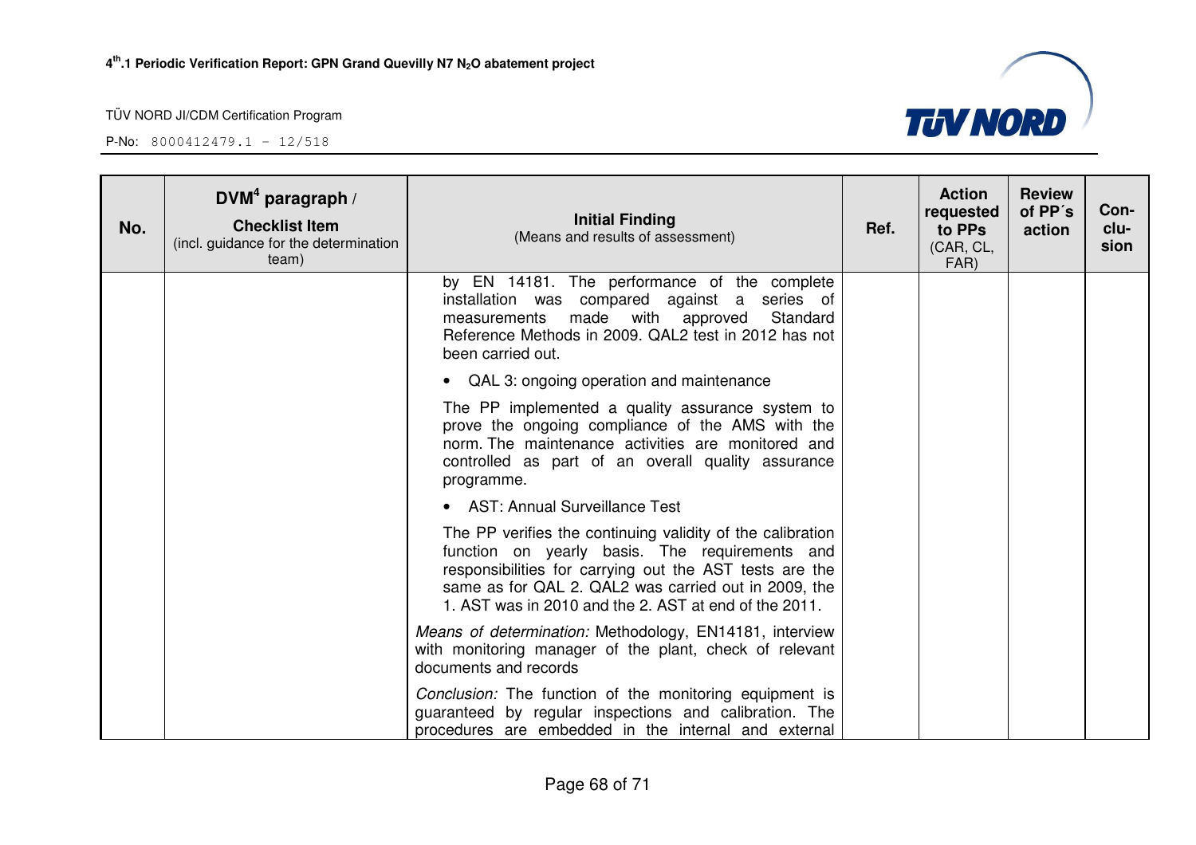| No. | DVM[4] paragraph / Checklist Item (incl. guidance for the determination team) | Initial Finding (Means and results of assessment) | Ref. | Action requested to PPs (CAR, CL, FAR) | Review of PP´s action | Con-clu-sion |
|---|---|---|---|---|---|---|
| | | by EN 14181. The performance of the complete installation was compared against a series of measurements made with approved Standard Reference Methods in 2009. QAL2 test in 2012 has not been carried out.<br><br>• QAL 3: ongoing operation and maintenance<br><br>The PP implemented a quality assurance system to prove the ongoing compliance of the AMS with the norm. The maintenance activities are monitored and controlled as part of an overall quality assurance programme.<br><br>• AST: Annual Surveillance Test<br><br>The PP verifies the continuing validity of the calibration function on yearly basis. The requirements and responsibilities for carrying out the AST tests are the same as for QAL 2. QAL2 was carried out in 2009, the 1. AST was in 2010 and the 2. AST at end of the 2011.<br><br>*Means of determination:* Methodology, EN14181, interview with monitoring manager of the plant, check of relevant documents and records<br><br>*Conclusion:* The function of the monitoring equipment is guaranteed by regular inspections and calibration. The procedures are embedded in the internal and external | | | | |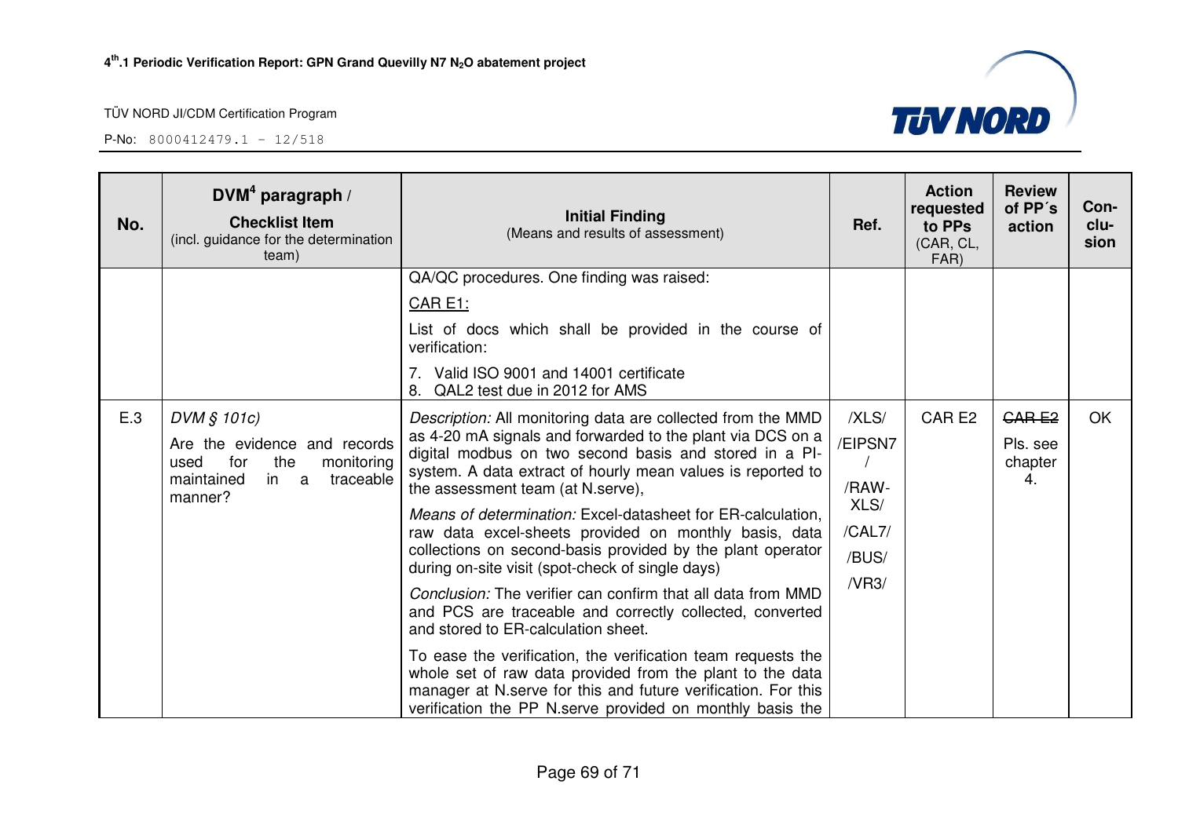| No. | DVM[4] paragraph / **Checklist Item** (incl. guidance for the determination team) | **Initial Finding** (Means and results of assessment) | Ref. | Action requested to PPs (CAR, CL, FAR) | Review of PP´s action | Con-clu-sion |
|---|---|---|---|---|---|---|
| | | QA/QC procedures. One finding was raised: <br> CAR E1: <br> List of docs which shall be provided in the course of verification: <br> 7. Valid ISO 9001 and 14001 certificate <br> 8. QAL2 test due in 2012 for AMS | | | | |
| E.3 | *DVM § 101c)* <br> Are the evidence and records used for the monitoring maintained in a traceable manner? | *Description:* All monitoring data are collected from the MMD as 4-20 mA signals and forwarded to the plant via DCS on a digital modbus on two second basis and stored in a PI-system. A data extract of hourly mean values is reported to the assessment team (at N.serve), <br> *Means of determination:* Excel-datasheet for ER-calculation, raw data excel-sheets provided on monthly basis, data collections on second-basis provided by the plant operator during on-site visit (spot-check of single days) <br> *Conclusion:* The verifier can confirm that all data from MMD and PCS are traceable and correctly collected, converted and stored to ER-calculation sheet. <br> To ease the verification, the verification team requests the whole set of raw data provided from the plant to the data manager at N.serve for this and future verification. For this verification the PP N.serve provided on monthly basis the | /XLS/ <br> /EIPSN7/ <br> /RAW-XLS/ <br> /CAL7/ <br> /BUS/ <br> /VR3/ | CAR E2 | ~~CAR E2~~ <br> Pls. see chapter 4. | OK |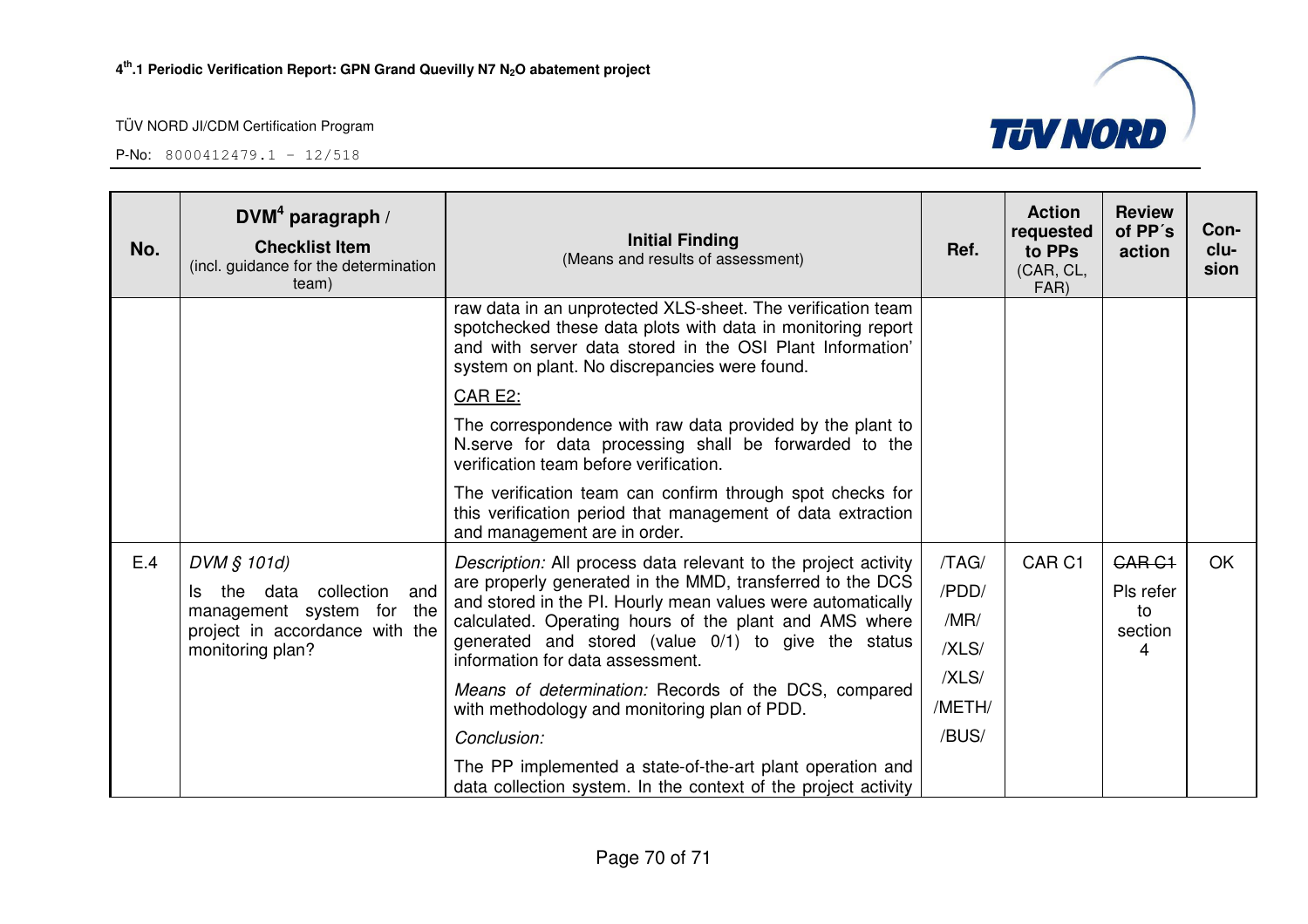| No. | DVM[4] paragraph / **Checklist Item** (incl. guidance for the determination team) | **Initial Finding** (Means and results of assessment) | **Ref.** | **Action requested to PPs** (CAR, CL, FAR) | **Review of PP´s action** | **Con-clu-sion** |
|---|---|---|---|---|---|---|
| | | raw data in an unprotected XLS-sheet. The verification team spotchecked these data plots with data in monitoring report and with server data stored in the OSI Plant Information' system on plant. No discrepancies were found.<br><br><u>CAR E2:</u><br><br>The correspondence with raw data provided by the plant to N.serve for data processing shall be forwarded to the verification team before verification.<br><br>The verification team can confirm through spot checks for this verification period that management of data extraction and management are in order. | | | | |
| E.4 | *DVM § 101d)*<br><br>Is the data collection and management system for the project in accordance with the monitoring plan? | *Description:* All process data relevant to the project activity are properly generated in the MMD, transferred to the DCS and stored in the PI. Hourly mean values were automatically calculated. Operating hours of the plant and AMS where generated and stored (value 0/1) to give the status information for data assessment.<br><br>*Means of determination:* Records of the DCS, compared with methodology and monitoring plan of PDD.<br><br>*Conclusion:*<br><br>The PP implemented a state-of-the-art plant operation and data collection system. In the context of the project activity | /TAG/<br>/PDD/<br>/MR/<br>/XLS/<br>/XLS/<br>/METH/<br>/BUS/ | CAR C1 | ~~CAR C1~~<br>Pls refer to section 4 | OK |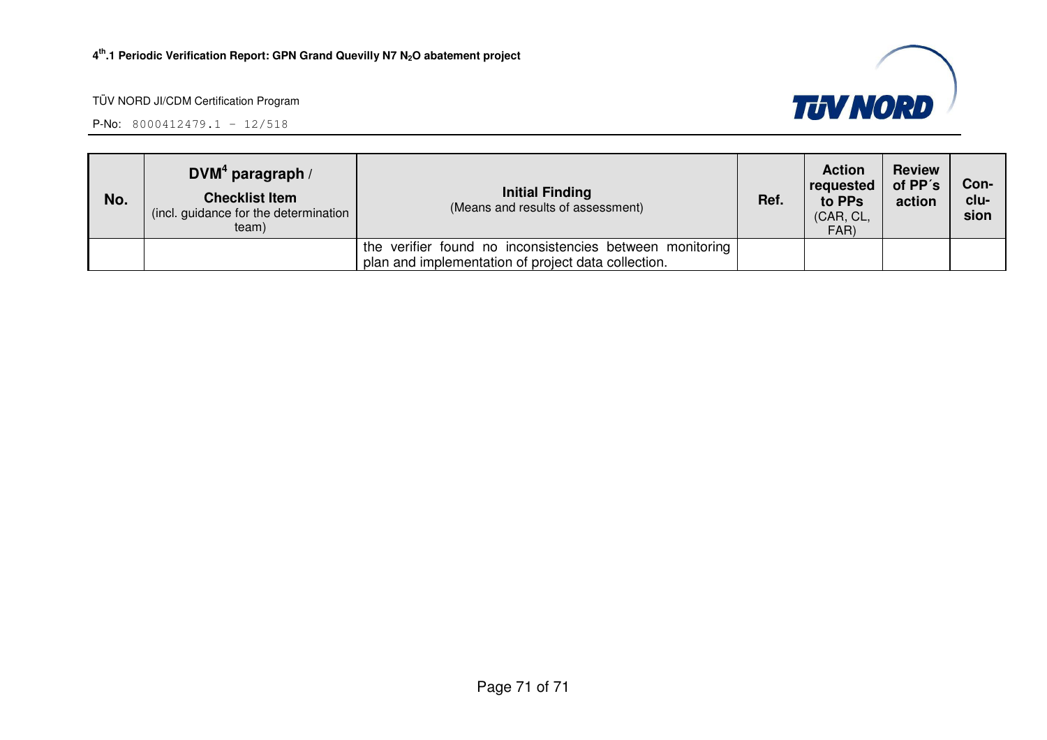| No. | DVM[4] paragraph / **Checklist Item** (incl. guidance for the determination team) | **Initial Finding** (Means and results of assessment) | Ref. | Action requested to PPs (CAR, CL, FAR) | Review of PP´s action | Con-clu-sion |
|---|---|---|---|---|---|---|
| | | the verifier found no inconsistencies between monitoring plan and implementation of project data collection. | | | | |